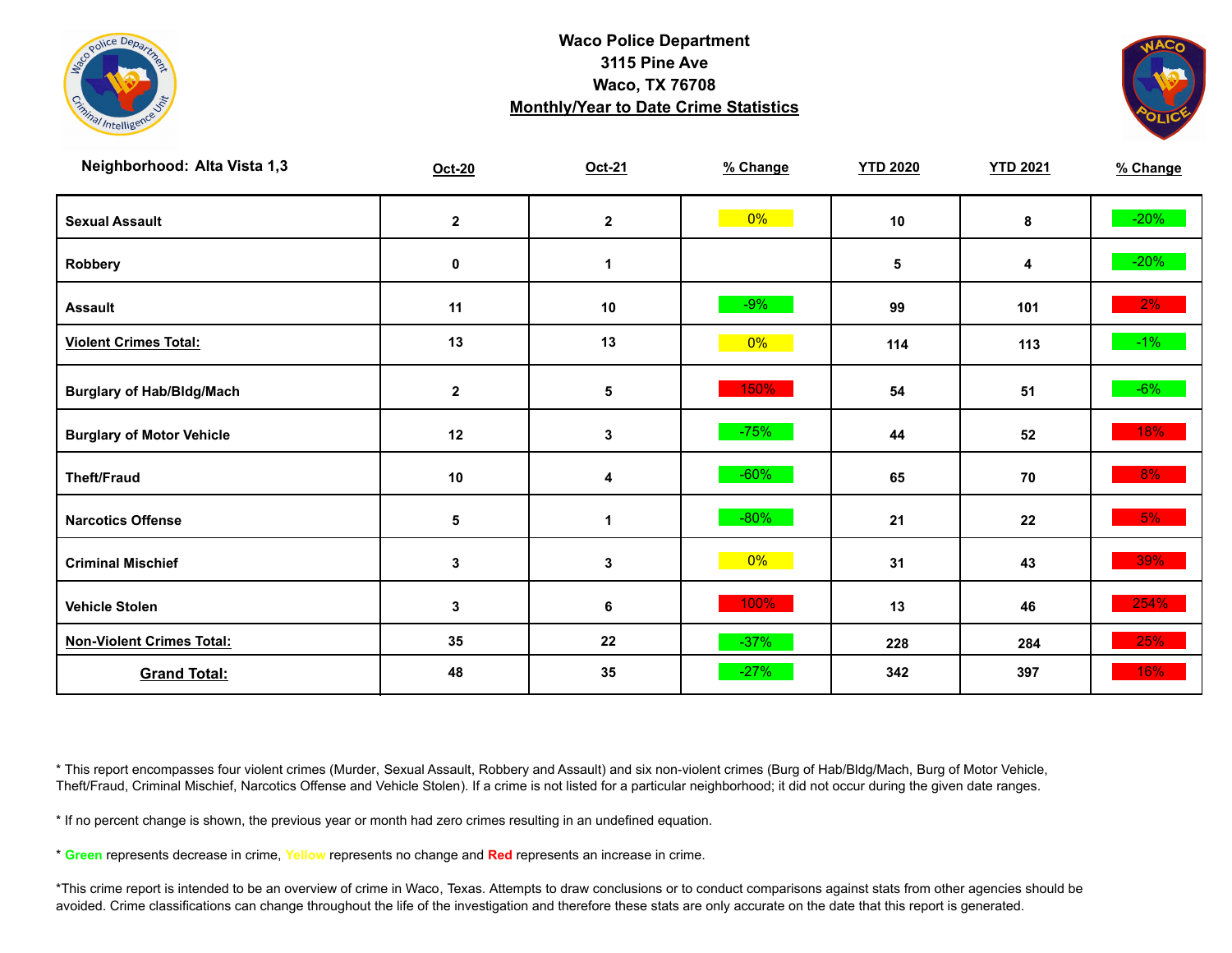# Waco Police Department
## 3115 Pine Ave
## Waco, TX 76708
## Monthly/Year to Date Crime Statistics

| Neighborhood: Alta Vista 1,3 | Oct-20 | Oct-21 | % Change | YTD 2020 | YTD 2021 | % Change |
|---|---|---|---|---|---|---|
| Sexual Assault | 2 | 2 | 0% | 10 | 8 | -20% |
| Robbery | 0 | 1 | | 5 | 4 | -20% |
| Assault | 11 | 10 | -9% | 99 | 101 | 2% |
| Violent Crimes Total: | 13 | 13 | 0% | 114 | 113 | -1% |
| Burglary of Hab/Bldg/Mach | 2 | 5 | 150% | 54 | 51 | -6% |
| Burglary of Motor Vehicle | 12 | 3 | -75% | 44 | 52 | 18% |
| Theft/Fraud | 10 | 4 | -60% | 65 | 70 | 8% |
| Narcotics Offense | 5 | 1 | -80% | 21 | 22 | 5% |
| Criminal Mischief | 3 | 3 | 0% | 31 | 43 | 39% |
| Vehicle Stolen | 3 | 6 | 100% | 13 | 46 | 254% |
| Non-Violent Crimes Total: | 35 | 22 | -37% | 228 | 284 | 25% |
| Grand Total: | 48 | 35 | -27% | 342 | 397 | 16% |

* This report encompasses four violent crimes (Murder, Sexual Assault, Robbery and Assault) and six non-violent crimes (Burg of Hab/Bldg/Mach, Burg of Motor Vehicle, Theft/Fraud, Criminal Mischief, Narcotics Offense and Vehicle Stolen). If a crime is not listed for a particular neighborhood; it did not occur during the given date ranges.

* If no percent change is shown, the previous year or month had zero crimes resulting in an undefined equation.

* Green represents decrease in crime, Yellow represents no change and Red represents an increase in crime.

*This crime report is intended to be an overview of crime in Waco, Texas. Attempts to draw conclusions or to conduct comparisons against stats from other agencies should be avoided. Crime classifications can change throughout the life of the investigation and therefore these stats are only accurate on the date that this report is generated.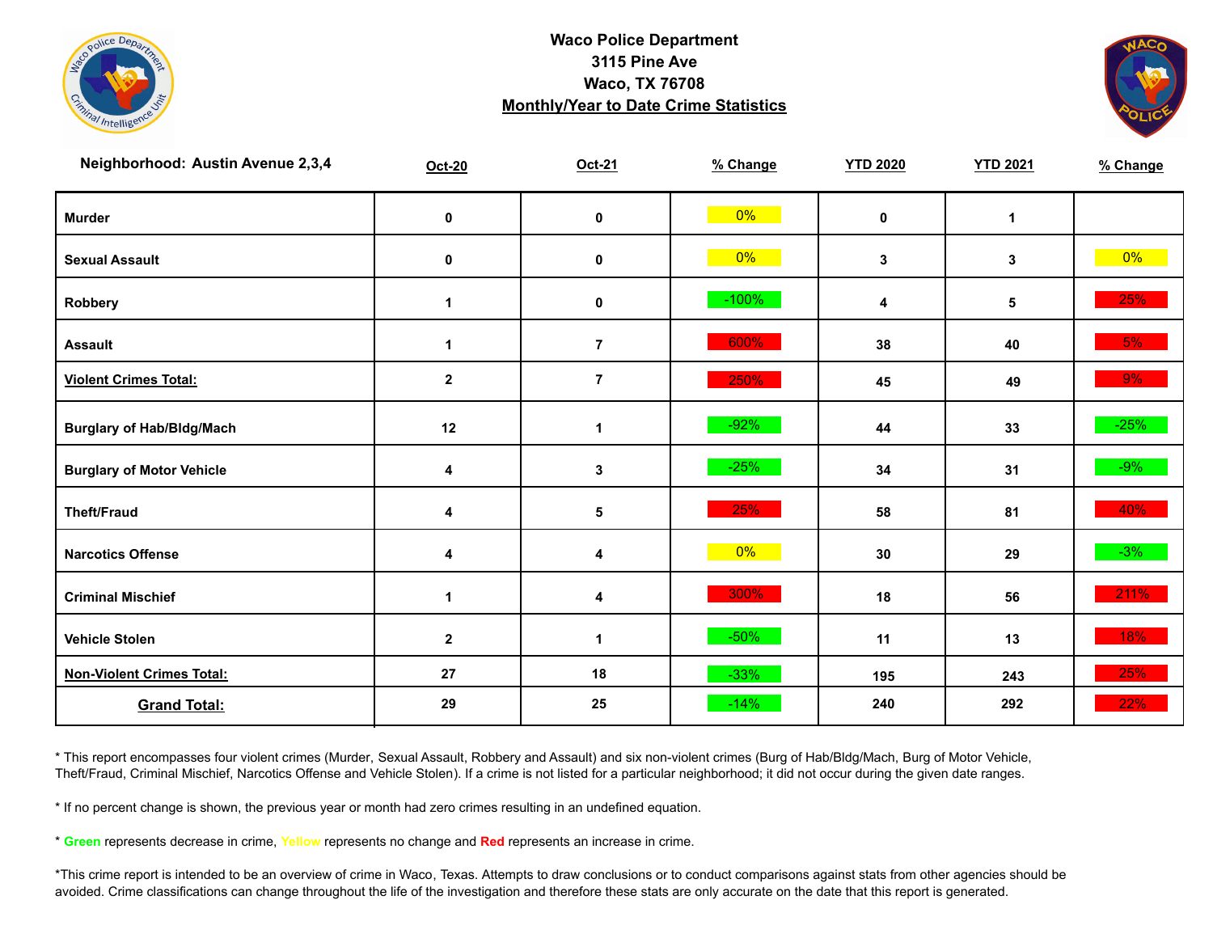# Waco Police Department
3115 Pine Ave
Waco, TX 76708
**Monthly/Year to Date Crime Statistics**

| Neighborhood: Austin Avenue 2,3,4 | Oct-20 | Oct-21 | % Change | YTD 2020 | YTD 2021 | % Change |
|---|---|---|---|---|---|---|
| Murder | 0 | 0 | 0% | 0 | 1 | |
| Sexual Assault | 0 | 0 | 0% | 3 | 3 | 0% |
| Robbery | 1 | 0 | -100% | 4 | 5 | 25% |
| Assault | 1 | 7 | 600% | 38 | 40 | 5% |
| **Violent Crimes Total:** | 2 | 7 | 250% | 45 | 49 | 9% |
| Burglary of Hab/Bldg/Mach | 12 | 1 | -92% | 44 | 33 | -25% |
| Burglary of Motor Vehicle | 4 | 3 | -25% | 34 | 31 | -9% |
| Theft/Fraud | 4 | 5 | 25% | 58 | 81 | 40% |
| Narcotics Offense | 4 | 4 | 0% | 30 | 29 | -3% |
| Criminal Mischief | 1 | 4 | 300% | 18 | 56 | 211% |
| Vehicle Stolen | 2 | 1 | -50% | 11 | 13 | 18% |
| **Non-Violent Crimes Total:** | 27 | 18 | -33% | 195 | 243 | 25% |
| **Grand Total:** | 29 | 25 | -14% | 240 | 292 | 22% |

* This report encompasses four violent crimes (Murder, Sexual Assault, Robbery and Assault) and six non-violent crimes (Burg of Hab/Bldg/Mach, Burg of Motor Vehicle, Theft/Fraud, Criminal Mischief, Narcotics Offense and Vehicle Stolen). If a crime is not listed for a particular neighborhood; it did not occur during the given date ranges.

* If no percent change is shown, the previous year or month had zero crimes resulting in an undefined equation.

* Green represents decrease in crime, Yellow represents no change and Red represents an increase in crime.

*This crime report is intended to be an overview of crime in Waco, Texas. Attempts to draw conclusions or to conduct comparisons against stats from other agencies should be avoided. Crime classifications can change throughout the life of the investigation and therefore these stats are only accurate on the date that this report is generated.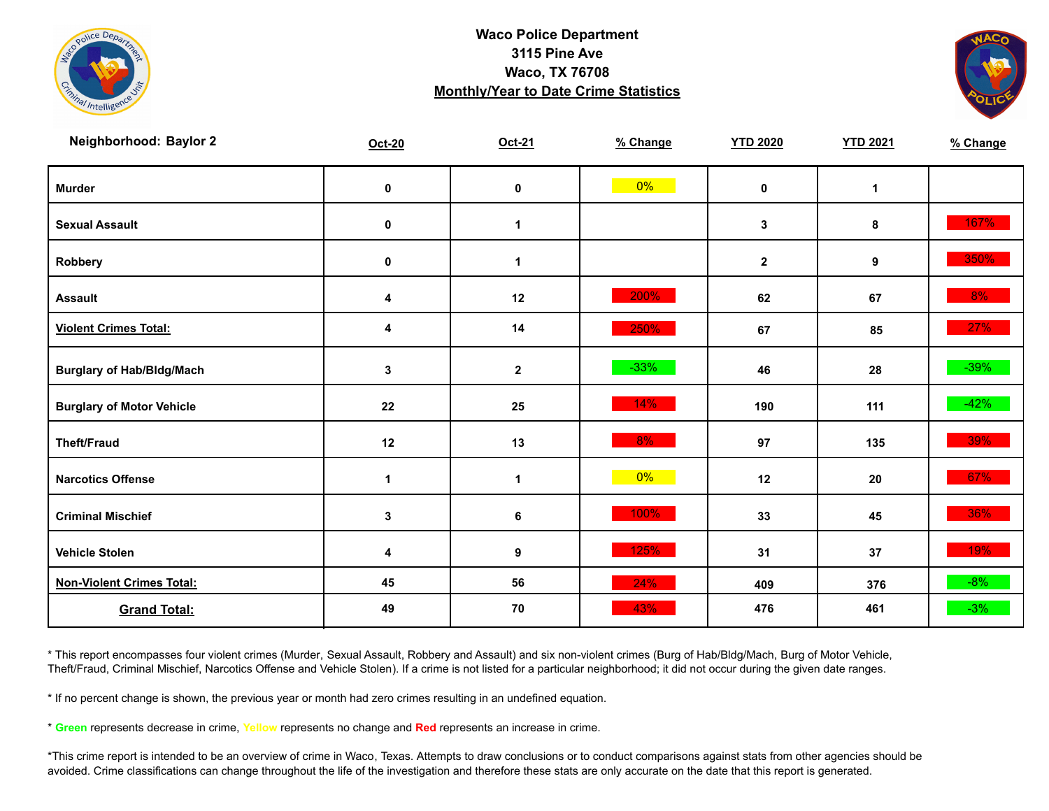# Waco Police Department
3115 Pine Ave
Waco, TX 76708
**Monthly/Year to Date Crime Statistics**

**Neighborhood: Baylor 2**

| | Oct-20 | Oct-21 | % Change | YTD 2020 | YTD 2021 | % Change |
|---|---|---|---|---|---|---|
| **Murder** | 0 | 0 | 0% | 0 | 1 | |
| **Sexual Assault** | 0 | 1 | | 3 | 8 | 167% |
| **Robbery** | 0 | 1 | | 2 | 9 | 350% |
| **Assault** | 4 | 12 | 200% | 62 | 67 | 8% |
| **Violent Crimes Total:** | 4 | 14 | 250% | 67 | 85 | 27% |
| **Burglary of Hab/Bldg/Mach** | 3 | 2 | -33% | 46 | 28 | -39% |
| **Burglary of Motor Vehicle** | 22 | 25 | 14% | 190 | 111 | -42% |
| **Theft/Fraud** | 12 | 13 | 8% | 97 | 135 | 39% |
| **Narcotics Offense** | 1 | 1 | 0% | 12 | 20 | 67% |
| **Criminal Mischief** | 3 | 6 | 100% | 33 | 45 | 36% |
| **Vehicle Stolen** | 4 | 9 | 125% | 31 | 37 | 19% |
| **Non-Violent Crimes Total:** | 45 | 56 | 24% | 409 | 376 | -8% |
| **Grand Total:** | 49 | 70 | 43% | 476 | 461 | -3% |

* This report encompasses four violent crimes (Murder, Sexual Assault, Robbery and Assault) and six non-violent crimes (Burg of Hab/Bldg/Mach, Burg of Motor Vehicle, Theft/Fraud, Criminal Mischief, Narcotics Offense and Vehicle Stolen). If a crime is not listed for a particular neighborhood; it did not occur during the given date ranges.

* If no percent change is shown, the previous year or month had zero crimes resulting in an undefined equation.

* **Green** represents decrease in crime, Yellow represents no change and **Red** represents an increase in crime.

*This crime report is intended to be an overview of crime in Waco, Texas. Attempts to draw conclusions or to conduct comparisons against stats from other agencies should be avoided. Crime classifications can change throughout the life of the investigation and therefore these stats are only accurate on the date that this report is generated.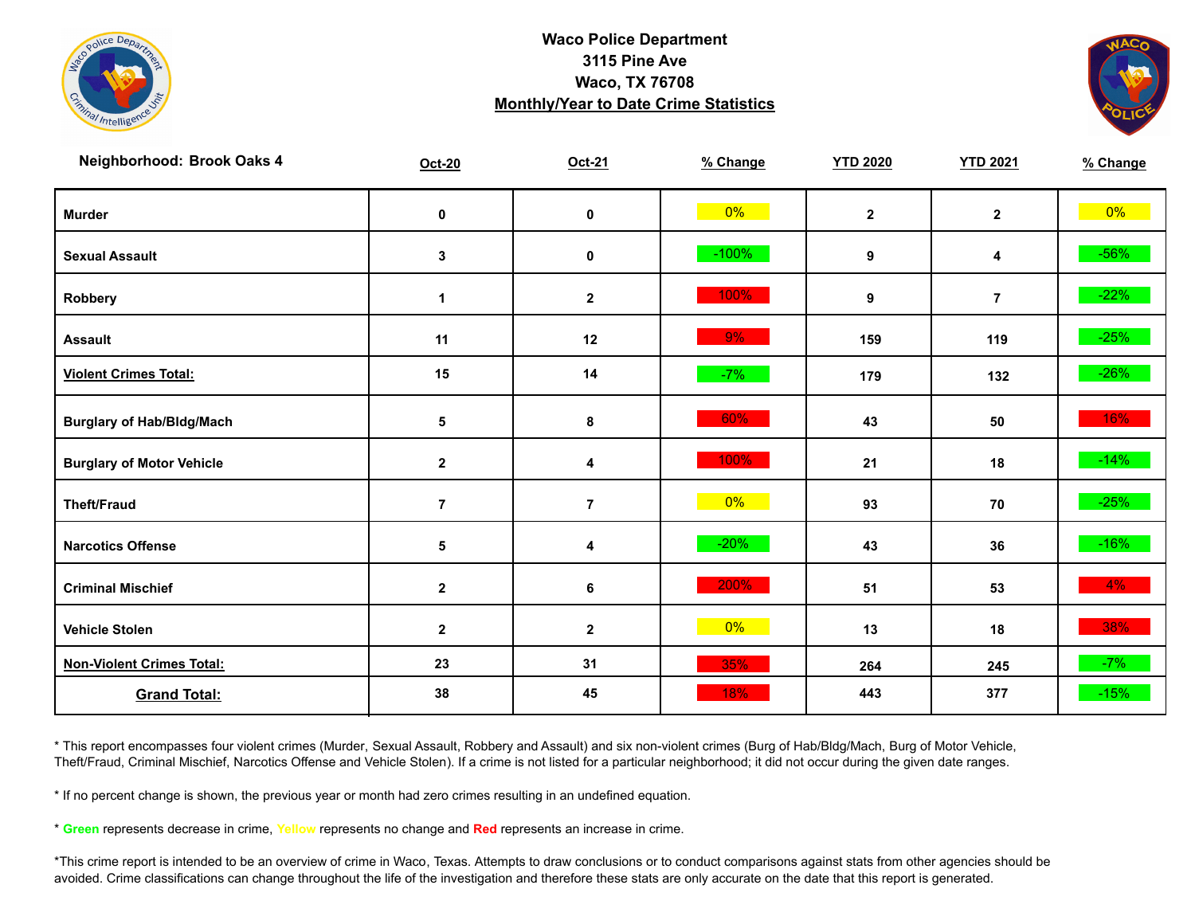**Waco Police Department**
**3115 Pine Ave**
**Waco, TX 76708**
**Monthly/Year to Date Crime Statistics**

| Neighborhood: Brook Oaks 4 | Oct-20 | Oct-21 | % Change | YTD 2020 | YTD 2021 | % Change |
|---|---|---|---|---|---|---|
| Murder | 0 | 0 | 0% | 2 | 2 | 0% |
| Sexual Assault | 3 | 0 | -100% | 9 | 4 | -56% |
| Robbery | 1 | 2 | 100% | 9 | 7 | -22% |
| Assault | 11 | 12 | 9% | 159 | 119 | -25% |
| **Violent Crimes Total:** | 15 | 14 | -7% | 179 | 132 | -26% |
| Burglary of Hab/Bldg/Mach | 5 | 8 | 60% | 43 | 50 | 16% |
| Burglary of Motor Vehicle | 2 | 4 | 100% | 21 | 18 | -14% |
| Theft/Fraud | 7 | 7 | 0% | 93 | 70 | -25% |
| Narcotics Offense | 5 | 4 | -20% | 43 | 36 | -16% |
| Criminal Mischief | 2 | 6 | 200% | 51 | 53 | 4% |
| Vehicle Stolen | 2 | 2 | 0% | 13 | 18 | 38% |
| **Non-Violent Crimes Total:** | 23 | 31 | 35% | 264 | 245 | -7% |
| **Grand Total:** | 38 | 45 | 18% | 443 | 377 | -15% |

* This report encompasses four violent crimes (Murder, Sexual Assault, Robbery and Assault) and six non-violent crimes (Burg of Hab/Bldg/Mach, Burg of Motor Vehicle, Theft/Fraud, Criminal Mischief, Narcotics Offense and Vehicle Stolen). If a crime is not listed for a particular neighborhood; it did not occur during the given date ranges.

* If no percent change is shown, the previous year or month had zero crimes resulting in an undefined equation.

* **Green** represents decrease in crime, **Yellow** represents no change and **Red** represents an increase in crime.

*This crime report is intended to be an overview of crime in Waco, Texas. Attempts to draw conclusions or to conduct comparisons against stats from other agencies should be avoided. Crime classifications can change throughout the life of the investigation and therefore these stats are only accurate on the date that this report is generated.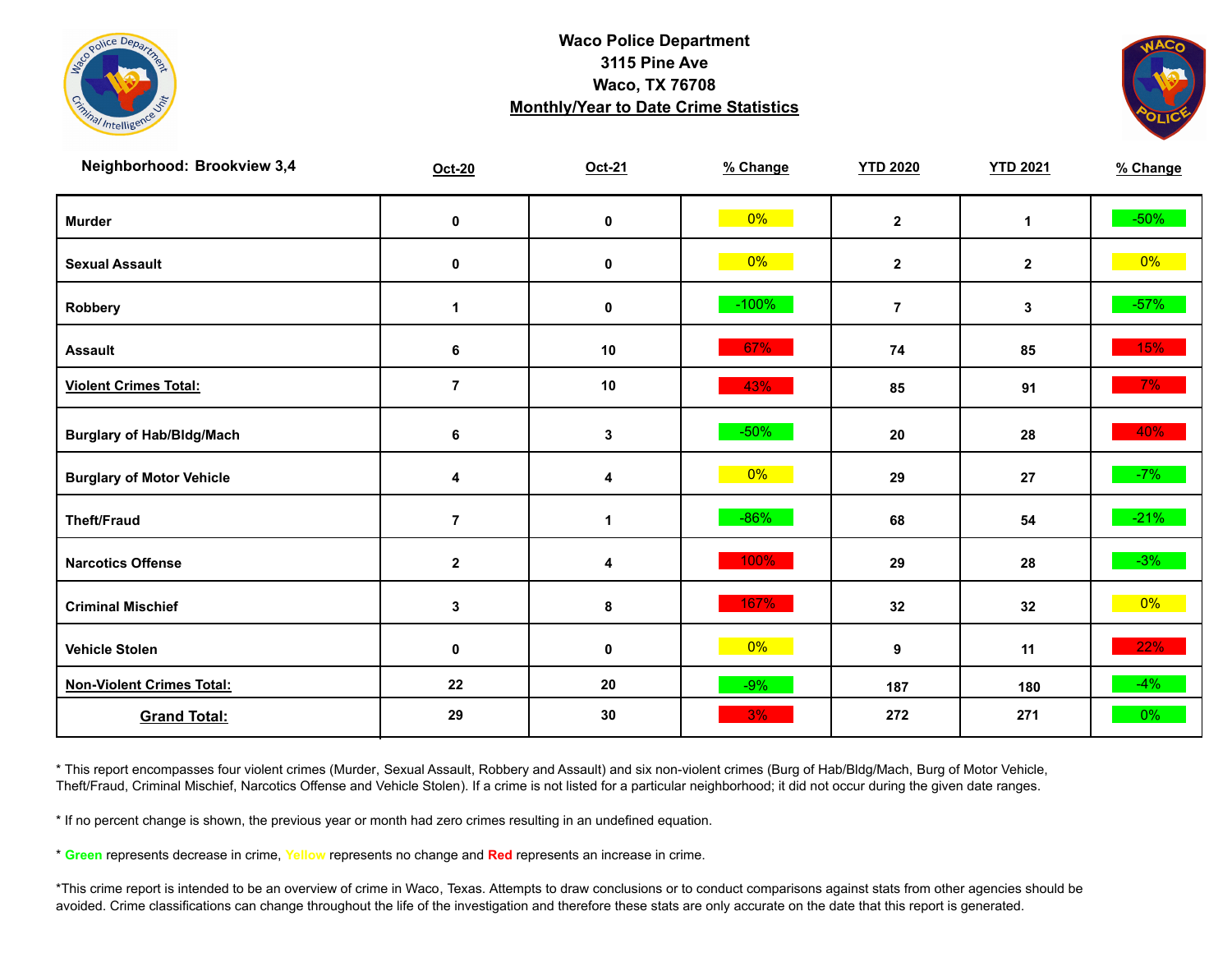# Waco Police Department
## 3115 Pine Ave
## Waco, TX 76708
## Monthly/Year to Date Crime Statistics

| Neighborhood: Brookview 3,4 | Oct-20 | Oct-21 | % Change | YTD 2020 | YTD 2021 | % Change |
|---|---|---|---|---|---|---|
| Murder | 0 | 0 | 0% | 2 | 1 | -50% |
| Sexual Assault | 0 | 0 | 0% | 2 | 2 | 0% |
| Robbery | 1 | 0 | -100% | 7 | 3 | -57% |
| Assault | 6 | 10 | 67% | 74 | 85 | 15% |
| Violent Crimes Total: | 7 | 10 | 43% | 85 | 91 | 7% |
| Burglary of Hab/Bldg/Mach | 6 | 3 | -50% | 20 | 28 | 40% |
| Burglary of Motor Vehicle | 4 | 4 | 0% | 29 | 27 | -7% |
| Theft/Fraud | 7 | 1 | -86% | 68 | 54 | -21% |
| Narcotics Offense | 2 | 4 | 100% | 29 | 28 | -3% |
| Criminal Mischief | 3 | 8 | 167% | 32 | 32 | 0% |
| Vehicle Stolen | 0 | 0 | 0% | 9 | 11 | 22% |
| Non-Violent Crimes Total: | 22 | 20 | -9% | 187 | 180 | -4% |
| Grand Total: | 29 | 30 | 3% | 272 | 271 | 0% |

* This report encompasses four violent crimes (Murder, Sexual Assault, Robbery and Assault) and six non-violent crimes (Burg of Hab/Bldg/Mach, Burg of Motor Vehicle, Theft/Fraud, Criminal Mischief, Narcotics Offense and Vehicle Stolen). If a crime is not listed for a particular neighborhood; it did not occur during the given date ranges.

* If no percent change is shown, the previous year or month had zero crimes resulting in an undefined equation.

* Green represents decrease in crime, Yellow represents no change and Red represents an increase in crime.

*This crime report is intended to be an overview of crime in Waco, Texas. Attempts to draw conclusions or to conduct comparisons against stats from other agencies should be avoided. Crime classifications can change throughout the life of the investigation and therefore these stats are only accurate on the date that this report is generated.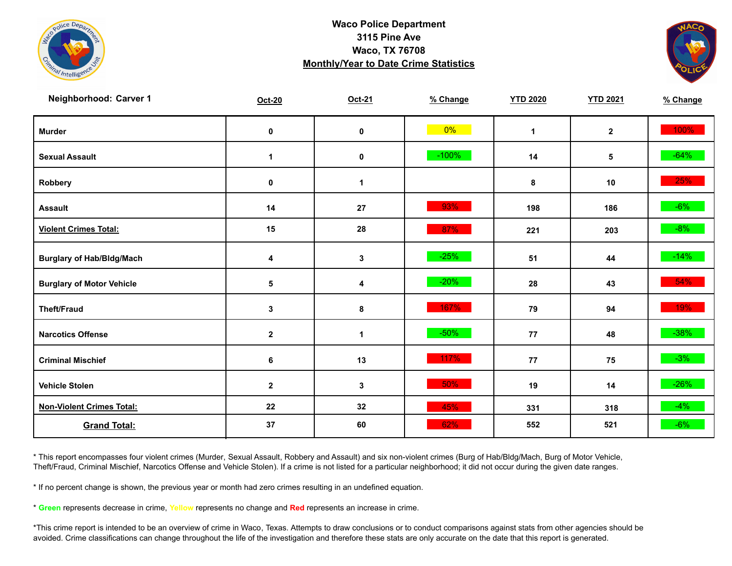**Waco Police Department**
**3115 Pine Ave**
**Waco, TX 76708**
**Monthly/Year to Date Crime Statistics**

**Neighborhood: Carver 1**

| | Oct-20 | Oct-21 | % Change | YTD 2020 | YTD 2021 | % Change |
|---|---|---|---|---|---|---|
| **Murder** | 0 | 0 | 0% | 1 | 2 | 100% |
| **Sexual Assault** | 1 | 0 | -100% | 14 | 5 | -64% |
| **Robbery** | 0 | 1 | | 8 | 10 | 25% |
| **Assault** | 14 | 27 | 93% | 198 | 186 | -6% |
| **Violent Crimes Total:** | 15 | 28 | 87% | 221 | 203 | -8% |
| **Burglary of Hab/Bldg/Mach** | 4 | 3 | -25% | 51 | 44 | -14% |
| **Burglary of Motor Vehicle** | 5 | 4 | -20% | 28 | 43 | 54% |
| **Theft/Fraud** | 3 | 8 | 167% | 79 | 94 | 19% |
| **Narcotics Offense** | 2 | 1 | -50% | 77 | 48 | -38% |
| **Criminal Mischief** | 6 | 13 | 117% | 77 | 75 | -3% |
| **Vehicle Stolen** | 2 | 3 | 50% | 19 | 14 | -26% |
| **Non-Violent Crimes Total:** | 22 | 32 | 45% | 331 | 318 | -4% |
| **Grand Total:** | 37 | 60 | 62% | 552 | 521 | -6% |

* This report encompasses four violent crimes (Murder, Sexual Assault, Robbery and Assault) and six non-violent crimes (Burg of Hab/Bldg/Mach, Burg of Motor Vehicle, Theft/Fraud, Criminal Mischief, Narcotics Offense and Vehicle Stolen). If a crime is not listed for a particular neighborhood; it did not occur during the given date ranges.

* If no percent change is shown, the previous year or month had zero crimes resulting in an undefined equation.

* **Green** represents decrease in crime, Yellow represents no change and **Red** represents an increase in crime.

*This crime report is intended to be an overview of crime in Waco, Texas. Attempts to draw conclusions or to conduct comparisons against stats from other agencies should be avoided. Crime classifications can change throughout the life of the investigation and therefore these stats are only accurate on the date that this report is generated.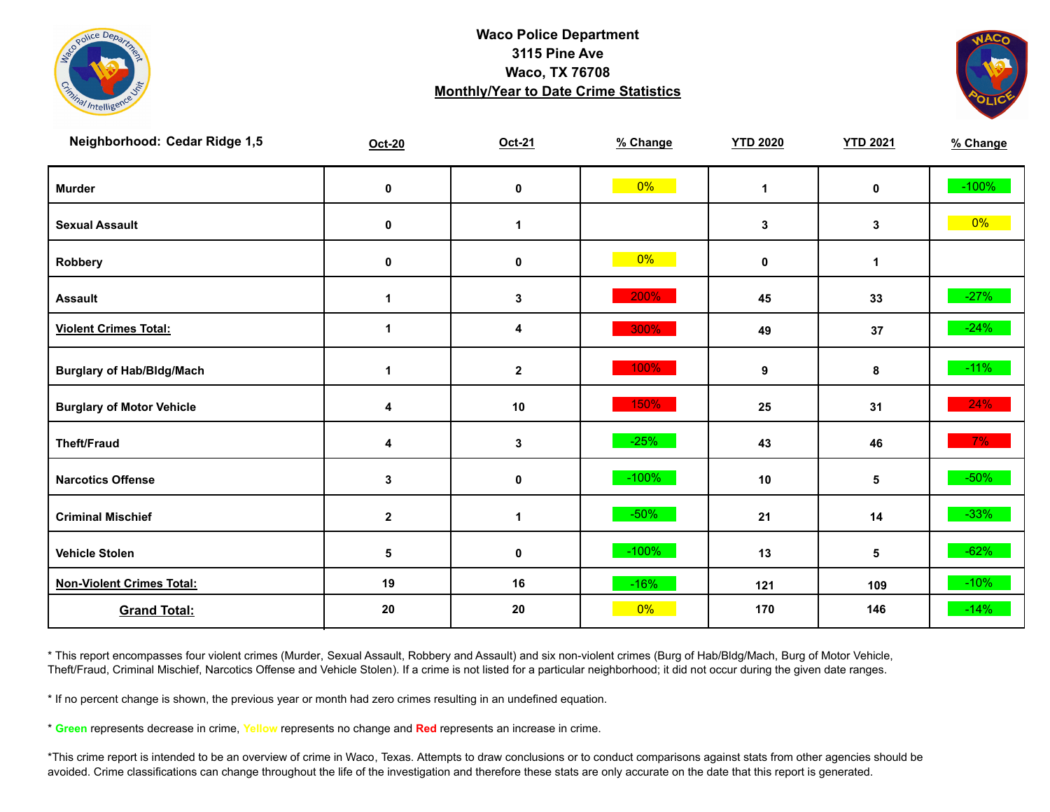# Waco Police Department
3115 Pine Ave
Waco, TX 76708
**Monthly/Year to Date Crime Statistics**

| Neighborhood: Cedar Ridge 1,5 | Oct-20 | Oct-21 | % Change | YTD 2020 | YTD 2021 | % Change |
|---|---|---|---|---|---|---|
| Murder | 0 | 0 | 0% | 1 | 0 | -100% |
| Sexual Assault | 0 | 1 | | 3 | 3 | 0% |
| Robbery | 0 | 0 | 0% | 0 | 1 | |
| Assault | 1 | 3 | 200% | 45 | 33 | -27% |
| **Violent Crimes Total:** | 1 | 4 | 300% | 49 | 37 | -24% |
| Burglary of Hab/Bldg/Mach | 1 | 2 | 100% | 9 | 8 | -11% |
| Burglary of Motor Vehicle | 4 | 10 | 150% | 25 | 31 | 24% |
| Theft/Fraud | 4 | 3 | -25% | 43 | 46 | 7% |
| Narcotics Offense | 3 | 0 | -100% | 10 | 5 | -50% |
| Criminal Mischief | 2 | 1 | -50% | 21 | 14 | -33% |
| Vehicle Stolen | 5 | 0 | -100% | 13 | 5 | -62% |
| **Non-Violent Crimes Total:** | 19 | 16 | -16% | 121 | 109 | -10% |
| **Grand Total:** | 20 | 20 | 0% | 170 | 146 | -14% |

* This report encompasses four violent crimes (Murder, Sexual Assault, Robbery and Assault) and six non-violent crimes (Burg of Hab/Bldg/Mach, Burg of Motor Vehicle, Theft/Fraud, Criminal Mischief, Narcotics Offense and Vehicle Stolen). If a crime is not listed for a particular neighborhood; it did not occur during the given date ranges.

* If no percent change is shown, the previous year or month had zero crimes resulting in an undefined equation.

* Green represents decrease in crime, Yellow represents no change and Red represents an increase in crime.

*This crime report is intended to be an overview of crime in Waco, Texas. Attempts to draw conclusions or to conduct comparisons against stats from other agencies should be avoided. Crime classifications can change throughout the life of the investigation and therefore these stats are only accurate on the date that this report is generated.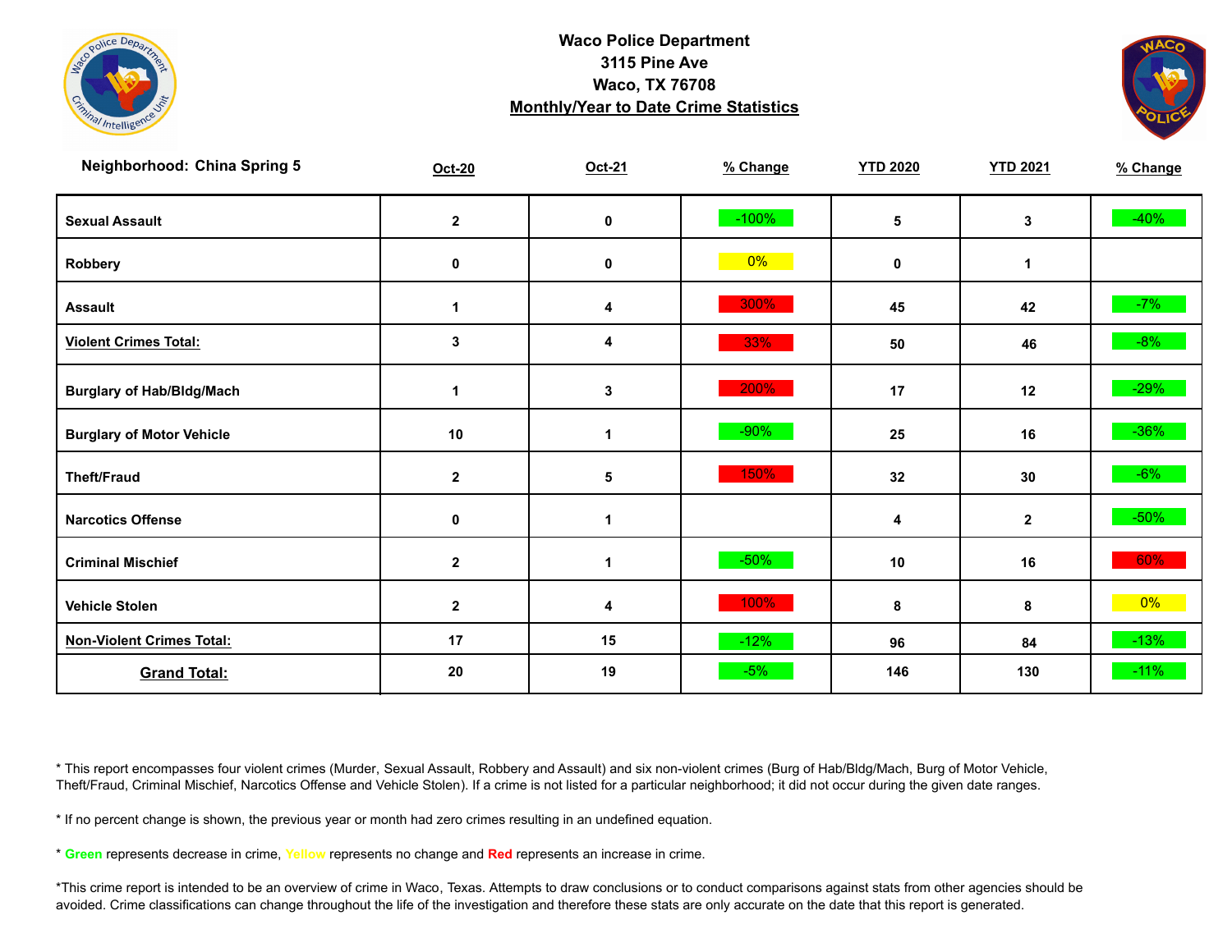**Waco Police Department**
**3115 Pine Ave**
**Waco, TX 76708**
**Monthly/Year to Date Crime Statistics**

| Neighborhood: China Spring 5 | Oct-20 | Oct-21 | % Change | YTD 2020 | YTD 2021 | % Change |
|---|---|---|---|---|---|---|
| Sexual Assault | 2 | 0 | -100% | 5 | 3 | -40% |
| Robbery | 0 | 0 | 0% | 0 | 1 | |
| Assault | 1 | 4 | 300% | 45 | 42 | -7% |
| Violent Crimes Total: | 3 | 4 | 33% | 50 | 46 | -8% |
| Burglary of Hab/Bldg/Mach | 1 | 3 | 200% | 17 | 12 | -29% |
| Burglary of Motor Vehicle | 10 | 1 | -90% | 25 | 16 | -36% |
| Theft/Fraud | 2 | 5 | 150% | 32 | 30 | -6% |
| Narcotics Offense | 0 | 1 | | 4 | 2 | -50% |
| Criminal Mischief | 2 | 1 | -50% | 10 | 16 | 60% |
| Vehicle Stolen | 2 | 4 | 100% | 8 | 8 | 0% |
| Non-Violent Crimes Total: | 17 | 15 | -12% | 96 | 84 | -13% |
| Grand Total: | 20 | 19 | -5% | 146 | 130 | -11% |

* This report encompasses four violent crimes (Murder, Sexual Assault, Robbery and Assault) and six non-violent crimes (Burg of Hab/Bldg/Mach, Burg of Motor Vehicle, Theft/Fraud, Criminal Mischief, Narcotics Offense and Vehicle Stolen). If a crime is not listed for a particular neighborhood; it did not occur during the given date ranges.

* If no percent change is shown, the previous year or month had zero crimes resulting in an undefined equation.

* **Green** represents decrease in crime, **Yellow** represents no change and **Red** represents an increase in crime.

*This crime report is intended to be an overview of crime in Waco, Texas. Attempts to draw conclusions or to conduct comparisons against stats from other agencies should be avoided. Crime classifications can change throughout the life of the investigation and therefore these stats are only accurate on the date that this report is generated.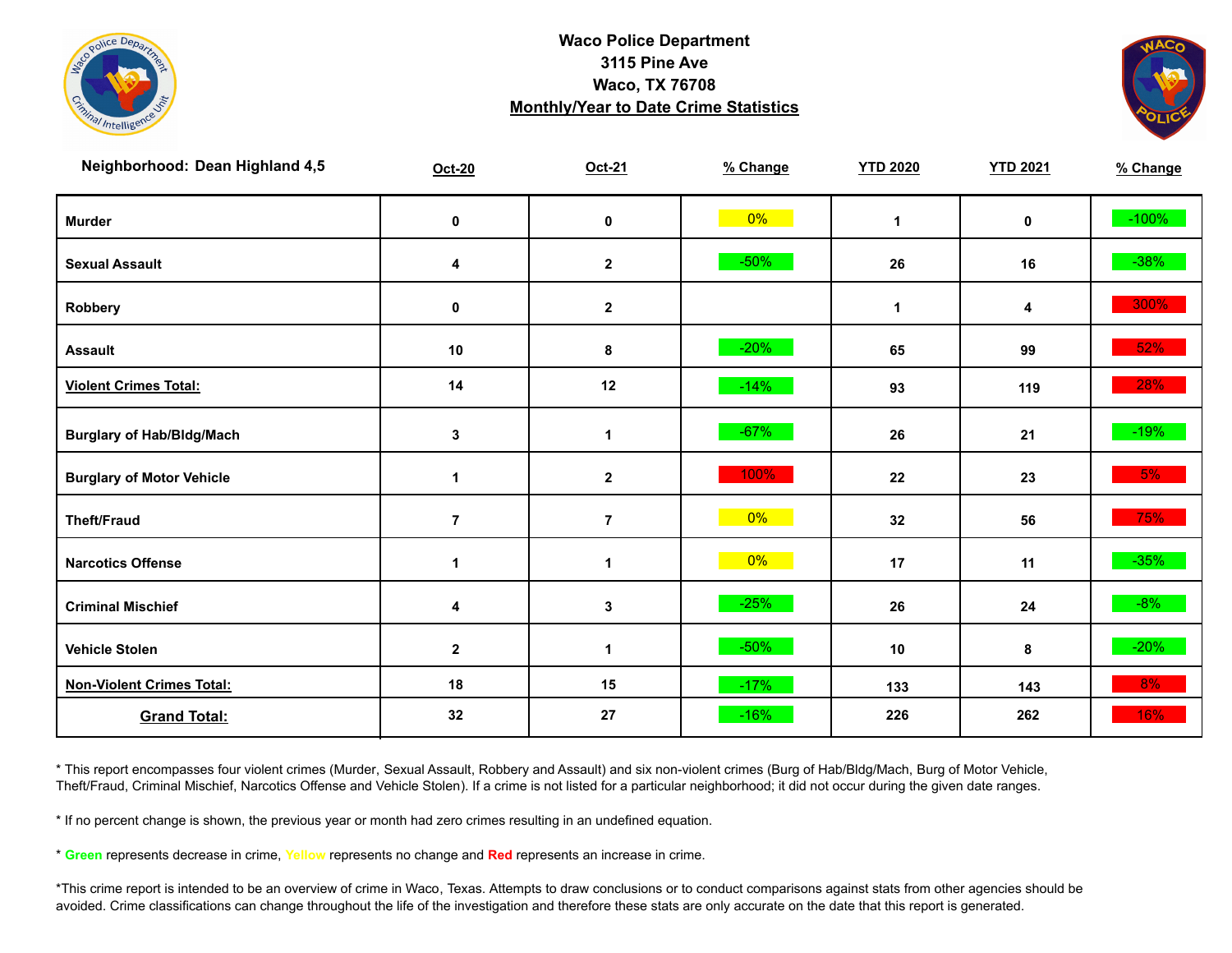# Waco Police Department

3115 Pine Ave

Waco, TX 76708

**Monthly/Year to Date Crime Statistics**

| Neighborhood: Dean Highland 4,5 | Oct-20 | Oct-21 | % Change | YTD 2020 | YTD 2021 | % Change |
|---|---|---|---|---|---|---|
| Murder | 0 | 0 | 0% | 1 | 0 | -100% |
| Sexual Assault | 4 | 2 | -50% | 26 | 16 | -38% |
| Robbery | 0 | 2 | | 1 | 4 | 300% |
| Assault | 10 | 8 | -20% | 65 | 99 | 52% |
| **Violent Crimes Total:** | 14 | 12 | -14% | 93 | 119 | 28% |
| Burglary of Hab/Bldg/Mach | 3 | 1 | -67% | 26 | 21 | -19% |
| Burglary of Motor Vehicle | 1 | 2 | 100% | 22 | 23 | 5% |
| Theft/Fraud | 7 | 7 | 0% | 32 | 56 | 75% |
| Narcotics Offense | 1 | 1 | 0% | 17 | 11 | -35% |
| Criminal Mischief | 4 | 3 | -25% | 26 | 24 | -8% |
| Vehicle Stolen | 2 | 1 | -50% | 10 | 8 | -20% |
| **Non-Violent Crimes Total:** | 18 | 15 | -17% | 133 | 143 | 8% |
| **Grand Total:** | 32 | 27 | -16% | 226 | 262 | 16% |

* This report encompasses four violent crimes (Murder, Sexual Assault, Robbery and Assault) and six non-violent crimes (Burg of Hab/Bldg/Mach, Burg of Motor Vehicle, Theft/Fraud, Criminal Mischief, Narcotics Offense and Vehicle Stolen). If a crime is not listed for a particular neighborhood; it did not occur during the given date ranges.

* If no percent change is shown, the previous year or month had zero crimes resulting in an undefined equation.

* **Green** represents decrease in crime, **Yellow** represents no change and **Red** represents an increase in crime.

*This crime report is intended to be an overview of crime in Waco, Texas. Attempts to draw conclusions or to conduct comparisons against stats from other agencies should be avoided. Crime classifications can change throughout the life of the investigation and therefore these stats are only accurate on the date that this report is generated.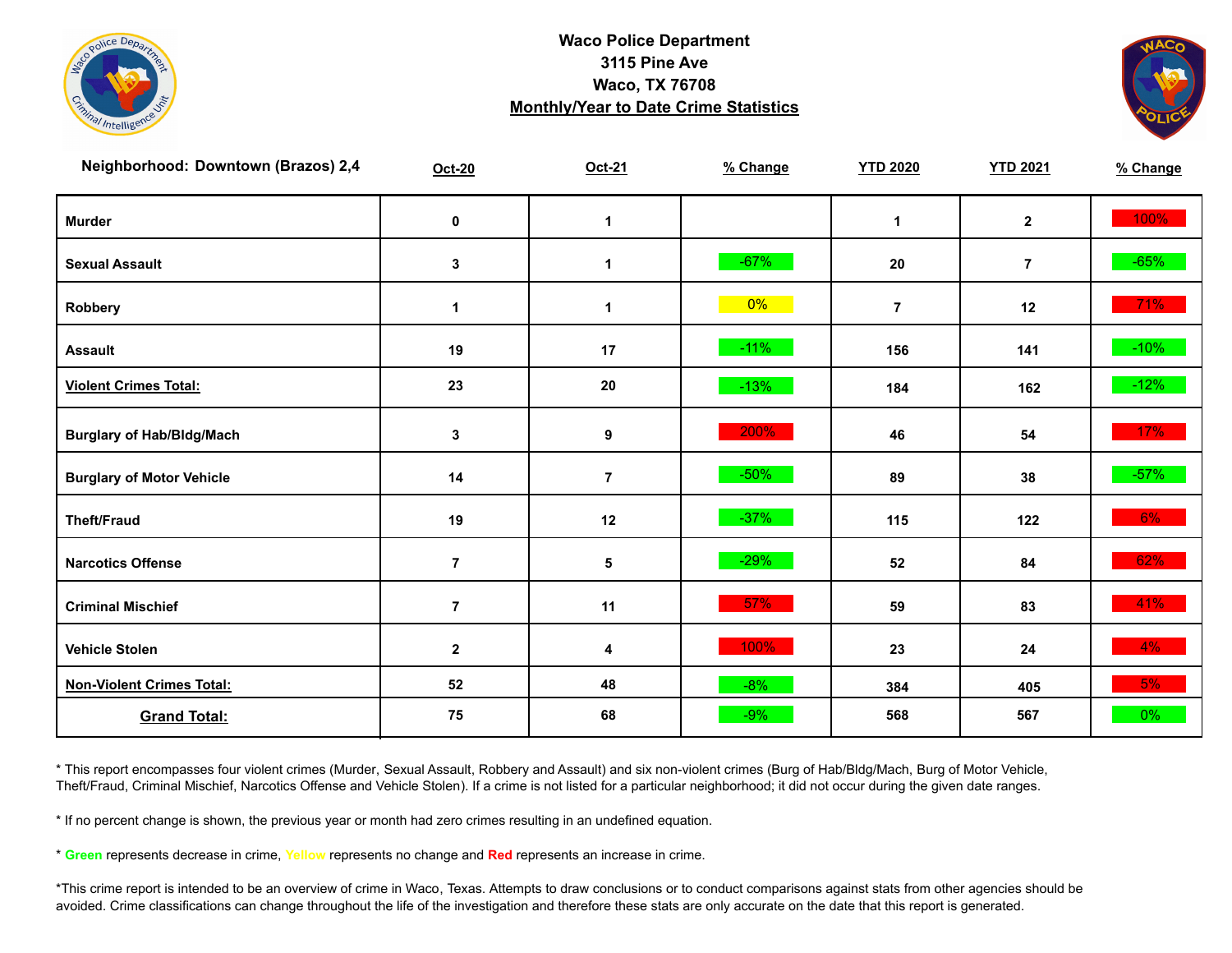**Waco Police Department**
**3115 Pine Ave**
**Waco, TX 76708**
**Monthly/Year to Date Crime Statistics**

| Neighborhood: Downtown (Brazos) 2,4 | Oct-20 | Oct-21 | % Change | YTD 2020 | YTD 2021 | % Change |
|---|---|---|---|---|---|---|
| Murder | 0 | 1 | | 1 | 2 | 100% |
| Sexual Assault | 3 | 1 | -67% | 20 | 7 | -65% |
| Robbery | 1 | 1 | 0% | 7 | 12 | 71% |
| Assault | 19 | 17 | -11% | 156 | 141 | -10% |
| Violent Crimes Total: | 23 | 20 | -13% | 184 | 162 | -12% |
| Burglary of Hab/Bldg/Mach | 3 | 9 | 200% | 46 | 54 | 17% |
| Burglary of Motor Vehicle | 14 | 7 | -50% | 89 | 38 | -57% |
| Theft/Fraud | 19 | 12 | -37% | 115 | 122 | 6% |
| Narcotics Offense | 7 | 5 | -29% | 52 | 84 | 62% |
| Criminal Mischief | 7 | 11 | 57% | 59 | 83 | 41% |
| Vehicle Stolen | 2 | 4 | 100% | 23 | 24 | 4% |
| Non-Violent Crimes Total: | 52 | 48 | -8% | 384 | 405 | 5% |
| Grand Total: | 75 | 68 | -9% | 568 | 567 | 0% |

* This report encompasses four violent crimes (Murder, Sexual Assault, Robbery and Assault) and six non-violent crimes (Burg of Hab/Bldg/Mach, Burg of Motor Vehicle, Theft/Fraud, Criminal Mischief, Narcotics Offense and Vehicle Stolen). If a crime is not listed for a particular neighborhood; it did not occur during the given date ranges.

* If no percent change is shown, the previous year or month had zero crimes resulting in an undefined equation.

* **Green** represents decrease in crime, **Yellow** represents no change and **Red** represents an increase in crime.

*This crime report is intended to be an overview of crime in Waco, Texas. Attempts to draw conclusions or to conduct comparisons against stats from other agencies should be avoided. Crime classifications can change throughout the life of the investigation and therefore these stats are only accurate on the date that this report is generated.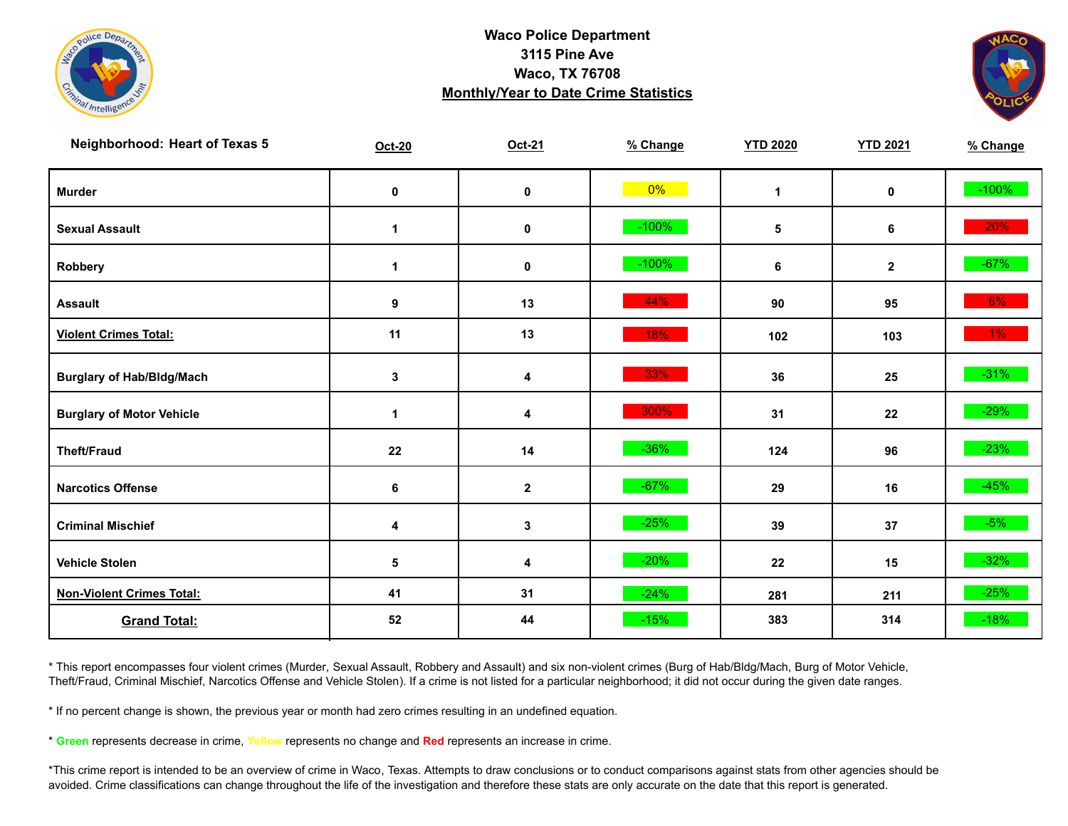**Waco Police Department**
**3115 Pine Ave**
**Waco, TX 76708**
**Monthly/Year to Date Crime Statistics**

| Neighborhood: Heart of Texas 5 | Oct-20 | Oct-21 | % Change | YTD 2020 | YTD 2021 | % Change |
|---|---|---|---|---|---|---|
| Murder | 0 | 0 | 0% | 1 | 0 | -100% |
| Sexual Assault | 1 | 0 | -100% | 5 | 6 | 20% |
| Robbery | 1 | 0 | -100% | 6 | 2 | -67% |
| Assault | 9 | 13 | 44% | 90 | 95 | 6% |
| Violent Crimes Total: | 11 | 13 | 18% | 102 | 103 | 1% |
| Burglary of Hab/Bldg/Mach | 3 | 4 | 33% | 36 | 25 | -31% |
| Burglary of Motor Vehicle | 1 | 4 | 300% | 31 | 22 | -29% |
| Theft/Fraud | 22 | 14 | -36% | 124 | 96 | -23% |
| Narcotics Offense | 6 | 2 | -67% | 29 | 16 | -45% |
| Criminal Mischief | 4 | 3 | -25% | 39 | 37 | -5% |
| Vehicle Stolen | 5 | 4 | -20% | 22 | 15 | -32% |
| Non-Violent Crimes Total: | 41 | 31 | -24% | 281 | 211 | -25% |
| Grand Total: | 52 | 44 | -15% | 383 | 314 | -18% |

* This report encompasses four violent crimes (Murder, Sexual Assault, Robbery and Assault) and six non-violent crimes (Burg of Hab/Bldg/Mach, Burg of Motor Vehicle, Theft/Fraud, Criminal Mischief, Narcotics Offense and Vehicle Stolen). If a crime is not listed for a particular neighborhood; it did not occur during the given date ranges.

* If no percent change is shown, the previous year or month had zero crimes resulting in an undefined equation.

* **Green** represents decrease in crime, **Yellow** represents no change and **Red** represents an increase in crime.

*This crime report is intended to be an overview of crime in Waco, Texas. Attempts to draw conclusions or to conduct comparisons against stats from other agencies should be avoided. Crime classifications can change throughout the life of the investigation and therefore these stats are only accurate on the date that this report is generated.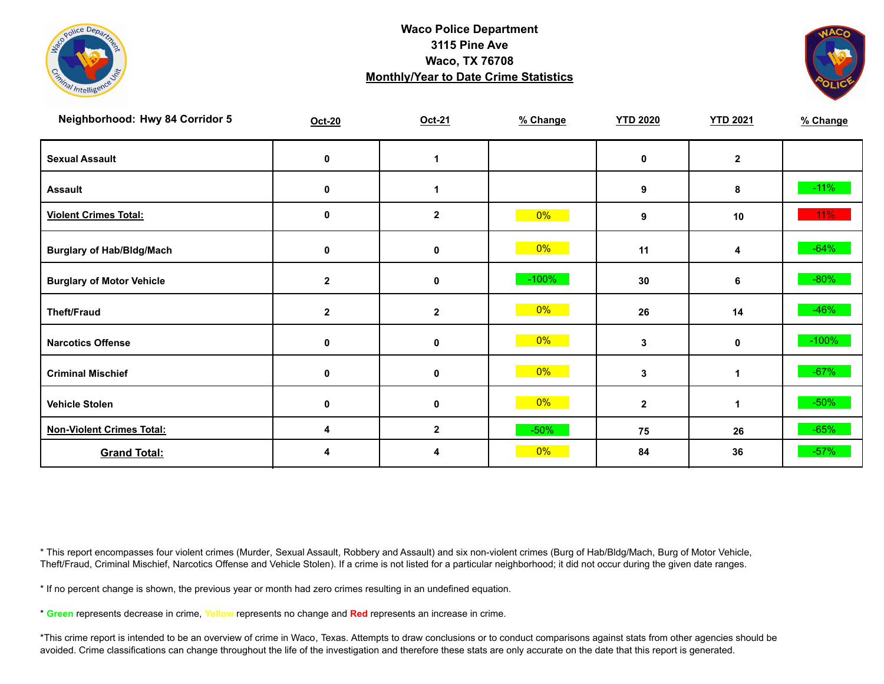# Waco Police Department
3115 Pine Ave
Waco, TX 76708
**Monthly/Year to Date Crime Statistics**

| Neighborhood: Hwy 84 Corridor 5 | Oct-20 | Oct-21 | % Change | YTD 2020 | YTD 2021 | % Change |
|---|---|---|---|---|---|---|
| Sexual Assault | 0 | 1 | | 0 | 2 | |
| Assault | 0 | 1 | | 9 | 8 | -11% |
| **Violent Crimes Total:** | 0 | 2 | 0% | 9 | 10 | 11% |
| Burglary of Hab/Bldg/Mach | 0 | 0 | 0% | 11 | 4 | -64% |
| Burglary of Motor Vehicle | 2 | 0 | -100% | 30 | 6 | -80% |
| Theft/Fraud | 2 | 2 | 0% | 26 | 14 | -46% |
| Narcotics Offense | 0 | 0 | 0% | 3 | 0 | -100% |
| Criminal Mischief | 0 | 0 | 0% | 3 | 1 | -67% |
| Vehicle Stolen | 0 | 0 | 0% | 2 | 1 | -50% |
| **Non-Violent Crimes Total:** | 4 | 2 | -50% | 75 | 26 | -65% |
| **Grand Total:** | 4 | 4 | 0% | 84 | 36 | -57% |

* This report encompasses four violent crimes (Murder, Sexual Assault, Robbery and Assault) and six non-violent crimes (Burg of Hab/Bldg/Mach, Burg of Motor Vehicle, Theft/Fraud, Criminal Mischief, Narcotics Offense and Vehicle Stolen). If a crime is not listed for a particular neighborhood; it did not occur during the given date ranges.

* If no percent change is shown, the previous year or month had zero crimes resulting in an undefined equation.

* **Green** represents decrease in crime, **Yellow** represents no change and **Red** represents an increase in crime.

*This crime report is intended to be an overview of crime in Waco, Texas. Attempts to draw conclusions or to conduct comparisons against stats from other agencies should be avoided. Crime classifications can change throughout the life of the investigation and therefore these stats are only accurate on the date that this report is generated.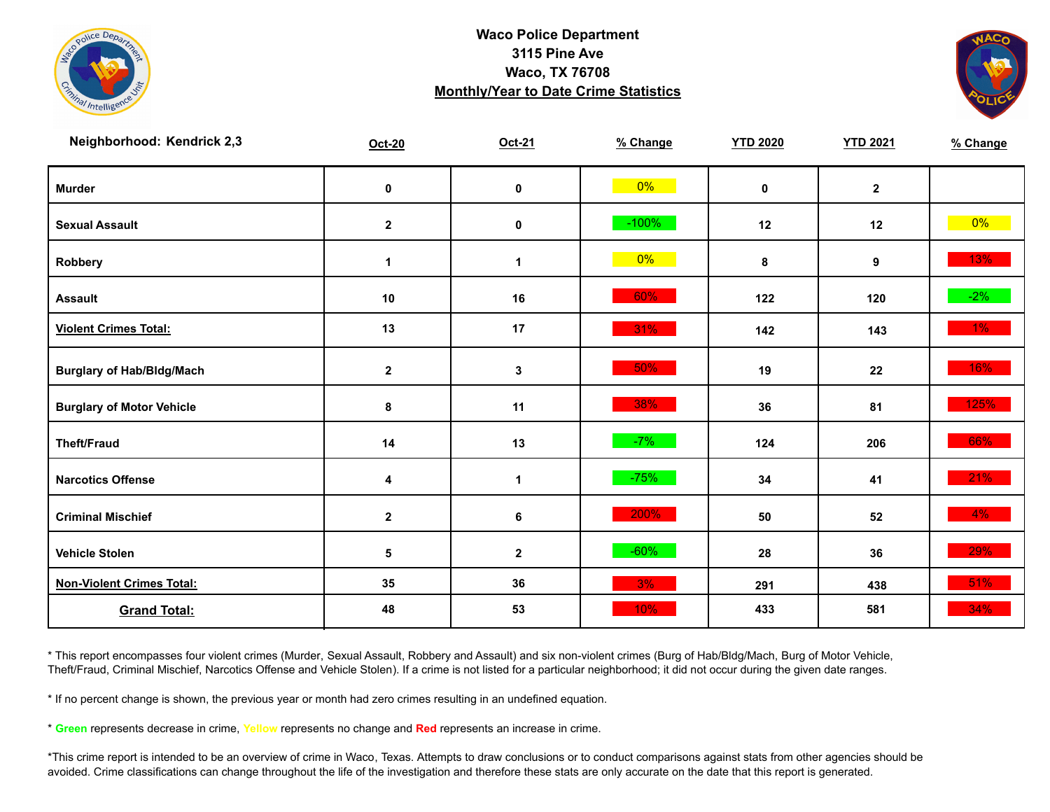**Waco Police Department**
**3115 Pine Ave**
**Waco, TX 76708**
**Monthly/Year to Date Crime Statistics**

**Neighborhood: Kendrick 2,3**

| | Oct-20 | Oct-21 | % Change | YTD 2020 | YTD 2021 | % Change |
|---|---|---|---|---|---|---|
| **Murder** | 0 | 0 | 0% | 0 | 2 | |
| **Sexual Assault** | 2 | 0 | -100% | 12 | 12 | 0% |
| **Robbery** | 1 | 1 | 0% | 8 | 9 | 13% |
| **Assault** | 10 | 16 | 60% | 122 | 120 | -2% |
| **Violent Crimes Total:** | 13 | 17 | 31% | 142 | 143 | 1% |
| **Burglary of Hab/Bldg/Mach** | 2 | 3 | 50% | 19 | 22 | 16% |
| **Burglary of Motor Vehicle** | 8 | 11 | 38% | 36 | 81 | 125% |
| **Theft/Fraud** | 14 | 13 | -7% | 124 | 206 | 66% |
| **Narcotics Offense** | 4 | 1 | -75% | 34 | 41 | 21% |
| **Criminal Mischief** | 2 | 6 | 200% | 50 | 52 | 4% |
| **Vehicle Stolen** | 5 | 2 | -60% | 28 | 36 | 29% |
| **Non-Violent Crimes Total:** | 35 | 36 | 3% | 291 | 438 | 51% |
| **Grand Total:** | 48 | 53 | 10% | 433 | 581 | 34% |

* This report encompasses four violent crimes (Murder, Sexual Assault, Robbery and Assault) and six non-violent crimes (Burg of Hab/Bldg/Mach, Burg of Motor Vehicle, Theft/Fraud, Criminal Mischief, Narcotics Offense and Vehicle Stolen). If a crime is not listed for a particular neighborhood; it did not occur during the given date ranges.

* If no percent change is shown, the previous year or month had zero crimes resulting in an undefined equation.

* **Green** represents decrease in crime, Yellow represents no change and **Red** represents an increase in crime.

*This crime report is intended to be an overview of crime in Waco, Texas. Attempts to draw conclusions or to conduct comparisons against stats from other agencies should be avoided. Crime classifications can change throughout the life of the investigation and therefore these stats are only accurate on the date that this report is generated.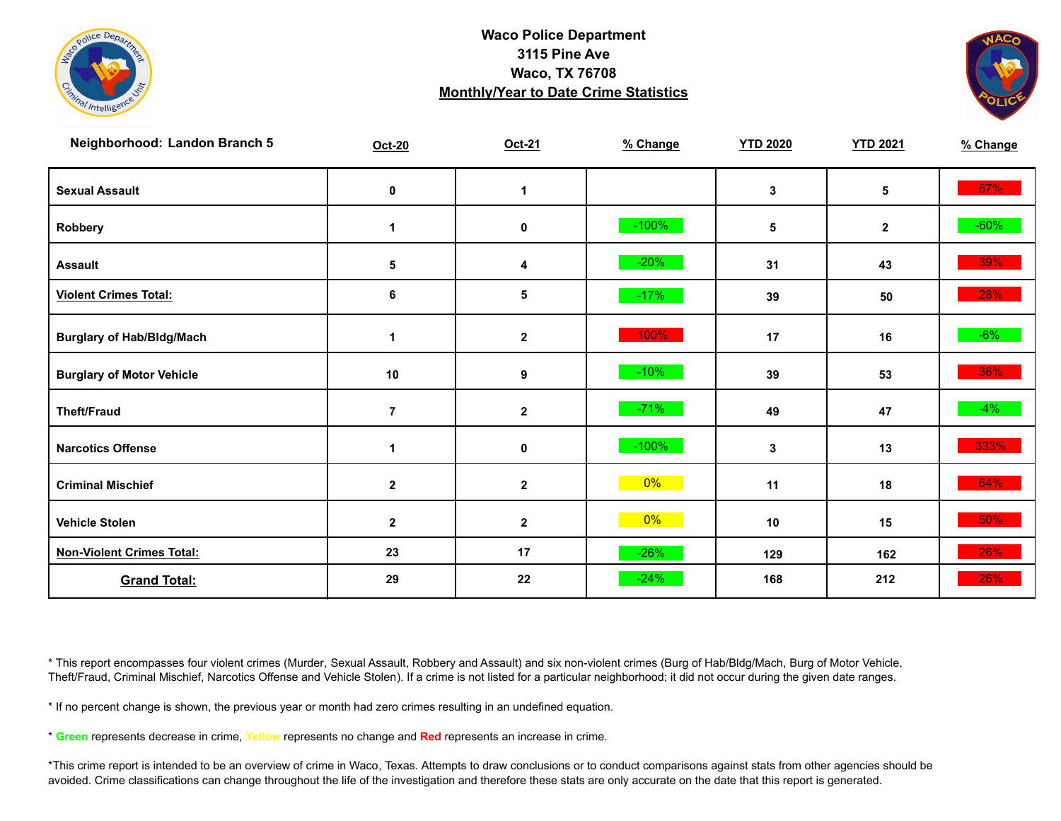**Waco Police Department**
**3115 Pine Ave**
**Waco, TX 76708**
**Monthly/Year to Date Crime Statistics**

| Neighborhood: Landon Branch 5 | Oct-20 | Oct-21 | % Change | YTD 2020 | YTD 2021 | % Change |
|---|---|---|---|---|---|---|
| Sexual Assault | 0 | 1 | | 3 | 5 | 67% |
| Robbery | 1 | 0 | -100% | 5 | 2 | -60% |
| Assault | 5 | 4 | -20% | 31 | 43 | 39% |
| Violent Crimes Total: | 6 | 5 | -17% | 39 | 50 | 28% |
| Burglary of Hab/Bldg/Mach | 1 | 2 | 100% | 17 | 16 | -6% |
| Burglary of Motor Vehicle | 10 | 9 | -10% | 39 | 53 | 36% |
| Theft/Fraud | 7 | 2 | -71% | 49 | 47 | -4% |
| Narcotics Offense | 1 | 0 | -100% | 3 | 13 | 333% |
| Criminal Mischief | 2 | 2 | 0% | 11 | 18 | 64% |
| Vehicle Stolen | 2 | 2 | 0% | 10 | 15 | 50% |
| Non-Violent Crimes Total: | 23 | 17 | -26% | 129 | 162 | 26% |
| Grand Total: | 29 | 22 | -24% | 168 | 212 | 26% |

* This report encompasses four violent crimes (Murder, Sexual Assault, Robbery and Assault) and six non-violent crimes (Burg of Hab/Bldg/Mach, Burg of Motor Vehicle, Theft/Fraud, Criminal Mischief, Narcotics Offense and Vehicle Stolen). If a crime is not listed for a particular neighborhood; it did not occur during the given date ranges.

* If no percent change is shown, the previous year or month had zero crimes resulting in an undefined equation.

* **Green** represents decrease in crime, Yellow represents no change and **Red** represents an increase in crime.

*This crime report is intended to be an overview of crime in Waco, Texas. Attempts to draw conclusions or to conduct comparisons against stats from other agencies should be avoided. Crime classifications can change throughout the life of the investigation and therefore these stats are only accurate on the date that this report is generated.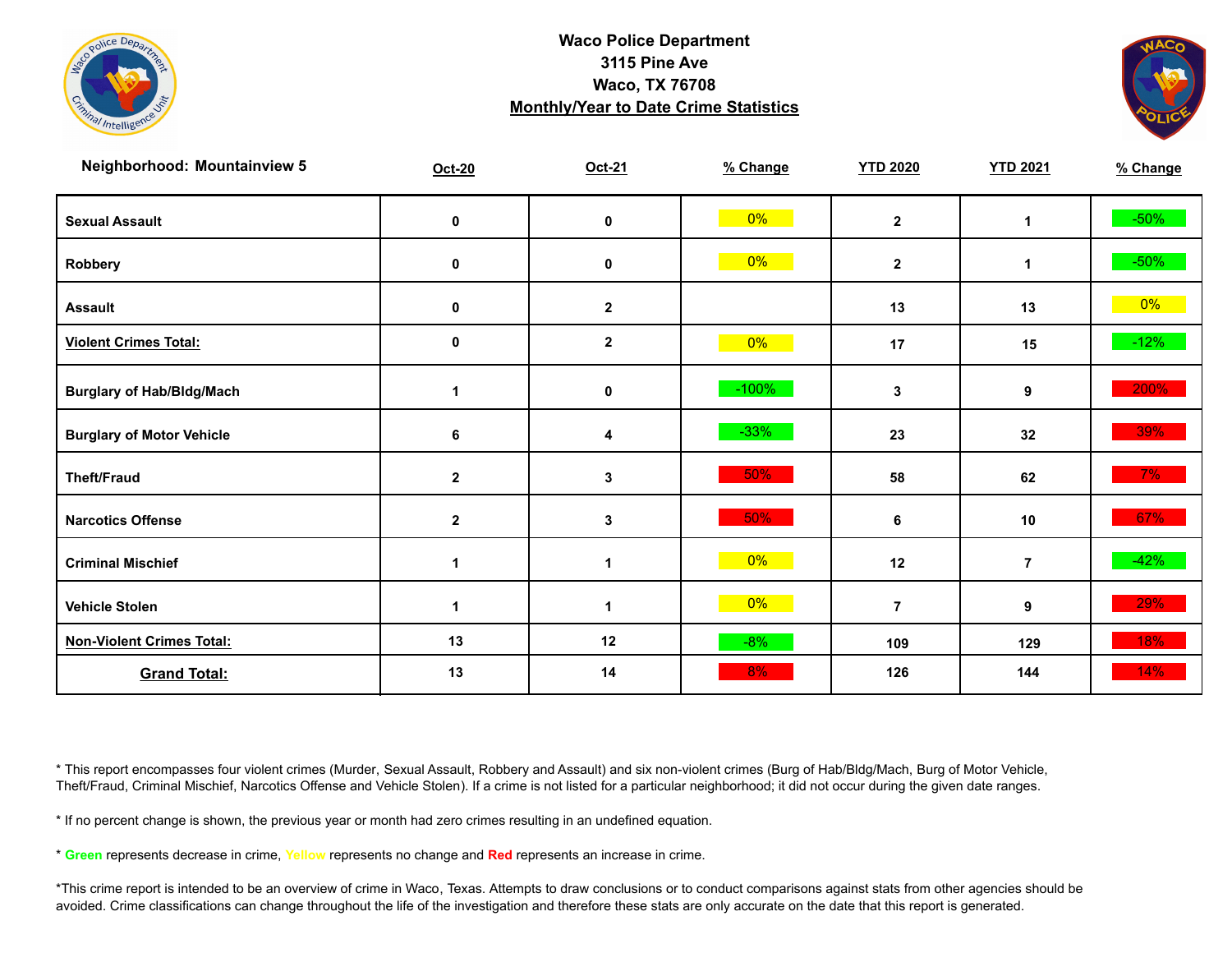**Waco Police Department**
**3115 Pine Ave**
**Waco, TX 76708**
**Monthly/Year to Date Crime Statistics**

| Neighborhood: Mountainview 5 | Oct-20 | Oct-21 | % Change | YTD 2020 | YTD 2021 | % Change |
|---|---|---|---|---|---|---|
| Sexual Assault | 0 | 0 | 0% | 2 | 1 | -50% |
| Robbery | 0 | 0 | 0% | 2 | 1 | -50% |
| Assault | 0 | 2 | | 13 | 13 | 0% |
| Violent Crimes Total: | 0 | 2 | 0% | 17 | 15 | -12% |
| Burglary of Hab/Bldg/Mach | 1 | 0 | -100% | 3 | 9 | 200% |
| Burglary of Motor Vehicle | 6 | 4 | -33% | 23 | 32 | 39% |
| Theft/Fraud | 2 | 3 | 50% | 58 | 62 | 7% |
| Narcotics Offense | 2 | 3 | 50% | 6 | 10 | 67% |
| Criminal Mischief | 1 | 1 | 0% | 12 | 7 | -42% |
| Vehicle Stolen | 1 | 1 | 0% | 7 | 9 | 29% |
| Non-Violent Crimes Total: | 13 | 12 | -8% | 109 | 129 | 18% |
| Grand Total: | 13 | 14 | 8% | 126 | 144 | 14% |

* This report encompasses four violent crimes (Murder, Sexual Assault, Robbery and Assault) and six non-violent crimes (Burg of Hab/Bldg/Mach, Burg of Motor Vehicle, Theft/Fraud, Criminal Mischief, Narcotics Offense and Vehicle Stolen). If a crime is not listed for a particular neighborhood; it did not occur during the given date ranges.

* If no percent change is shown, the previous year or month had zero crimes resulting in an undefined equation.

* Green represents decrease in crime, Yellow represents no change and Red represents an increase in crime.

*This crime report is intended to be an overview of crime in Waco, Texas. Attempts to draw conclusions or to conduct comparisons against stats from other agencies should be avoided. Crime classifications can change throughout the life of the investigation and therefore these stats are only accurate on the date that this report is generated.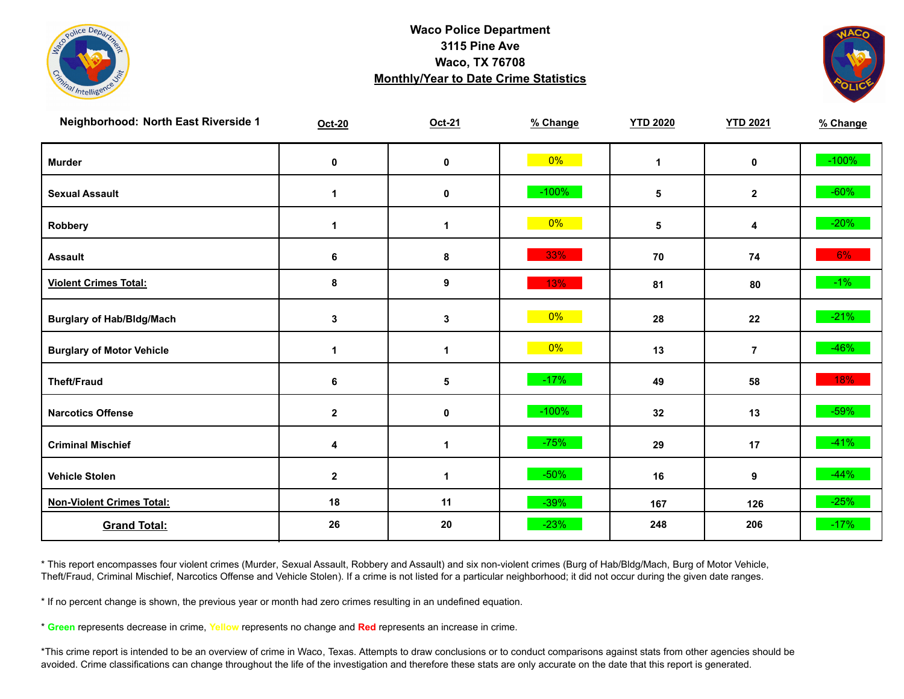**Waco Police Department**
**3115 Pine Ave**
**Waco, TX 76708**
**Monthly/Year to Date Crime Statistics**

| Neighborhood: North East Riverside 1 | Oct-20 | Oct-21 | % Change | YTD 2020 | YTD 2021 | % Change |
|---|---|---|---|---|---|---|
| Murder | 0 | 0 | 0% | 1 | 0 | -100% |
| Sexual Assault | 1 | 0 | -100% | 5 | 2 | -60% |
| Robbery | 1 | 1 | 0% | 5 | 4 | -20% |
| Assault | 6 | 8 | 33% | 70 | 74 | 6% |
| Violent Crimes Total: | 8 | 9 | 13% | 81 | 80 | -1% |
| Burglary of Hab/Bldg/Mach | 3 | 3 | 0% | 28 | 22 | -21% |
| Burglary of Motor Vehicle | 1 | 1 | 0% | 13 | 7 | -46% |
| Theft/Fraud | 6 | 5 | -17% | 49 | 58 | 18% |
| Narcotics Offense | 2 | 0 | -100% | 32 | 13 | -59% |
| Criminal Mischief | 4 | 1 | -75% | 29 | 17 | -41% |
| Vehicle Stolen | 2 | 1 | -50% | 16 | 9 | -44% |
| Non-Violent Crimes Total: | 18 | 11 | -39% | 167 | 126 | -25% |
| Grand Total: | 26 | 20 | -23% | 248 | 206 | -17% |

* This report encompasses four violent crimes (Murder, Sexual Assault, Robbery and Assault) and six non-violent crimes (Burg of Hab/Bldg/Mach, Burg of Motor Vehicle, Theft/Fraud, Criminal Mischief, Narcotics Offense and Vehicle Stolen). If a crime is not listed for a particular neighborhood; it did not occur during the given date ranges.

* If no percent change is shown, the previous year or month had zero crimes resulting in an undefined equation.

* Green represents decrease in crime, Yellow represents no change and Red represents an increase in crime.

*This crime report is intended to be an overview of crime in Waco, Texas. Attempts to draw conclusions or to conduct comparisons against stats from other agencies should be avoided. Crime classifications can change throughout the life of the investigation and therefore these stats are only accurate on the date that this report is generated.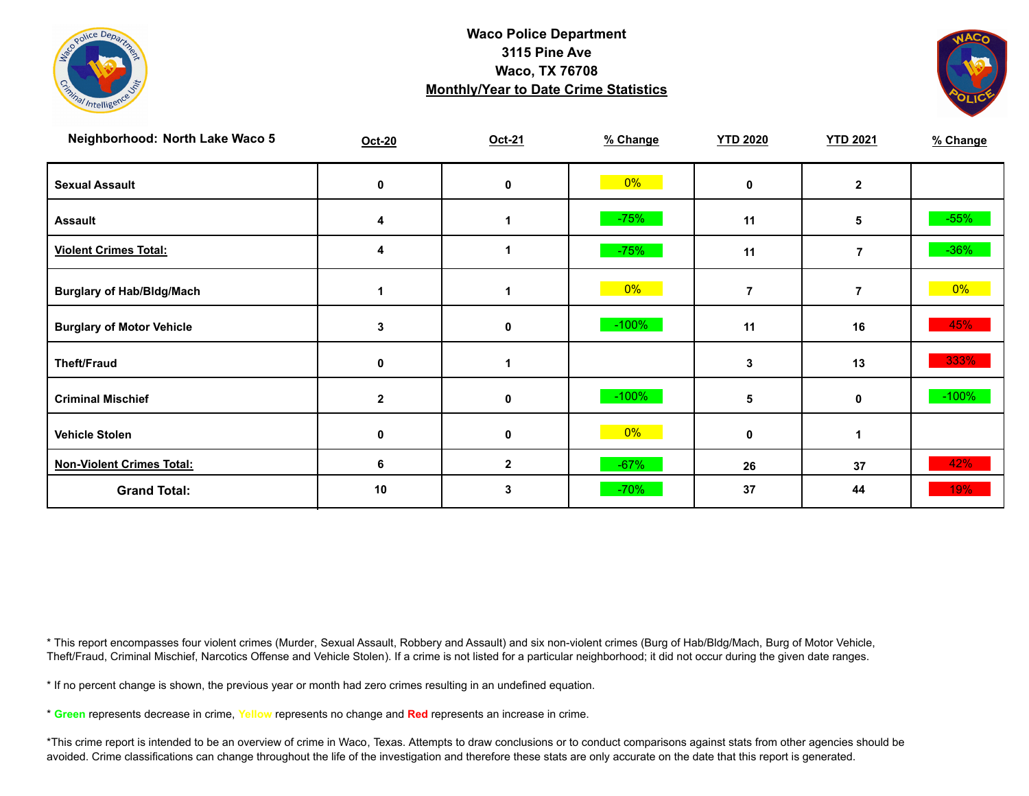**Waco Police Department**
**3115 Pine Ave**
**Waco, TX 76708**
**Monthly/Year to Date Crime Statistics**

| Neighborhood: North Lake Waco 5 | Oct-20 | Oct-21 | % Change | YTD 2020 | YTD 2021 | % Change |
|---|---|---|---|---|---|---|
| Sexual Assault | 0 | 0 | 0% | 0 | 2 | |
| Assault | 4 | 1 | -75% | 11 | 5 | -55% |
| Violent Crimes Total: | 4 | 1 | -75% | 11 | 7 | -36% |
| Burglary of Hab/Bldg/Mach | 1 | 1 | 0% | 7 | 7 | 0% |
| Burglary of Motor Vehicle | 3 | 0 | -100% | 11 | 16 | 45% |
| Theft/Fraud | 0 | 1 | | 3 | 13 | 333% |
| Criminal Mischief | 2 | 0 | -100% | 5 | 0 | -100% |
| Vehicle Stolen | 0 | 0 | 0% | 0 | 1 | |
| Non-Violent Crimes Total: | 6 | 2 | -67% | 26 | 37 | 42% |
| Grand Total: | 10 | 3 | -70% | 37 | 44 | 19% |

* This report encompasses four violent crimes (Murder, Sexual Assault, Robbery and Assault) and six non-violent crimes (Burg of Hab/Bldg/Mach, Burg of Motor Vehicle, Theft/Fraud, Criminal Mischief, Narcotics Offense and Vehicle Stolen). If a crime is not listed for a particular neighborhood; it did not occur during the given date ranges.

* If no percent change is shown, the previous year or month had zero crimes resulting in an undefined equation.

* **Green** represents decrease in crime, Yellow represents no change and **Red** represents an increase in crime.

*This crime report is intended to be an overview of crime in Waco, Texas. Attempts to draw conclusions or to conduct comparisons against stats from other agencies should be avoided. Crime classifications can change throughout the life of the investigation and therefore these stats are only accurate on the date that this report is generated.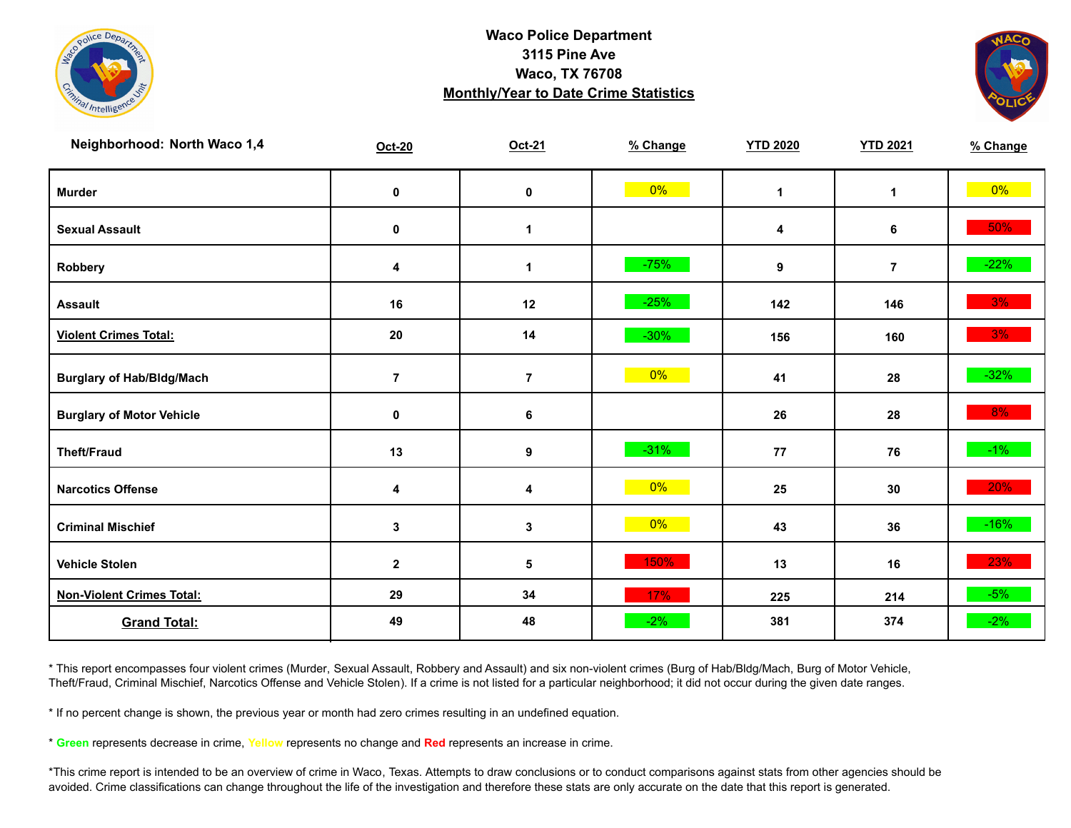**Waco Police Department**
**3115 Pine Ave**
**Waco, TX 76708**
**Monthly/Year to Date Crime Statistics**

| Neighborhood: North Waco 1,4 | Oct-20 | Oct-21 | % Change | YTD 2020 | YTD 2021 | % Change |
|---|---|---|---|---|---|---|
| Murder | 0 | 0 | 0% | 1 | 1 | 0% |
| Sexual Assault | 0 | 1 | | 4 | 6 | 50% |
| Robbery | 4 | 1 | -75% | 9 | 7 | -22% |
| Assault | 16 | 12 | -25% | 142 | 146 | 3% |
| **Violent Crimes Total:** | 20 | 14 | -30% | 156 | 160 | 3% |
| Burglary of Hab/Bldg/Mach | 7 | 7 | 0% | 41 | 28 | -32% |
| Burglary of Motor Vehicle | 0 | 6 | | 26 | 28 | 8% |
| Theft/Fraud | 13 | 9 | -31% | 77 | 76 | -1% |
| Narcotics Offense | 4 | 4 | 0% | 25 | 30 | 20% |
| Criminal Mischief | 3 | 3 | 0% | 43 | 36 | -16% |
| Vehicle Stolen | 2 | 5 | 150% | 13 | 16 | 23% |
| **Non-Violent Crimes Total:** | 29 | 34 | 17% | 225 | 214 | -5% |
| **Grand Total:** | 49 | 48 | -2% | 381 | 374 | -2% |

* This report encompasses four violent crimes (Murder, Sexual Assault, Robbery and Assault) and six non-violent crimes (Burg of Hab/Bldg/Mach, Burg of Motor Vehicle, Theft/Fraud, Criminal Mischief, Narcotics Offense and Vehicle Stolen). If a crime is not listed for a particular neighborhood; it did not occur during the given date ranges.

* If no percent change is shown, the previous year or month had zero crimes resulting in an undefined equation.

* **Green** represents decrease in crime, **Yellow** represents no change and **Red** represents an increase in crime.

*This crime report is intended to be an overview of crime in Waco, Texas. Attempts to draw conclusions or to conduct comparisons against stats from other agencies should be avoided. Crime classifications can change throughout the life of the investigation and therefore these stats are only accurate on the date that this report is generated.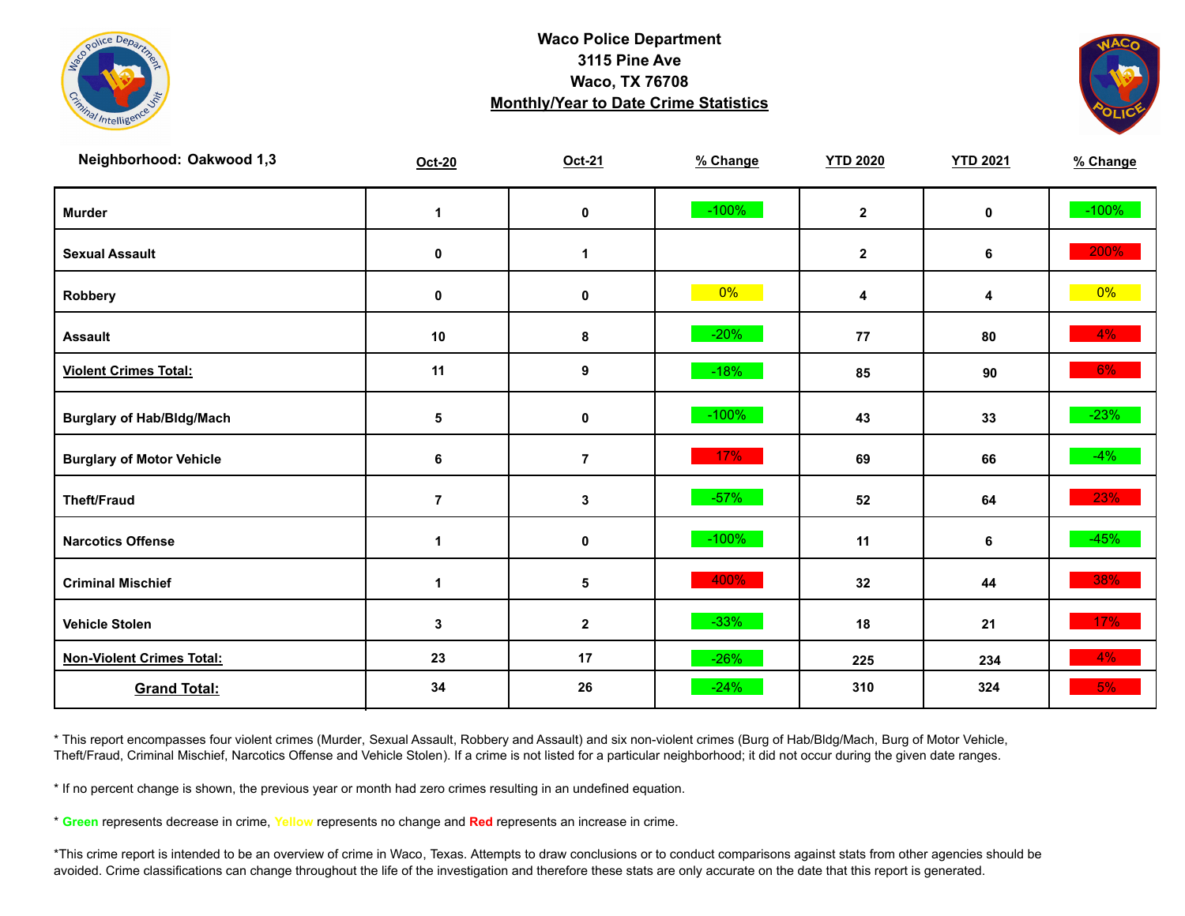# Waco Police Department

**3115 Pine Ave**
**Waco, TX 76708**
**Monthly/Year to Date Crime Statistics**

| Neighborhood: Oakwood 1,3 | Oct-20 | Oct-21 | % Change | YTD 2020 | YTD 2021 | % Change |
|---|---|---|---|---|---|---|
| Murder | 1 | 0 | -100% | 2 | 0 | -100% |
| Sexual Assault | 0 | 1 | | 2 | 6 | 200% |
| Robbery | 0 | 0 | 0% | 4 | 4 | 0% |
| Assault | 10 | 8 | -20% | 77 | 80 | 4% |
| **Violent Crimes Total:** | 11 | 9 | -18% | 85 | 90 | 6% |
| Burglary of Hab/Bldg/Mach | 5 | 0 | -100% | 43 | 33 | -23% |
| Burglary of Motor Vehicle | 6 | 7 | 17% | 69 | 66 | -4% |
| Theft/Fraud | 7 | 3 | -57% | 52 | 64 | 23% |
| Narcotics Offense | 1 | 0 | -100% | 11 | 6 | -45% |
| Criminal Mischief | 1 | 5 | 400% | 32 | 44 | 38% |
| Vehicle Stolen | 3 | 2 | -33% | 18 | 21 | 17% |
| **Non-Violent Crimes Total:** | 23 | 17 | -26% | 225 | 234 | 4% |
| **Grand Total:** | 34 | 26 | -24% | 310 | 324 | 5% |

* This report encompasses four violent crimes (Murder, Sexual Assault, Robbery and Assault) and six non-violent crimes (Burg of Hab/Bldg/Mach, Burg of Motor Vehicle, Theft/Fraud, Criminal Mischief, Narcotics Offense and Vehicle Stolen). If a crime is not listed for a particular neighborhood; it did not occur during the given date ranges.

* If no percent change is shown, the previous year or month had zero crimes resulting in an undefined equation.

* Green represents decrease in crime, Yellow represents no change and Red represents an increase in crime.

*This crime report is intended to be an overview of crime in Waco, Texas. Attempts to draw conclusions or to conduct comparisons against stats from other agencies should be avoided. Crime classifications can change throughout the life of the investigation and therefore these stats are only accurate on the date that this report is generated.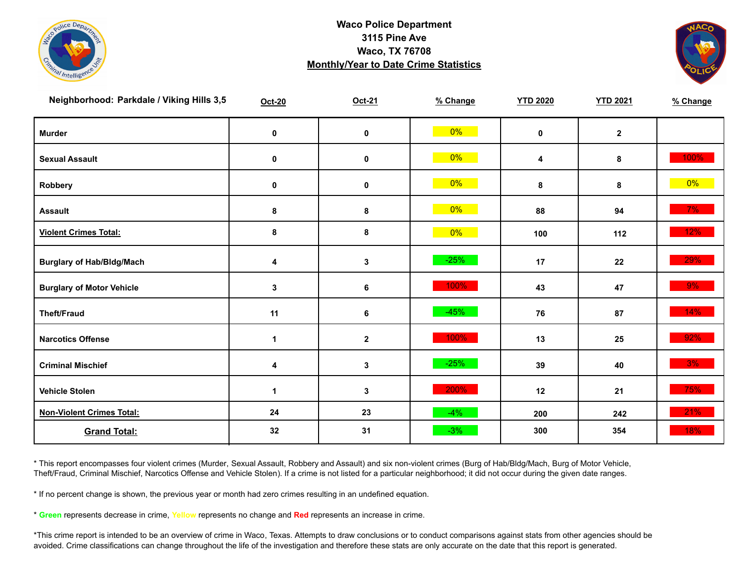**Waco Police Department**
**3115 Pine Ave**
**Waco, TX 76708**
**Monthly/Year to Date Crime Statistics**

| Neighborhood: Parkdale / Viking Hills 3,5 | Oct-20 | Oct-21 | % Change | YTD 2020 | YTD 2021 | % Change |
|---|---|---|---|---|---|---|
| Murder | 0 | 0 | 0% | 0 | 2 | |
| Sexual Assault | 0 | 0 | 0% | 4 | 8 | 100% |
| Robbery | 0 | 0 | 0% | 8 | 8 | 0% |
| Assault | 8 | 8 | 0% | 88 | 94 | 7% |
| **Violent Crimes Total:** | 8 | 8 | 0% | 100 | 112 | 12% |
| Burglary of Hab/Bldg/Mach | 4 | 3 | -25% | 17 | 22 | 29% |
| Burglary of Motor Vehicle | 3 | 6 | 100% | 43 | 47 | 9% |
| Theft/Fraud | 11 | 6 | -45% | 76 | 87 | 14% |
| Narcotics Offense | 1 | 2 | 100% | 13 | 25 | 92% |
| Criminal Mischief | 4 | 3 | -25% | 39 | 40 | 3% |
| Vehicle Stolen | 1 | 3 | 200% | 12 | 21 | 75% |
| **Non-Violent Crimes Total:** | 24 | 23 | -4% | 200 | 242 | 21% |
| **Grand Total:** | 32 | 31 | -3% | 300 | 354 | 18% |

* This report encompasses four violent crimes (Murder, Sexual Assault, Robbery and Assault) and six non-violent crimes (Burg of Hab/Bldg/Mach, Burg of Motor Vehicle, Theft/Fraud, Criminal Mischief, Narcotics Offense and Vehicle Stolen). If a crime is not listed for a particular neighborhood; it did not occur during the given date ranges.

* If no percent change is shown, the previous year or month had zero crimes resulting in an undefined equation.

* **Green** represents decrease in crime, Yellow represents no change and **Red** represents an increase in crime.

*This crime report is intended to be an overview of crime in Waco, Texas. Attempts to draw conclusions or to conduct comparisons against stats from other agencies should be avoided. Crime classifications can change throughout the life of the investigation and therefore these stats are only accurate on the date that this report is generated.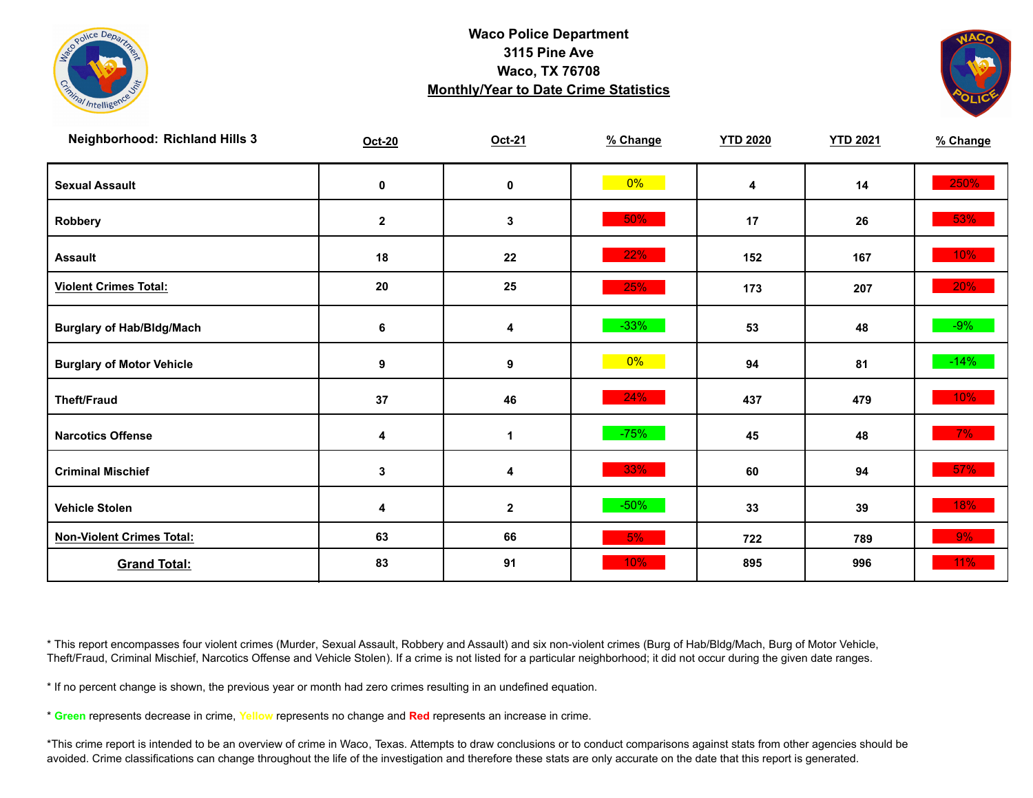**Waco Police Department**
**3115 Pine Ave**
**Waco, TX 76708**
**Monthly/Year to Date Crime Statistics**

| Neighborhood: Richland Hills 3 | Oct-20 | Oct-21 | % Change | YTD 2020 | YTD 2021 | % Change |
|---|---|---|---|---|---|---|
| Sexual Assault | 0 | 0 | 0% | 4 | 14 | 250% |
| Robbery | 2 | 3 | 50% | 17 | 26 | 53% |
| Assault | 18 | 22 | 22% | 152 | 167 | 10% |
| Violent Crimes Total: | 20 | 25 | 25% | 173 | 207 | 20% |
| Burglary of Hab/Bldg/Mach | 6 | 4 | -33% | 53 | 48 | -9% |
| Burglary of Motor Vehicle | 9 | 9 | 0% | 94 | 81 | -14% |
| Theft/Fraud | 37 | 46 | 24% | 437 | 479 | 10% |
| Narcotics Offense | 4 | 1 | -75% | 45 | 48 | 7% |
| Criminal Mischief | 3 | 4 | 33% | 60 | 94 | 57% |
| Vehicle Stolen | 4 | 2 | -50% | 33 | 39 | 18% |
| Non-Violent Crimes Total: | 63 | 66 | 5% | 722 | 789 | 9% |
| Grand Total: | 83 | 91 | 10% | 895 | 996 | 11% |

* This report encompasses four violent crimes (Murder, Sexual Assault, Robbery and Assault) and six non-violent crimes (Burg of Hab/Bldg/Mach, Burg of Motor Vehicle, Theft/Fraud, Criminal Mischief, Narcotics Offense and Vehicle Stolen). If a crime is not listed for a particular neighborhood; it did not occur during the given date ranges.

* If no percent change is shown, the previous year or month had zero crimes resulting in an undefined equation.

* **Green** represents decrease in crime, Yellow represents no change and **Red** represents an increase in crime.

*This crime report is intended to be an overview of crime in Waco, Texas. Attempts to draw conclusions or to conduct comparisons against stats from other agencies should be avoided. Crime classifications can change throughout the life of the investigation and therefore these stats are only accurate on the date that this report is generated.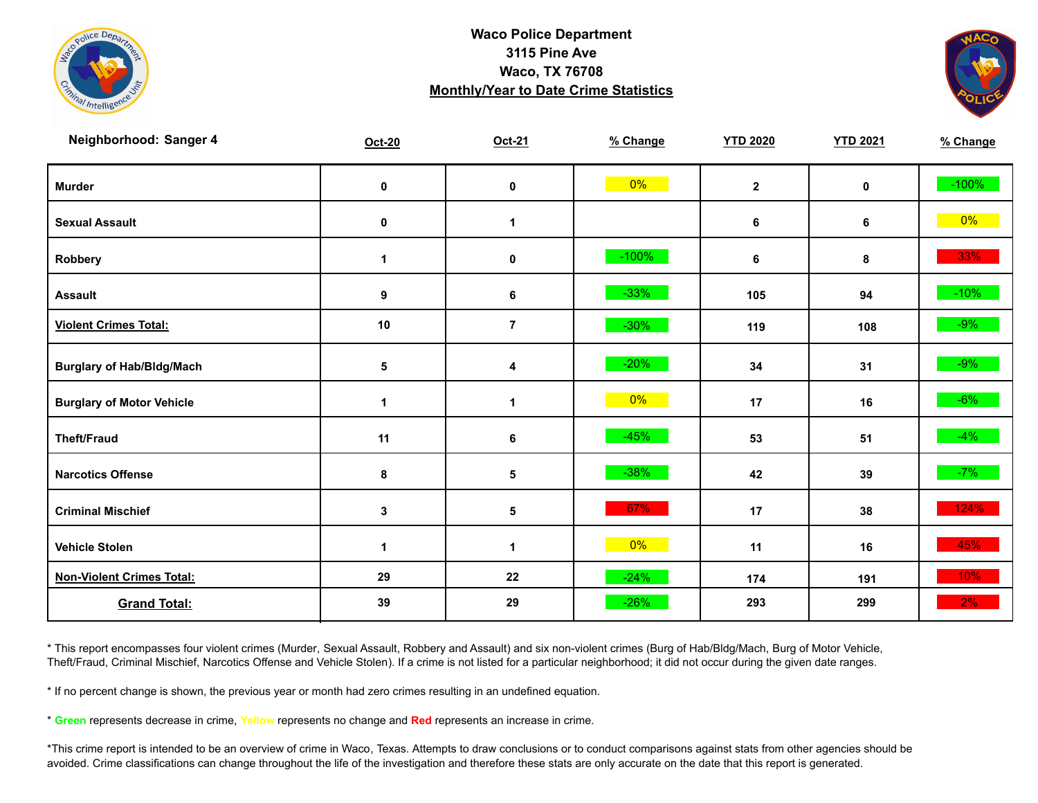**Waco Police Department**
**3115 Pine Ave**
**Waco, TX 76708**
**Monthly/Year to Date Crime Statistics**

| Neighborhood: Sanger 4 | Oct-20 | Oct-21 | % Change | YTD 2020 | YTD 2021 | % Change |
|---|---|---|---|---|---|---|
| Murder | 0 | 0 | 0% | 2 | 0 | -100% |
| Sexual Assault | 0 | 1 | | 6 | 6 | 0% |
| Robbery | 1 | 0 | -100% | 6 | 8 | 33% |
| Assault | 9 | 6 | -33% | 105 | 94 | -10% |
| Violent Crimes Total: | 10 | 7 | -30% | 119 | 108 | -9% |
| Burglary of Hab/Bldg/Mach | 5 | 4 | -20% | 34 | 31 | -9% |
| Burglary of Motor Vehicle | 1 | 1 | 0% | 17 | 16 | -6% |
| Theft/Fraud | 11 | 6 | -45% | 53 | 51 | -4% |
| Narcotics Offense | 8 | 5 | -38% | 42 | 39 | -7% |
| Criminal Mischief | 3 | 5 | 67% | 17 | 38 | 124% |
| Vehicle Stolen | 1 | 1 | 0% | 11 | 16 | 45% |
| Non-Violent Crimes Total: | 29 | 22 | -24% | 174 | 191 | 10% |
| Grand Total: | 39 | 29 | -26% | 293 | 299 | 2% |

* This report encompasses four violent crimes (Murder, Sexual Assault, Robbery and Assault) and six non-violent crimes (Burg of Hab/Bldg/Mach, Burg of Motor Vehicle, Theft/Fraud, Criminal Mischief, Narcotics Offense and Vehicle Stolen). If a crime is not listed for a particular neighborhood; it did not occur during the given date ranges.

* If no percent change is shown, the previous year or month had zero crimes resulting in an undefined equation.

* **Green** represents decrease in crime, **Yellow** represents no change and **Red** represents an increase in crime.

*This crime report is intended to be an overview of crime in Waco, Texas. Attempts to draw conclusions or to conduct comparisons against stats from other agencies should be avoided. Crime classifications can change throughout the life of the investigation and therefore these stats are only accurate on the date that this report is generated.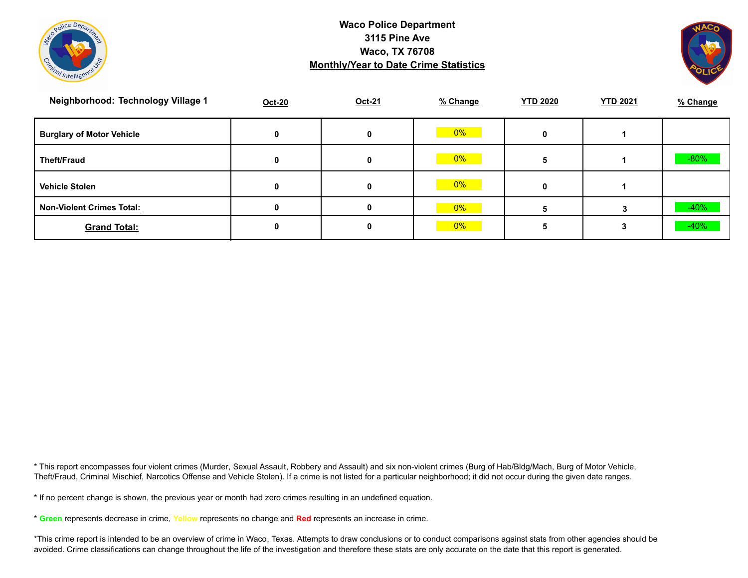**Waco Police Department**
**3115 Pine Ave**
**Waco, TX 76708**
**Monthly/Year to Date Crime Statistics**

| Neighborhood: Technology Village 1 | Oct-20 | Oct-21 | % Change | YTD 2020 | YTD 2021 | % Change |
|---|---|---|---|---|---|---|
| **Burglary of Motor Vehicle** | 0 | 0 | 0% | 0 | 1 | |
| **Theft/Fraud** | 0 | 0 | 0% | 5 | 1 | -80% |
| **Vehicle Stolen** | 0 | 0 | 0% | 0 | 1 | |
| **Non-Violent Crimes Total:** | 0 | 0 | 0% | 5 | 3 | -40% |
| **Grand Total:** | 0 | 0 | 0% | 5 | 3 | -40% |

* This report encompasses four violent crimes (Murder, Sexual Assault, Robbery and Assault) and six non-violent crimes (Burg of Hab/Bldg/Mach, Burg of Motor Vehicle, Theft/Fraud, Criminal Mischief, Narcotics Offense and Vehicle Stolen). If a crime is not listed for a particular neighborhood; it did not occur during the given date ranges.

* If no percent change is shown, the previous year or month had zero crimes resulting in an undefined equation.

* **Green** represents decrease in crime, **Yellow** represents no change and **Red** represents an increase in crime.

*This crime report is intended to be an overview of crime in Waco, Texas. Attempts to draw conclusions or to conduct comparisons against stats from other agencies should be avoided. Crime classifications can change throughout the life of the investigation and therefore these stats are only accurate on the date that this report is generated.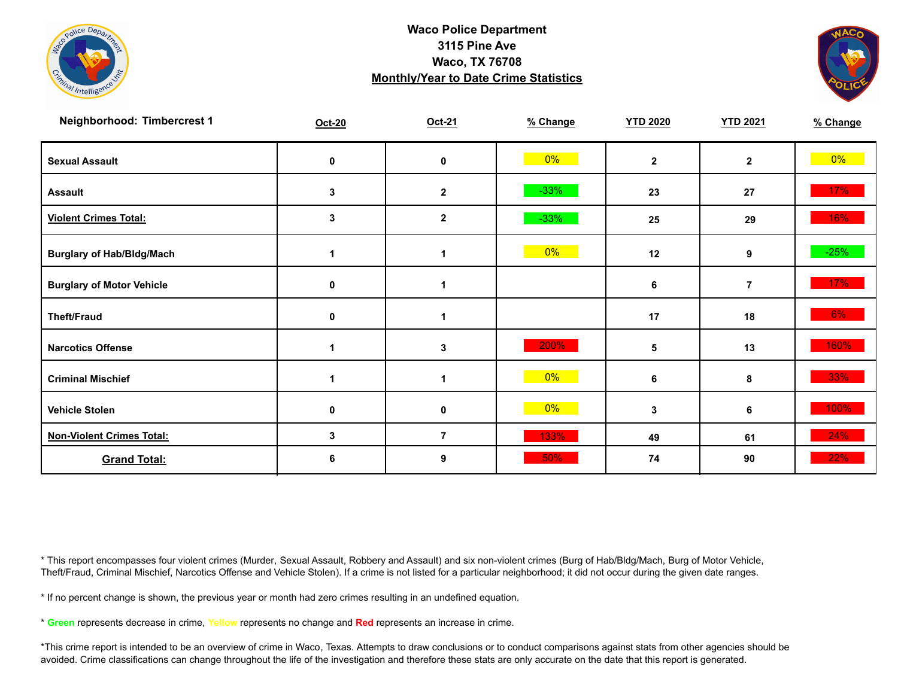**Waco Police Department**
**3115 Pine Ave**
**Waco, TX 76708**
**Monthly/Year to Date Crime Statistics**

| Neighborhood: Timbercrest 1 | Oct-20 | Oct-21 | % Change | YTD 2020 | YTD 2021 | % Change |
|---|---|---|---|---|---|---|
| Sexual Assault | 0 | 0 | 0% | 2 | 2 | 0% |
| Assault | 3 | 2 | -33% | 23 | 27 | 17% |
| Violent Crimes Total: | 3 | 2 | -33% | 25 | 29 | 16% |
| Burglary of Hab/Bldg/Mach | 1 | 1 | 0% | 12 | 9 | -25% |
| Burglary of Motor Vehicle | 0 | 1 | | 6 | 7 | 17% |
| Theft/Fraud | 0 | 1 | | 17 | 18 | 6% |
| Narcotics Offense | 1 | 3 | 200% | 5 | 13 | 160% |
| Criminal Mischief | 1 | 1 | 0% | 6 | 8 | 33% |
| Vehicle Stolen | 0 | 0 | 0% | 3 | 6 | 100% |
| Non-Violent Crimes Total: | 3 | 7 | 133% | 49 | 61 | 24% |
| **Grand Total:** | 6 | 9 | 50% | 74 | 90 | 22% |

* This report encompasses four violent crimes (Murder, Sexual Assault, Robbery and Assault) and six non-violent crimes (Burg of Hab/Bldg/Mach, Burg of Motor Vehicle, Theft/Fraud, Criminal Mischief, Narcotics Offense and Vehicle Stolen). If a crime is not listed for a particular neighborhood; it did not occur during the given date ranges.

* If no percent change is shown, the previous year or month had zero crimes resulting in an undefined equation.

* **Green** represents decrease in crime, Yellow represents no change and **Red** represents an increase in crime.

*This crime report is intended to be an overview of crime in Waco, Texas. Attempts to draw conclusions or to conduct comparisons against stats from other agencies should be avoided. Crime classifications can change throughout the life of the investigation and therefore these stats are only accurate on the date that this report is generated.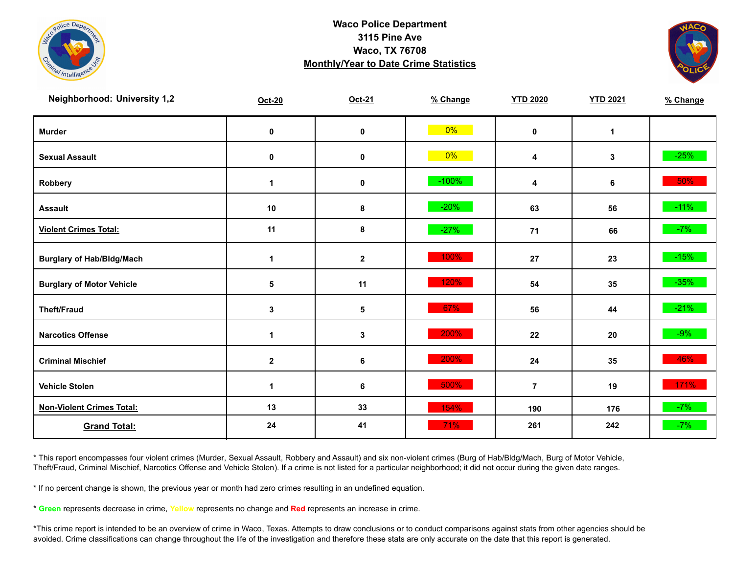# Waco Police Department
## 3115 Pine Ave
## Waco, TX 76708
## Monthly/Year to Date Crime Statistics

**Neighborhood: University 1,2**

| | Oct-20 | Oct-21 | % Change | YTD 2020 | YTD 2021 | % Change |
|---|---|---|---|---|---|---|
| **Murder** | 0 | 0 | 0% | 0 | 1 | |
| **Sexual Assault** | 0 | 0 | 0% | 4 | 3 | -25% |
| **Robbery** | 1 | 0 | -100% | 4 | 6 | 50% |
| **Assault** | 10 | 8 | -20% | 63 | 56 | -11% |
| **Violent Crimes Total:** | 11 | 8 | -27% | 71 | 66 | -7% |
| **Burglary of Hab/Bldg/Mach** | 1 | 2 | 100% | 27 | 23 | -15% |
| **Burglary of Motor Vehicle** | 5 | 11 | 120% | 54 | 35 | -35% |
| **Theft/Fraud** | 3 | 5 | 67% | 56 | 44 | -21% |
| **Narcotics Offense** | 1 | 3 | 200% | 22 | 20 | -9% |
| **Criminal Mischief** | 2 | 6 | 200% | 24 | 35 | 46% |
| **Vehicle Stolen** | 1 | 6 | 500% | 7 | 19 | 171% |
| **Non-Violent Crimes Total:** | 13 | 33 | 154% | 190 | 176 | -7% |
| **Grand Total:** | 24 | 41 | 71% | 261 | 242 | -7% |

* This report encompasses four violent crimes (Murder, Sexual Assault, Robbery and Assault) and six non-violent crimes (Burg of Hab/Bldg/Mach, Burg of Motor Vehicle, Theft/Fraud, Criminal Mischief, Narcotics Offense and Vehicle Stolen). If a crime is not listed for a particular neighborhood; it did not occur during the given date ranges.

* If no percent change is shown, the previous year or month had zero crimes resulting in an undefined equation.

* **Green** represents decrease in crime, **Yellow** represents no change and **Red** represents an increase in crime.

*This crime report is intended to be an overview of crime in Waco, Texas. Attempts to draw conclusions or to conduct comparisons against stats from other agencies should be avoided. Crime classifications can change throughout the life of the investigation and therefore these stats are only accurate on the date that this report is generated.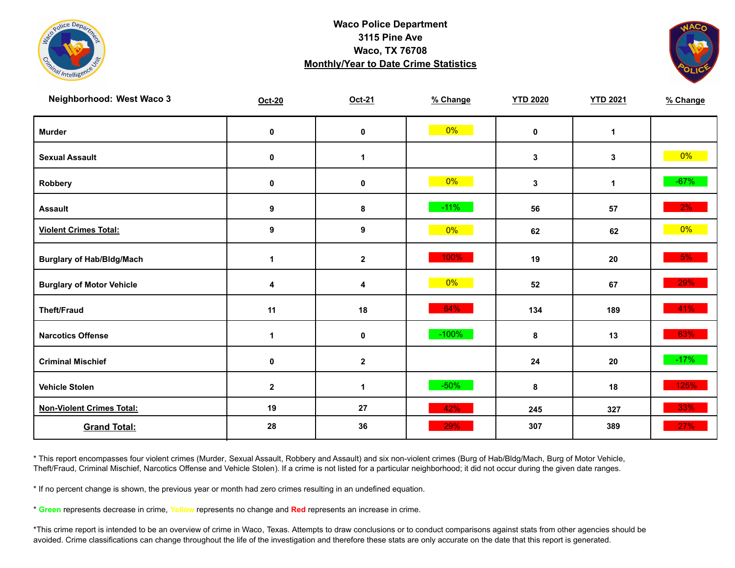# Waco Police Department
## 3115 Pine Ave
## Waco, TX 76708
## Monthly/Year to Date Crime Statistics

**Neighborhood: West Waco 3**

| | Oct-20 | Oct-21 | % Change | YTD 2020 | YTD 2021 | % Change |
|---|---|---|---|---|---|---|
| Murder | 0 | 0 | 0% | 0 | 1 | |
| Sexual Assault | 0 | 1 | | 3 | 3 | 0% |
| Robbery | 0 | 0 | 0% | 3 | 1 | -67% |
| Assault | 9 | 8 | -11% | 56 | 57 | 2% |
| Violent Crimes Total: | 9 | 9 | 0% | 62 | 62 | 0% |
| Burglary of Hab/Bldg/Mach | 1 | 2 | 100% | 19 | 20 | 5% |
| Burglary of Motor Vehicle | 4 | 4 | 0% | 52 | 67 | 29% |
| Theft/Fraud | 11 | 18 | 64% | 134 | 189 | 41% |
| Narcotics Offense | 1 | 0 | -100% | 8 | 13 | 63% |
| Criminal Mischief | 0 | 2 | | 24 | 20 | -17% |
| Vehicle Stolen | 2 | 1 | -50% | 8 | 18 | 125% |
| Non-Violent Crimes Total: | 19 | 27 | 42% | 245 | 327 | 33% |
| Grand Total: | 28 | 36 | 29% | 307 | 389 | 27% |

* This report encompasses four violent crimes (Murder, Sexual Assault, Robbery and Assault) and six non-violent crimes (Burg of Hab/Bldg/Mach, Burg of Motor Vehicle, Theft/Fraud, Criminal Mischief, Narcotics Offense and Vehicle Stolen). If a crime is not listed for a particular neighborhood; it did not occur during the given date ranges.

* If no percent change is shown, the previous year or month had zero crimes resulting in an undefined equation.

* Green represents decrease in crime, Yellow represents no change and Red represents an increase in crime.

*This crime report is intended to be an overview of crime in Waco, Texas. Attempts to draw conclusions or to conduct comparisons against stats from other agencies should be avoided. Crime classifications can change throughout the life of the investigation and therefore these stats are only accurate on the date that this report is generated.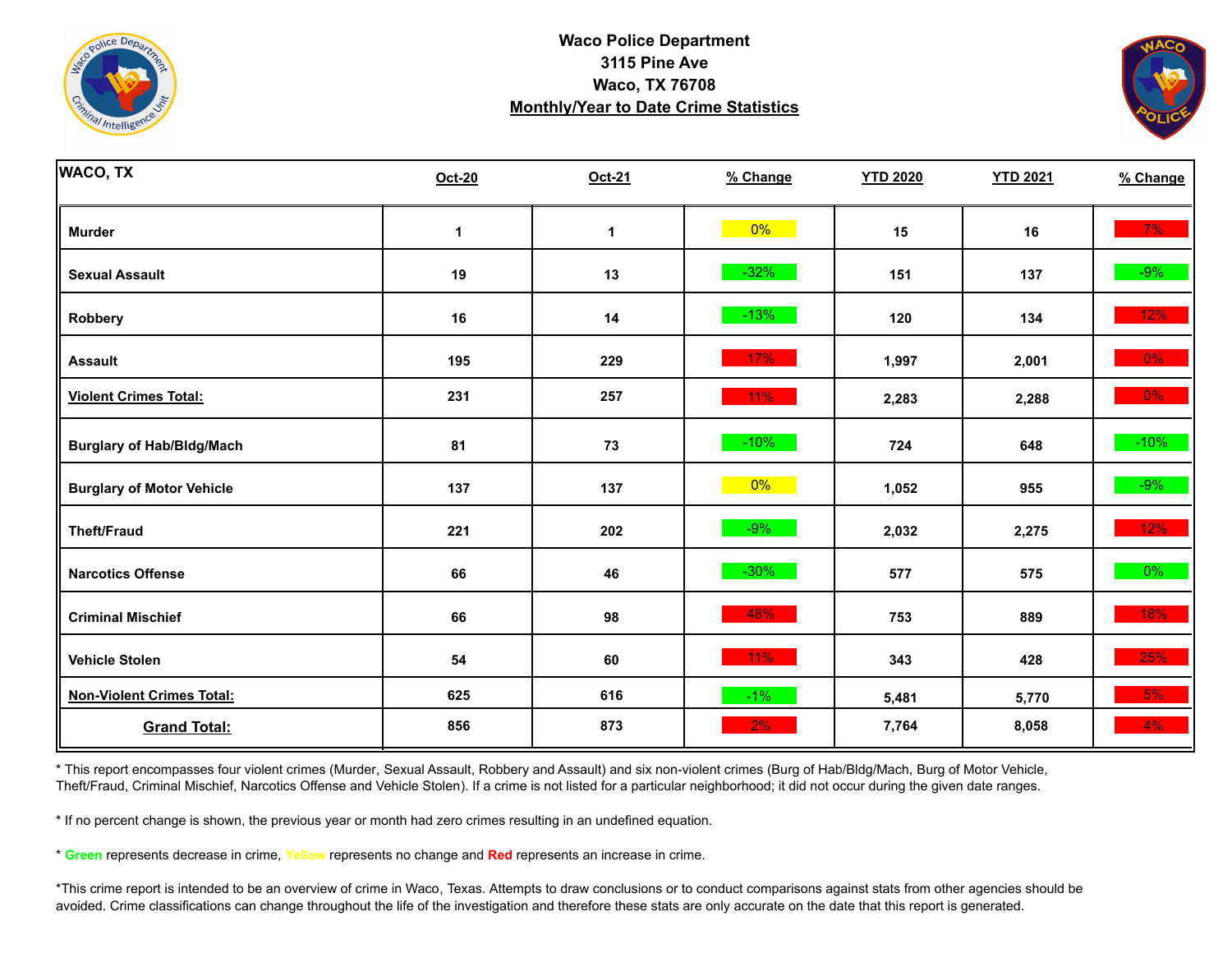**Waco Police Department**
**3115 Pine Ave**
**Waco, TX 76708**
**Monthly/Year to Date Crime Statistics**

| WACO, TX | Oct-20 | Oct-21 | % Change | YTD 2020 | YTD 2021 | % Change |
|---|---|---|---|---|---|---|
| Murder | 1 | 1 | 0% | 15 | 16 | 7% |
| Sexual Assault | 19 | 13 | -32% | 151 | 137 | -9% |
| Robbery | 16 | 14 | -13% | 120 | 134 | 12% |
| Assault | 195 | 229 | 17% | 1,997 | 2,001 | 0% |
| **Violent Crimes Total:** | 231 | 257 | 11% | 2,283 | 2,288 | 0% |
| Burglary of Hab/Bldg/Mach | 81 | 73 | -10% | 724 | 648 | -10% |
| Burglary of Motor Vehicle | 137 | 137 | 0% | 1,052 | 955 | -9% |
| Theft/Fraud | 221 | 202 | -9% | 2,032 | 2,275 | 12% |
| Narcotics Offense | 66 | 46 | -30% | 577 | 575 | 0% |
| Criminal Mischief | 66 | 98 | 48% | 753 | 889 | 18% |
| Vehicle Stolen | 54 | 60 | 11% | 343 | 428 | 25% |
| **Non-Violent Crimes Total:** | 625 | 616 | -1% | 5,481 | 5,770 | 5% |
| **Grand Total:** | 856 | 873 | 2% | 7,764 | 8,058 | 4% |

* This report encompasses four violent crimes (Murder, Sexual Assault, Robbery and Assault) and six non-violent crimes (Burg of Hab/Bldg/Mach, Burg of Motor Vehicle, Theft/Fraud, Criminal Mischief, Narcotics Offense and Vehicle Stolen). If a crime is not listed for a particular neighborhood; it did not occur during the given date ranges.

* If no percent change is shown, the previous year or month had zero crimes resulting in an undefined equation.

* **Green** represents decrease in crime, **Yellow** represents no change and **Red** represents an increase in crime.

*This crime report is intended to be an overview of crime in Waco, Texas. Attempts to draw conclusions or to conduct comparisons against stats from other agencies should be avoided. Crime classifications can change throughout the life of the investigation and therefore these stats are only accurate on the date that this report is generated.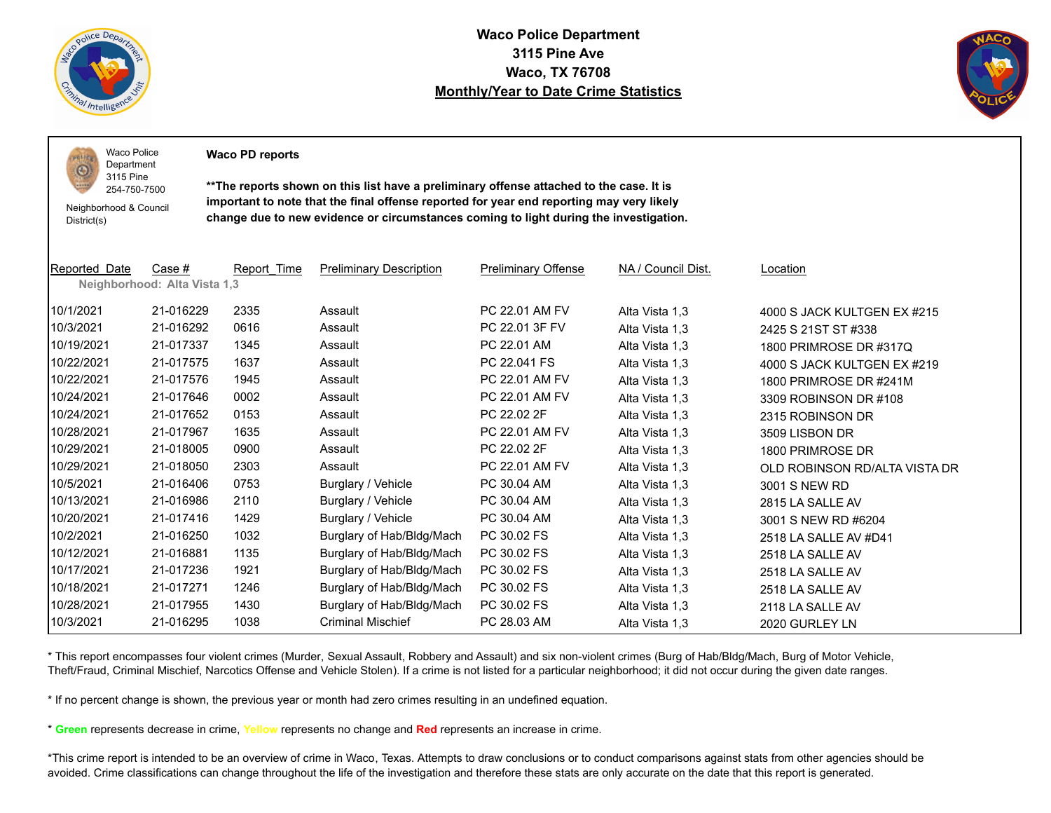# Waco Police Department
## 3115 Pine Ave
## Waco, TX 76708
## Monthly/Year to Date Crime Statistics

Waco Police Department
3115 Pine
254-750-7500

Neighborhood & Council District(s)

**Waco PD reports**

**\*\*The reports shown on this list have a preliminary offense attached to the case. It is important to note that the final offense reported for year end reporting may very likely change due to new evidence or circumstances coming to light during the investigation.**

| Reported_Date | Case # | Report_Time | Preliminary Description | Preliminary Offense | NA / Council Dist. | Location |
|---|---|---|---|---|---|---|
| **Neighborhood: Alta Vista 1,3** | | | | | | |
| 10/1/2021 | 21-016229 | 2335 | Assault | PC 22.01 AM FV | Alta Vista 1,3 | 4000 S JACK KULTGEN EX #215 |
| 10/3/2021 | 21-016292 | 0616 | Assault | PC 22.01 3F FV | Alta Vista 1,3 | 2425 S 21ST ST #338 |
| 10/19/2021 | 21-017337 | 1345 | Assault | PC 22.01 AM | Alta Vista 1,3 | 1800 PRIMROSE DR #317Q |
| 10/22/2021 | 21-017575 | 1637 | Assault | PC 22.041 FS | Alta Vista 1,3 | 4000 S JACK KULTGEN EX #219 |
| 10/22/2021 | 21-017576 | 1945 | Assault | PC 22.01 AM FV | Alta Vista 1,3 | 1800 PRIMROSE DR #241M |
| 10/24/2021 | 21-017646 | 0002 | Assault | PC 22.01 AM FV | Alta Vista 1,3 | 3309 ROBINSON DR #108 |
| 10/24/2021 | 21-017652 | 0153 | Assault | PC 22.02 2F | Alta Vista 1,3 | 2315 ROBINSON DR |
| 10/28/2021 | 21-017967 | 1635 | Assault | PC 22.01 AM FV | Alta Vista 1,3 | 3509 LISBON DR |
| 10/29/2021 | 21-018005 | 0900 | Assault | PC 22.02 2F | Alta Vista 1,3 | 1800 PRIMROSE DR |
| 10/29/2021 | 21-018050 | 2303 | Assault | PC 22.01 AM FV | Alta Vista 1,3 | OLD ROBINSON RD/ALTA VISTA DR |
| 10/5/2021 | 21-016406 | 0753 | Burglary / Vehicle | PC 30.04 AM | Alta Vista 1,3 | 3001 S NEW RD |
| 10/13/2021 | 21-016986 | 2110 | Burglary / Vehicle | PC 30.04 AM | Alta Vista 1,3 | 2815 LA SALLE AV |
| 10/20/2021 | 21-017416 | 1429 | Burglary / Vehicle | PC 30.04 AM | Alta Vista 1,3 | 3001 S NEW RD #6204 |
| 10/2/2021 | 21-016250 | 1032 | Burglary of Hab/Bldg/Mach | PC 30.02 FS | Alta Vista 1,3 | 2518 LA SALLE AV #D41 |
| 10/12/2021 | 21-016881 | 1135 | Burglary of Hab/Bldg/Mach | PC 30.02 FS | Alta Vista 1,3 | 2518 LA SALLE AV |
| 10/17/2021 | 21-017236 | 1921 | Burglary of Hab/Bldg/Mach | PC 30.02 FS | Alta Vista 1,3 | 2518 LA SALLE AV |
| 10/18/2021 | 21-017271 | 1246 | Burglary of Hab/Bldg/Mach | PC 30.02 FS | Alta Vista 1,3 | 2518 LA SALLE AV |
| 10/28/2021 | 21-017955 | 1430 | Burglary of Hab/Bldg/Mach | PC 30.02 FS | Alta Vista 1,3 | 2118 LA SALLE AV |
| 10/3/2021 | 21-016295 | 1038 | Criminal Mischief | PC 28.03 AM | Alta Vista 1,3 | 2020 GURLEY LN |

\* This report encompasses four violent crimes (Murder, Sexual Assault, Robbery and Assault) and six non-violent crimes (Burg of Hab/Bldg/Mach, Burg of Motor Vehicle, Theft/Fraud, Criminal Mischief, Narcotics Offense and Vehicle Stolen). If a crime is not listed for a particular neighborhood; it did not occur during the given date ranges.

\* If no percent change is shown, the previous year or month had zero crimes resulting in an undefined equation.

\* **Green** represents decrease in crime, **Yellow** represents no change and **Red** represents an increase in crime.

\*This crime report is intended to be an overview of crime in Waco, Texas. Attempts to draw conclusions or to conduct comparisons against stats from other agencies should be avoided. Crime classifications can change throughout the life of the investigation and therefore these stats are only accurate on the date that this report is generated.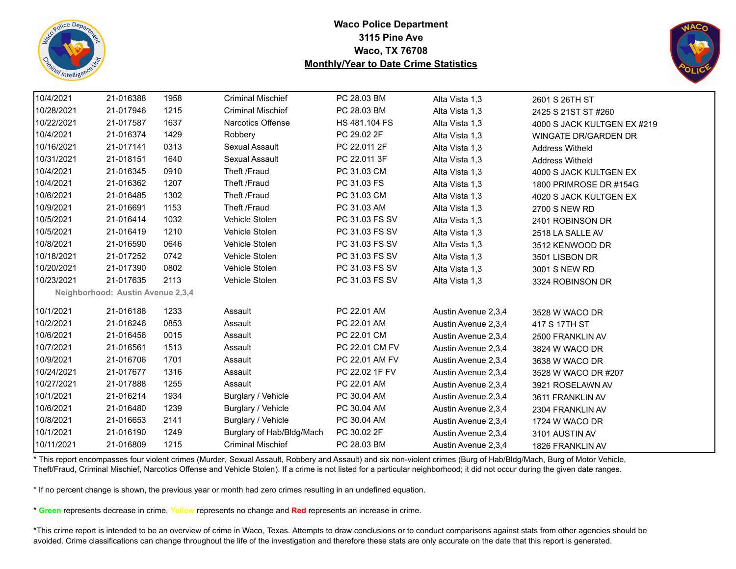# Waco Police Department
## 3115 Pine Ave
## Waco, TX 76708
## Monthly/Year to Date Crime Statistics

| | | | | | | |
|---|---|---|---|---|---|---|
| 10/4/2021 | 21-016388 | 1958 | Criminal Mischief | PC 28.03 BM | Alta Vista 1,3 | 2601 S 26TH ST |
| 10/28/2021 | 21-017946 | 1215 | Criminal Mischief | PC 28.03 BM | Alta Vista 1,3 | 2425 S 21ST ST #260 |
| 10/22/2021 | 21-017587 | 1637 | Narcotics Offense | HS 481.104 FS | Alta Vista 1,3 | 4000 S JACK KULTGEN EX #219 |
| 10/4/2021 | 21-016374 | 1429 | Robbery | PC 29.02 2F | Alta Vista 1,3 | WINGATE DR/GARDEN DR |
| 10/16/2021 | 21-017141 | 0313 | Sexual Assault | PC 22.011 2F | Alta Vista 1,3 | Address Witheld |
| 10/31/2021 | 21-018151 | 1640 | Sexual Assault | PC 22.011 3F | Alta Vista 1,3 | Address Witheld |
| 10/4/2021 | 21-016345 | 0910 | Theft /Fraud | PC 31.03 CM | Alta Vista 1,3 | 4000 S JACK KULTGEN EX |
| 10/4/2021 | 21-016362 | 1207 | Theft /Fraud | PC 31.03 FS | Alta Vista 1,3 | 1800 PRIMROSE DR #154G |
| 10/6/2021 | 21-016485 | 1302 | Theft /Fraud | PC 31.03 CM | Alta Vista 1,3 | 4020 S JACK KULTGEN EX |
| 10/9/2021 | 21-016691 | 1153 | Theft /Fraud | PC 31.03 AM | Alta Vista 1,3 | 2700 S NEW RD |
| 10/5/2021 | 21-016414 | 1032 | Vehicle Stolen | PC 31.03 FS SV | Alta Vista 1,3 | 2401 ROBINSON DR |
| 10/5/2021 | 21-016419 | 1210 | Vehicle Stolen | PC 31.03 FS SV | Alta Vista 1,3 | 2518 LA SALLE AV |
| 10/8/2021 | 21-016590 | 0646 | Vehicle Stolen | PC 31.03 FS SV | Alta Vista 1,3 | 3512 KENWOOD DR |
| 10/18/2021 | 21-017252 | 0742 | Vehicle Stolen | PC 31.03 FS SV | Alta Vista 1,3 | 3501 LISBON DR |
| 10/20/2021 | 21-017390 | 0802 | Vehicle Stolen | PC 31.03 FS SV | Alta Vista 1,3 | 3001 S NEW RD |
| 10/23/2021 | 21-017635 | 2113 | Vehicle Stolen | PC 31.03 FS SV | Alta Vista 1,3 | 3324 ROBINSON DR |
| **Neighborhood: Austin Avenue 2,3,4** | | | | | | |
| 10/1/2021 | 21-016188 | 1233 | Assault | PC 22.01 AM | Austin Avenue 2,3,4 | 3528 W WACO DR |
| 10/2/2021 | 21-016246 | 0853 | Assault | PC 22.01 AM | Austin Avenue 2,3,4 | 417 S 17TH ST |
| 10/6/2021 | 21-016456 | 0015 | Assault | PC 22.01 CM | Austin Avenue 2,3,4 | 2500 FRANKLIN AV |
| 10/7/2021 | 21-016561 | 1513 | Assault | PC 22.01 CM FV | Austin Avenue 2,3,4 | 3824 W WACO DR |
| 10/9/2021 | 21-016706 | 1701 | Assault | PC 22.01 AM FV | Austin Avenue 2,3,4 | 3638 W WACO DR |
| 10/24/2021 | 21-017677 | 1316 | Assault | PC 22.02 1F FV | Austin Avenue 2,3,4 | 3528 W WACO DR #207 |
| 10/27/2021 | 21-017888 | 1255 | Assault | PC 22.01 AM | Austin Avenue 2,3,4 | 3921 ROSELAWN AV |
| 10/1/2021 | 21-016214 | 1934 | Burglary / Vehicle | PC 30.04 AM | Austin Avenue 2,3,4 | 3611 FRANKLIN AV |
| 10/6/2021 | 21-016480 | 1239 | Burglary / Vehicle | PC 30.04 AM | Austin Avenue 2,3,4 | 2304 FRANKLIN AV |
| 10/8/2021 | 21-016653 | 2141 | Burglary / Vehicle | PC 30.04 AM | Austin Avenue 2,3,4 | 1724 W WACO DR |
| 10/1/2021 | 21-016190 | 1249 | Burglary of Hab/Bldg/Mach | PC 30.02 2F | Austin Avenue 2,3,4 | 3101 AUSTIN AV |
| 10/11/2021 | 21-016809 | 1215 | Criminal Mischief | PC 28.03 BM | Austin Avenue 2,3,4 | 1826 FRANKLIN AV |

* This report encompasses four violent crimes (Murder, Sexual Assault, Robbery and Assault) and six non-violent crimes (Burg of Hab/Bldg/Mach, Burg of Motor Vehicle, Theft/Fraud, Criminal Mischief, Narcotics Offense and Vehicle Stolen). If a crime is not listed for a particular neighborhood; it did not occur during the given date ranges.

* If no percent change is shown, the previous year or month had zero crimes resulting in an undefined equation.

* **Green** represents decrease in crime, **Yellow** represents no change and **Red** represents an increase in crime.

*This crime report is intended to be an overview of crime in Waco, Texas. Attempts to draw conclusions or to conduct comparisons against stats from other agencies should be avoided. Crime classifications can change throughout the life of the investigation and therefore these stats are only accurate on the date that this report is generated.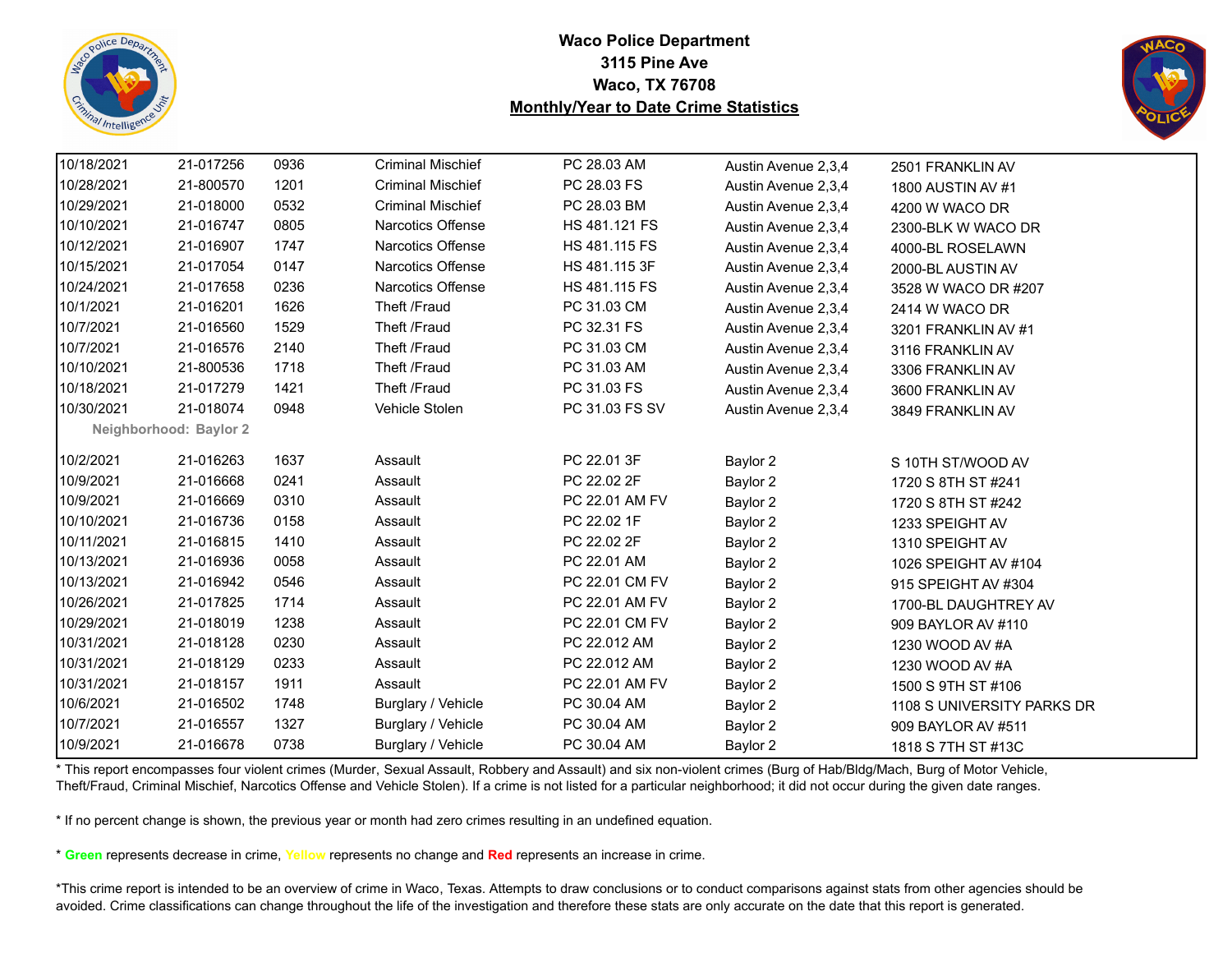**Waco Police Department**
**3115 Pine Ave**
**Waco, TX 76708**
**Monthly/Year to Date Crime Statistics**

| | | | | | | |
|---|---|---|---|---|---|---|
| 10/18/2021 | 21-017256 | 0936 | Criminal Mischief | PC 28.03 AM | Austin Avenue 2,3,4 | 2501 FRANKLIN AV |
| 10/28/2021 | 21-800570 | 1201 | Criminal Mischief | PC 28.03 FS | Austin Avenue 2,3,4 | 1800 AUSTIN AV #1 |
| 10/29/2021 | 21-018000 | 0532 | Criminal Mischief | PC 28.03 BM | Austin Avenue 2,3,4 | 4200 W WACO DR |
| 10/10/2021 | 21-016747 | 0805 | Narcotics Offense | HS 481.121 FS | Austin Avenue 2,3,4 | 2300-BLK W WACO DR |
| 10/12/2021 | 21-016907 | 1747 | Narcotics Offense | HS 481.115 FS | Austin Avenue 2,3,4 | 4000-BL ROSELAWN |
| 10/15/2021 | 21-017054 | 0147 | Narcotics Offense | HS 481.115 3F | Austin Avenue 2,3,4 | 2000-BL AUSTIN AV |
| 10/24/2021 | 21-017658 | 0236 | Narcotics Offense | HS 481.115 FS | Austin Avenue 2,3,4 | 3528 W WACO DR #207 |
| 10/1/2021 | 21-016201 | 1626 | Theft /Fraud | PC 31.03 CM | Austin Avenue 2,3,4 | 2414 W WACO DR |
| 10/7/2021 | 21-016560 | 1529 | Theft /Fraud | PC 32.31 FS | Austin Avenue 2,3,4 | 3201 FRANKLIN AV #1 |
| 10/7/2021 | 21-016576 | 2140 | Theft /Fraud | PC 31.03 CM | Austin Avenue 2,3,4 | 3116 FRANKLIN AV |
| 10/10/2021 | 21-800536 | 1718 | Theft /Fraud | PC 31.03 AM | Austin Avenue 2,3,4 | 3306 FRANKLIN AV |
| 10/18/2021 | 21-017279 | 1421 | Theft /Fraud | PC 31.03 FS | Austin Avenue 2,3,4 | 3600 FRANKLIN AV |
| 10/30/2021 | 21-018074 | 0948 | Vehicle Stolen | PC 31.03 FS SV | Austin Avenue 2,3,4 | 3849 FRANKLIN AV |
| **Neighborhood: Baylor 2** | | | | | | |
| 10/2/2021 | 21-016263 | 1637 | Assault | PC 22.01 3F | Baylor 2 | S 10TH ST/WOOD AV |
| 10/9/2021 | 21-016668 | 0241 | Assault | PC 22.02 2F | Baylor 2 | 1720 S 8TH ST #241 |
| 10/9/2021 | 21-016669 | 0310 | Assault | PC 22.01 AM FV | Baylor 2 | 1720 S 8TH ST #242 |
| 10/10/2021 | 21-016736 | 0158 | Assault | PC 22.02 1F | Baylor 2 | 1233 SPEIGHT AV |
| 10/11/2021 | 21-016815 | 1410 | Assault | PC 22.02 2F | Baylor 2 | 1310 SPEIGHT AV |
| 10/13/2021 | 21-016936 | 0058 | Assault | PC 22.01 AM | Baylor 2 | 1026 SPEIGHT AV #104 |
| 10/13/2021 | 21-016942 | 0546 | Assault | PC 22.01 CM FV | Baylor 2 | 915 SPEIGHT AV #304 |
| 10/26/2021 | 21-017825 | 1714 | Assault | PC 22.01 AM FV | Baylor 2 | 1700-BL DAUGHTREY AV |
| 10/29/2021 | 21-018019 | 1238 | Assault | PC 22.01 CM FV | Baylor 2 | 909 BAYLOR AV #110 |
| 10/31/2021 | 21-018128 | 0230 | Assault | PC 22.012 AM | Baylor 2 | 1230 WOOD AV #A |
| 10/31/2021 | 21-018129 | 0233 | Assault | PC 22.012 AM | Baylor 2 | 1230 WOOD AV #A |
| 10/31/2021 | 21-018157 | 1911 | Assault | PC 22.01 AM FV | Baylor 2 | 1500 S 9TH ST #106 |
| 10/6/2021 | 21-016502 | 1748 | Burglary / Vehicle | PC 30.04 AM | Baylor 2 | 1108 S UNIVERSITY PARKS DR |
| 10/7/2021 | 21-016557 | 1327 | Burglary / Vehicle | PC 30.04 AM | Baylor 2 | 909 BAYLOR AV #511 |
| 10/9/2021 | 21-016678 | 0738 | Burglary / Vehicle | PC 30.04 AM | Baylor 2 | 1818 S 7TH ST #13C |

* This report encompasses four violent crimes (Murder, Sexual Assault, Robbery and Assault) and six non-violent crimes (Burg of Hab/Bldg/Mach, Burg of Motor Vehicle, Theft/Fraud, Criminal Mischief, Narcotics Offense and Vehicle Stolen). If a crime is not listed for a particular neighborhood; it did not occur during the given date ranges.

* If no percent change is shown, the previous year or month had zero crimes resulting in an undefined equation.

* **Green** represents decrease in crime, **Yellow** represents no change and **Red** represents an increase in crime.

*This crime report is intended to be an overview of crime in Waco, Texas. Attempts to draw conclusions or to conduct comparisons against stats from other agencies should be avoided. Crime classifications can change throughout the life of the investigation and therefore these stats are only accurate on the date that this report is generated.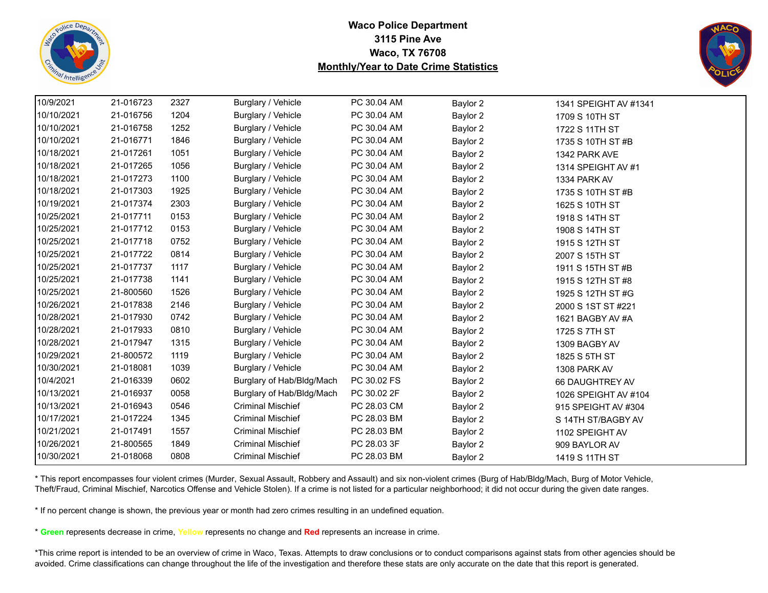**Waco Police Department**
**3115 Pine Ave**
**Waco, TX 76708**
**Monthly/Year to Date Crime Statistics**

| | | | | | | |
|---|---|---|---|---|---|---|
| 10/9/2021 | 21-016723 | 2327 | Burglary / Vehicle | PC 30.04 AM | Baylor 2 | 1341 SPEIGHT AV #1341 |
| 10/10/2021 | 21-016756 | 1204 | Burglary / Vehicle | PC 30.04 AM | Baylor 2 | 1709 S 10TH ST |
| 10/10/2021 | 21-016758 | 1252 | Burglary / Vehicle | PC 30.04 AM | Baylor 2 | 1722 S 11TH ST |
| 10/10/2021 | 21-016771 | 1846 | Burglary / Vehicle | PC 30.04 AM | Baylor 2 | 1735 S 10TH ST #B |
| 10/18/2021 | 21-017261 | 1051 | Burglary / Vehicle | PC 30.04 AM | Baylor 2 | 1342 PARK AVE |
| 10/18/2021 | 21-017265 | 1056 | Burglary / Vehicle | PC 30.04 AM | Baylor 2 | 1314 SPEIGHT AV #1 |
| 10/18/2021 | 21-017273 | 1100 | Burglary / Vehicle | PC 30.04 AM | Baylor 2 | 1334 PARK AV |
| 10/18/2021 | 21-017303 | 1925 | Burglary / Vehicle | PC 30.04 AM | Baylor 2 | 1735 S 10TH ST #B |
| 10/19/2021 | 21-017374 | 2303 | Burglary / Vehicle | PC 30.04 AM | Baylor 2 | 1625 S 10TH ST |
| 10/25/2021 | 21-017711 | 0153 | Burglary / Vehicle | PC 30.04 AM | Baylor 2 | 1918 S 14TH ST |
| 10/25/2021 | 21-017712 | 0153 | Burglary / Vehicle | PC 30.04 AM | Baylor 2 | 1908 S 14TH ST |
| 10/25/2021 | 21-017718 | 0752 | Burglary / Vehicle | PC 30.04 AM | Baylor 2 | 1915 S 12TH ST |
| 10/25/2021 | 21-017722 | 0814 | Burglary / Vehicle | PC 30.04 AM | Baylor 2 | 2007 S 15TH ST |
| 10/25/2021 | 21-017737 | 1117 | Burglary / Vehicle | PC 30.04 AM | Baylor 2 | 1911 S 15TH ST #B |
| 10/25/2021 | 21-017738 | 1141 | Burglary / Vehicle | PC 30.04 AM | Baylor 2 | 1915 S 12TH ST #8 |
| 10/25/2021 | 21-800560 | 1526 | Burglary / Vehicle | PC 30.04 AM | Baylor 2 | 1925 S 12TH ST #G |
| 10/26/2021 | 21-017838 | 2146 | Burglary / Vehicle | PC 30.04 AM | Baylor 2 | 2000 S 1ST ST #221 |
| 10/28/2021 | 21-017930 | 0742 | Burglary / Vehicle | PC 30.04 AM | Baylor 2 | 1621 BAGBY AV #A |
| 10/28/2021 | 21-017933 | 0810 | Burglary / Vehicle | PC 30.04 AM | Baylor 2 | 1725 S 7TH ST |
| 10/28/2021 | 21-017947 | 1315 | Burglary / Vehicle | PC 30.04 AM | Baylor 2 | 1309 BAGBY AV |
| 10/29/2021 | 21-800572 | 1119 | Burglary / Vehicle | PC 30.04 AM | Baylor 2 | 1825 S 5TH ST |
| 10/30/2021 | 21-018081 | 1039 | Burglary / Vehicle | PC 30.04 AM | Baylor 2 | 1308 PARK AV |
| 10/4/2021 | 21-016339 | 0602 | Burglary of Hab/Bldg/Mach | PC 30.02 FS | Baylor 2 | 66 DAUGHTREY AV |
| 10/13/2021 | 21-016937 | 0058 | Burglary of Hab/Bldg/Mach | PC 30.02 2F | Baylor 2 | 1026 SPEIGHT AV #104 |
| 10/13/2021 | 21-016943 | 0546 | Criminal Mischief | PC 28.03 CM | Baylor 2 | 915 SPEIGHT AV #304 |
| 10/17/2021 | 21-017224 | 1345 | Criminal Mischief | PC 28.03 BM | Baylor 2 | S 14TH ST/BAGBY AV |
| 10/21/2021 | 21-017491 | 1557 | Criminal Mischief | PC 28.03 BM | Baylor 2 | 1102 SPEIGHT AV |
| 10/26/2021 | 21-800565 | 1849 | Criminal Mischief | PC 28.03 3F | Baylor 2 | 909 BAYLOR AV |
| 10/30/2021 | 21-018068 | 0808 | Criminal Mischief | PC 28.03 BM | Baylor 2 | 1419 S 11TH ST |

* This report encompasses four violent crimes (Murder, Sexual Assault, Robbery and Assault) and six non-violent crimes (Burg of Hab/Bldg/Mach, Burg of Motor Vehicle, Theft/Fraud, Criminal Mischief, Narcotics Offense and Vehicle Stolen). If a crime is not listed for a particular neighborhood; it did not occur during the given date ranges.

* If no percent change is shown, the previous year or month had zero crimes resulting in an undefined equation.

* **Green** represents decrease in crime, Yellow represents no change and **Red** represents an increase in crime.

*This crime report is intended to be an overview of crime in Waco, Texas. Attempts to draw conclusions or to conduct comparisons against stats from other agencies should be avoided. Crime classifications can change throughout the life of the investigation and therefore these stats are only accurate on the date that this report is generated.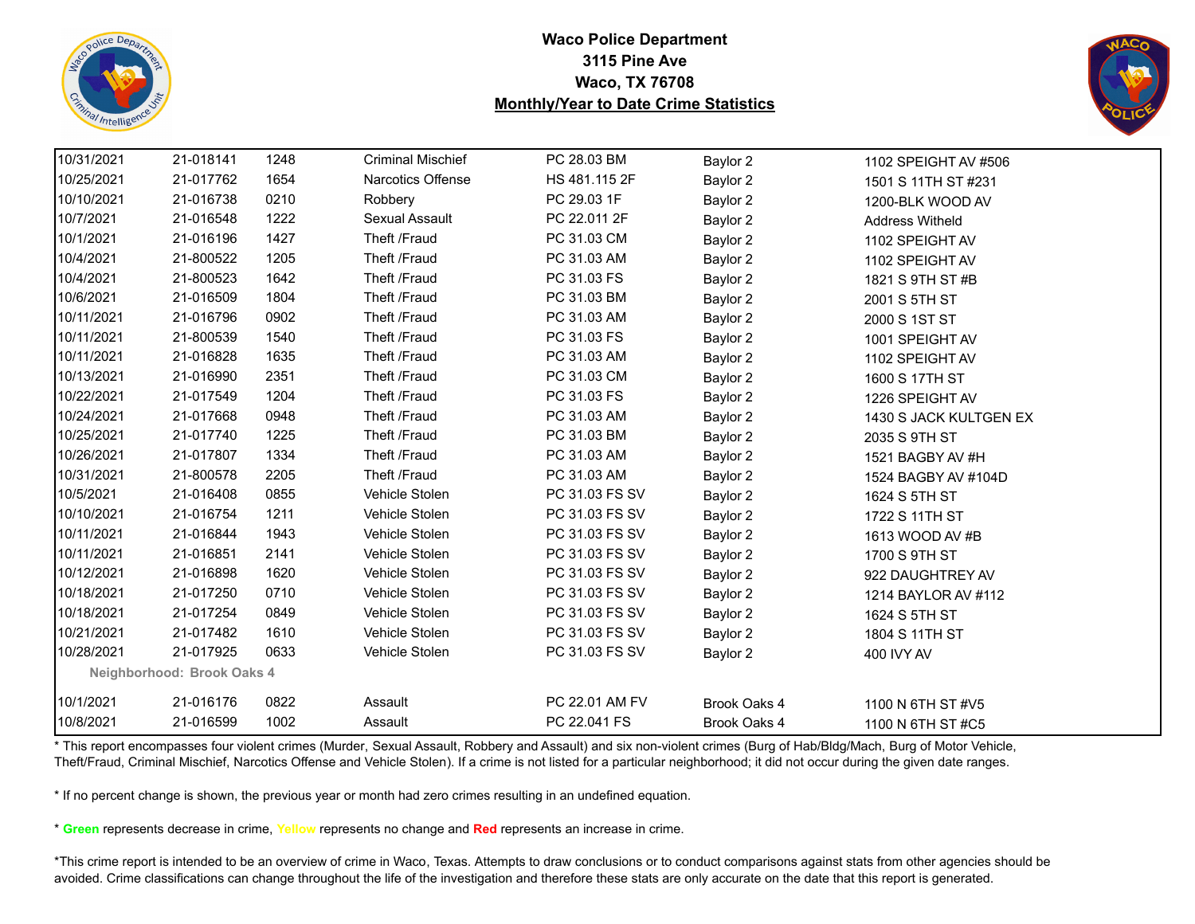**Waco Police Department**
**3115 Pine Ave**
**Waco, TX 76708**
**Monthly/Year to Date Crime Statistics**

| | | | | | | |
|---|---|---|---|---|---|---|
| 10/31/2021 | 21-018141 | 1248 | Criminal Mischief | PC 28.03 BM | Baylor 2 | 1102 SPEIGHT AV #506 |
| 10/25/2021 | 21-017762 | 1654 | Narcotics Offense | HS 481.115 2F | Baylor 2 | 1501 S 11TH ST #231 |
| 10/10/2021 | 21-016738 | 0210 | Robbery | PC 29.03 1F | Baylor 2 | 1200-BLK WOOD AV |
| 10/7/2021 | 21-016548 | 1222 | Sexual Assault | PC 22.011 2F | Baylor 2 | Address Witheld |
| 10/1/2021 | 21-016196 | 1427 | Theft /Fraud | PC 31.03 CM | Baylor 2 | 1102 SPEIGHT AV |
| 10/4/2021 | 21-800522 | 1205 | Theft /Fraud | PC 31.03 AM | Baylor 2 | 1102 SPEIGHT AV |
| 10/4/2021 | 21-800523 | 1642 | Theft /Fraud | PC 31.03 FS | Baylor 2 | 1821 S 9TH ST #B |
| 10/6/2021 | 21-016509 | 1804 | Theft /Fraud | PC 31.03 BM | Baylor 2 | 2001 S 5TH ST |
| 10/11/2021 | 21-016796 | 0902 | Theft /Fraud | PC 31.03 AM | Baylor 2 | 2000 S 1ST ST |
| 10/11/2021 | 21-800539 | 1540 | Theft /Fraud | PC 31.03 FS | Baylor 2 | 1001 SPEIGHT AV |
| 10/11/2021 | 21-016828 | 1635 | Theft /Fraud | PC 31.03 AM | Baylor 2 | 1102 SPEIGHT AV |
| 10/13/2021 | 21-016990 | 2351 | Theft /Fraud | PC 31.03 CM | Baylor 2 | 1600 S 17TH ST |
| 10/22/2021 | 21-017549 | 1204 | Theft /Fraud | PC 31.03 FS | Baylor 2 | 1226 SPEIGHT AV |
| 10/24/2021 | 21-017668 | 0948 | Theft /Fraud | PC 31.03 AM | Baylor 2 | 1430 S JACK KULTGEN EX |
| 10/25/2021 | 21-017740 | 1225 | Theft /Fraud | PC 31.03 BM | Baylor 2 | 2035 S 9TH ST |
| 10/26/2021 | 21-017807 | 1334 | Theft /Fraud | PC 31.03 AM | Baylor 2 | 1521 BAGBY AV #H |
| 10/31/2021 | 21-800578 | 2205 | Theft /Fraud | PC 31.03 AM | Baylor 2 | 1524 BAGBY AV #104D |
| 10/5/2021 | 21-016408 | 0855 | Vehicle Stolen | PC 31.03 FS SV | Baylor 2 | 1624 S 5TH ST |
| 10/10/2021 | 21-016754 | 1211 | Vehicle Stolen | PC 31.03 FS SV | Baylor 2 | 1722 S 11TH ST |
| 10/11/2021 | 21-016844 | 1943 | Vehicle Stolen | PC 31.03 FS SV | Baylor 2 | 1613 WOOD AV #B |
| 10/11/2021 | 21-016851 | 2141 | Vehicle Stolen | PC 31.03 FS SV | Baylor 2 | 1700 S 9TH ST |
| 10/12/2021 | 21-016898 | 1620 | Vehicle Stolen | PC 31.03 FS SV | Baylor 2 | 922 DAUGHTREY AV |
| 10/18/2021 | 21-017250 | 0710 | Vehicle Stolen | PC 31.03 FS SV | Baylor 2 | 1214 BAYLOR AV #112 |
| 10/18/2021 | 21-017254 | 0849 | Vehicle Stolen | PC 31.03 FS SV | Baylor 2 | 1624 S 5TH ST |
| 10/21/2021 | 21-017482 | 1610 | Vehicle Stolen | PC 31.03 FS SV | Baylor 2 | 1804 S 11TH ST |
| 10/28/2021 | 21-017925 | 0633 | Vehicle Stolen | PC 31.03 FS SV | Baylor 2 | 400 IVY AV |
| **Neighborhood: Brook Oaks 4** | | | | | | |
| 10/1/2021 | 21-016176 | 0822 | Assault | PC 22.01 AM FV | Brook Oaks 4 | 1100 N 6TH ST #V5 |
| 10/8/2021 | 21-016599 | 1002 | Assault | PC 22.041 FS | Brook Oaks 4 | 1100 N 6TH ST #C5 |

* This report encompasses four violent crimes (Murder, Sexual Assault, Robbery and Assault) and six non-violent crimes (Burg of Hab/Bldg/Mach, Burg of Motor Vehicle, Theft/Fraud, Criminal Mischief, Narcotics Offense and Vehicle Stolen). If a crime is not listed for a particular neighborhood; it did not occur during the given date ranges.

* If no percent change is shown, the previous year or month had zero crimes resulting in an undefined equation.

* Green represents decrease in crime, Yellow represents no change and Red represents an increase in crime.

*This crime report is intended to be an overview of crime in Waco, Texas. Attempts to draw conclusions or to conduct comparisons against stats from other agencies should be avoided. Crime classifications can change throughout the life of the investigation and therefore these stats are only accurate on the date that this report is generated.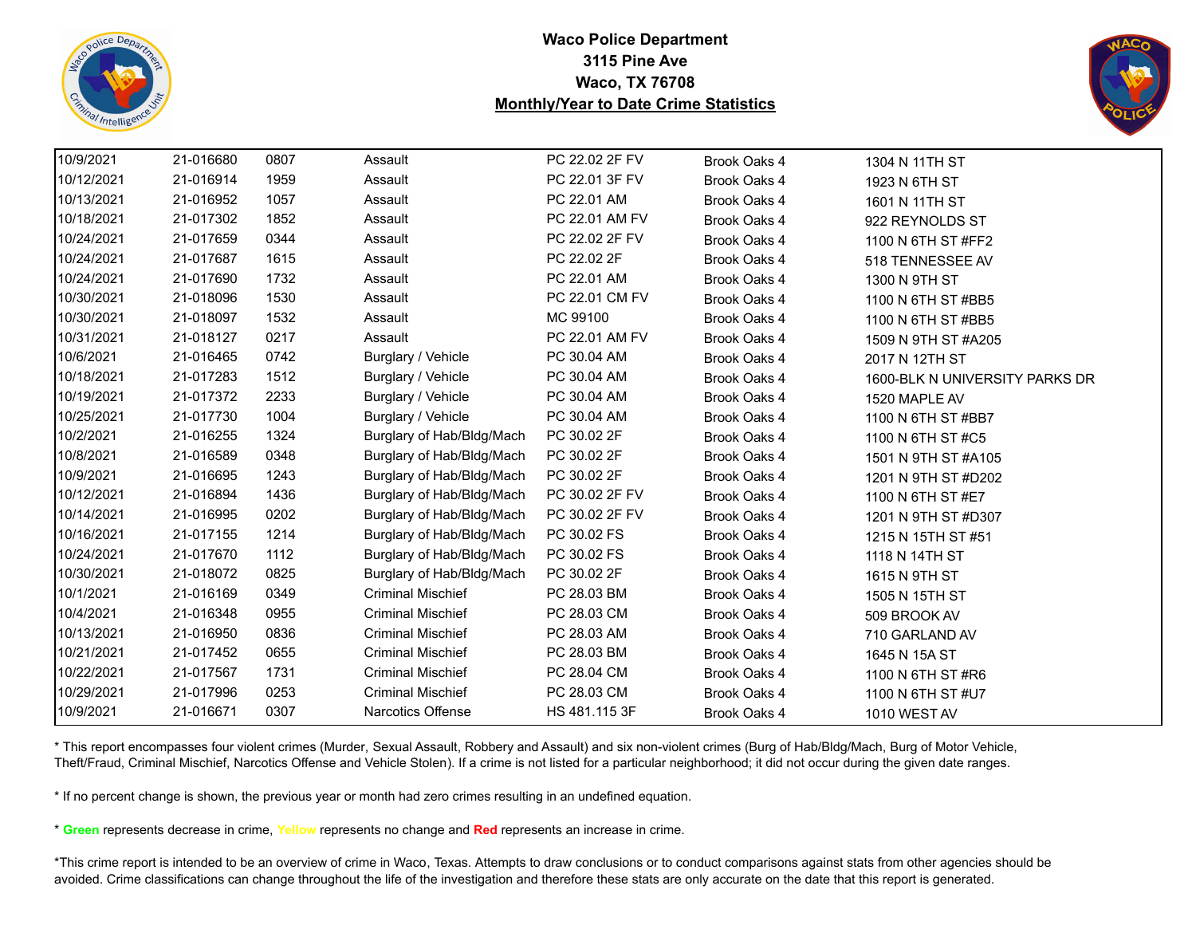**Waco Police Department**
**3115 Pine Ave**
**Waco, TX 76708**
**Monthly/Year to Date Crime Statistics**

| | | | | | | |
|---|---|---|---|---|---|---|
| 10/9/2021 | 21-016680 | 0807 | Assault | PC 22.02 2F FV | Brook Oaks 4 | 1304 N 11TH ST |
| 10/12/2021 | 21-016914 | 1959 | Assault | PC 22.01 3F FV | Brook Oaks 4 | 1923 N 6TH ST |
| 10/13/2021 | 21-016952 | 1057 | Assault | PC 22.01 AM | Brook Oaks 4 | 1601 N 11TH ST |
| 10/18/2021 | 21-017302 | 1852 | Assault | PC 22.01 AM FV | Brook Oaks 4 | 922 REYNOLDS ST |
| 10/24/2021 | 21-017659 | 0344 | Assault | PC 22.02 2F FV | Brook Oaks 4 | 1100 N 6TH ST #FF2 |
| 10/24/2021 | 21-017687 | 1615 | Assault | PC 22.02 2F | Brook Oaks 4 | 518 TENNESSEE AV |
| 10/24/2021 | 21-017690 | 1732 | Assault | PC 22.01 AM | Brook Oaks 4 | 1300 N 9TH ST |
| 10/30/2021 | 21-018096 | 1530 | Assault | PC 22.01 CM FV | Brook Oaks 4 | 1100 N 6TH ST #BB5 |
| 10/30/2021 | 21-018097 | 1532 | Assault | MC 99100 | Brook Oaks 4 | 1100 N 6TH ST #BB5 |
| 10/31/2021 | 21-018127 | 0217 | Assault | PC 22.01 AM FV | Brook Oaks 4 | 1509 N 9TH ST #A205 |
| 10/6/2021 | 21-016465 | 0742 | Burglary / Vehicle | PC 30.04 AM | Brook Oaks 4 | 2017 N 12TH ST |
| 10/18/2021 | 21-017283 | 1512 | Burglary / Vehicle | PC 30.04 AM | Brook Oaks 4 | 1600-BLK N UNIVERSITY PARKS DR |
| 10/19/2021 | 21-017372 | 2233 | Burglary / Vehicle | PC 30.04 AM | Brook Oaks 4 | 1520 MAPLE AV |
| 10/25/2021 | 21-017730 | 1004 | Burglary / Vehicle | PC 30.04 AM | Brook Oaks 4 | 1100 N 6TH ST #BB7 |
| 10/2/2021 | 21-016255 | 1324 | Burglary of Hab/Bldg/Mach | PC 30.02 2F | Brook Oaks 4 | 1100 N 6TH ST #C5 |
| 10/8/2021 | 21-016589 | 0348 | Burglary of Hab/Bldg/Mach | PC 30.02 2F | Brook Oaks 4 | 1501 N 9TH ST #A105 |
| 10/9/2021 | 21-016695 | 1243 | Burglary of Hab/Bldg/Mach | PC 30.02 2F | Brook Oaks 4 | 1201 N 9TH ST #D202 |
| 10/12/2021 | 21-016894 | 1436 | Burglary of Hab/Bldg/Mach | PC 30.02 2F FV | Brook Oaks 4 | 1100 N 6TH ST #E7 |
| 10/14/2021 | 21-016995 | 0202 | Burglary of Hab/Bldg/Mach | PC 30.02 2F FV | Brook Oaks 4 | 1201 N 9TH ST #D307 |
| 10/16/2021 | 21-017155 | 1214 | Burglary of Hab/Bldg/Mach | PC 30.02 FS | Brook Oaks 4 | 1215 N 15TH ST #51 |
| 10/24/2021 | 21-017670 | 1112 | Burglary of Hab/Bldg/Mach | PC 30.02 FS | Brook Oaks 4 | 1118 N 14TH ST |
| 10/30/2021 | 21-018072 | 0825 | Burglary of Hab/Bldg/Mach | PC 30.02 2F | Brook Oaks 4 | 1615 N 9TH ST |
| 10/1/2021 | 21-016169 | 0349 | Criminal Mischief | PC 28.03 BM | Brook Oaks 4 | 1505 N 15TH ST |
| 10/4/2021 | 21-016348 | 0955 | Criminal Mischief | PC 28.03 CM | Brook Oaks 4 | 509 BROOK AV |
| 10/13/2021 | 21-016950 | 0836 | Criminal Mischief | PC 28.03 AM | Brook Oaks 4 | 710 GARLAND AV |
| 10/21/2021 | 21-017452 | 0655 | Criminal Mischief | PC 28.03 BM | Brook Oaks 4 | 1645 N 15A ST |
| 10/22/2021 | 21-017567 | 1731 | Criminal Mischief | PC 28.04 CM | Brook Oaks 4 | 1100 N 6TH ST #R6 |
| 10/29/2021 | 21-017996 | 0253 | Criminal Mischief | PC 28.03 CM | Brook Oaks 4 | 1100 N 6TH ST #U7 |
| 10/9/2021 | 21-016671 | 0307 | Narcotics Offense | HS 481.115 3F | Brook Oaks 4 | 1010 WEST AV |

* This report encompasses four violent crimes (Murder, Sexual Assault, Robbery and Assault) and six non-violent crimes (Burg of Hab/Bldg/Mach, Burg of Motor Vehicle, Theft/Fraud, Criminal Mischief, Narcotics Offense and Vehicle Stolen). If a crime is not listed for a particular neighborhood; it did not occur during the given date ranges.

* If no percent change is shown, the previous year or month had zero crimes resulting in an undefined equation.

* **Green** represents decrease in crime, **Yellow** represents no change and **Red** represents an increase in crime.

*This crime report is intended to be an overview of crime in Waco, Texas. Attempts to draw conclusions or to conduct comparisons against stats from other agencies should be avoided. Crime classifications can change throughout the life of the investigation and therefore these stats are only accurate on the date that this report is generated.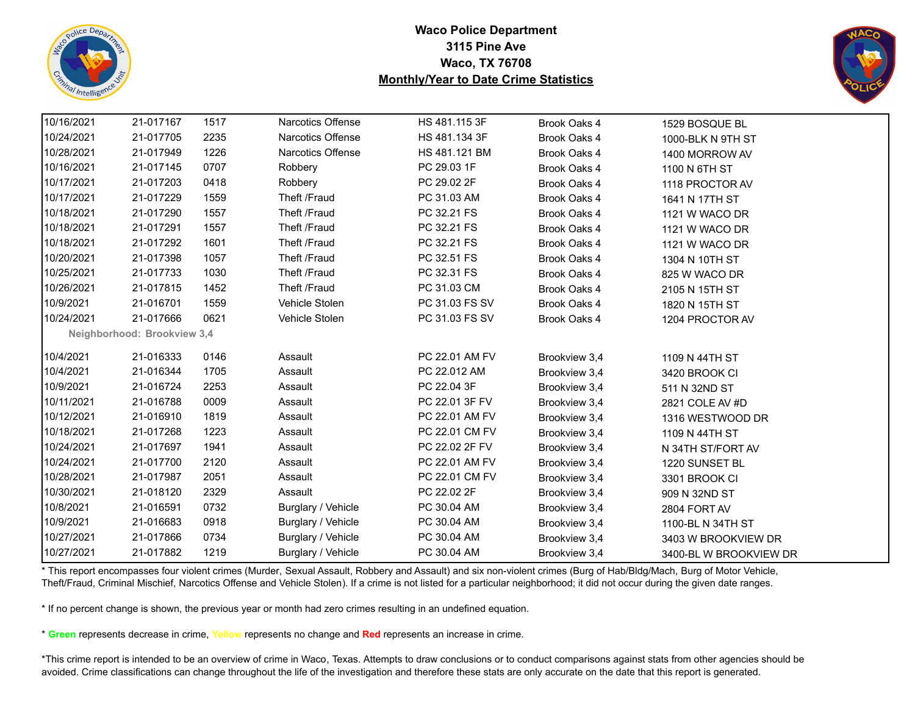**Waco Police Department**
**3115 Pine Ave**
**Waco, TX 76708**
**Monthly/Year to Date Crime Statistics**

| | | | | | | |
|---|---|---|---|---|---|---|
| 10/16/2021 | 21-017167 | 1517 | Narcotics Offense | HS 481.115 3F | Brook Oaks 4 | 1529 BOSQUE BL |
| 10/24/2021 | 21-017705 | 2235 | Narcotics Offense | HS 481.134 3F | Brook Oaks 4 | 1000-BLK N 9TH ST |
| 10/28/2021 | 21-017949 | 1226 | Narcotics Offense | HS 481.121 BM | Brook Oaks 4 | 1400 MORROW AV |
| 10/16/2021 | 21-017145 | 0707 | Robbery | PC 29.03 1F | Brook Oaks 4 | 1100 N 6TH ST |
| 10/17/2021 | 21-017203 | 0418 | Robbery | PC 29.02 2F | Brook Oaks 4 | 1118 PROCTOR AV |
| 10/17/2021 | 21-017229 | 1559 | Theft /Fraud | PC 31.03 AM | Brook Oaks 4 | 1641 N 17TH ST |
| 10/18/2021 | 21-017290 | 1557 | Theft /Fraud | PC 32.21 FS | Brook Oaks 4 | 1121 W WACO DR |
| 10/18/2021 | 21-017291 | 1557 | Theft /Fraud | PC 32.21 FS | Brook Oaks 4 | 1121 W WACO DR |
| 10/18/2021 | 21-017292 | 1601 | Theft /Fraud | PC 32.21 FS | Brook Oaks 4 | 1121 W WACO DR |
| 10/20/2021 | 21-017398 | 1057 | Theft /Fraud | PC 32.51 FS | Brook Oaks 4 | 1304 N 10TH ST |
| 10/25/2021 | 21-017733 | 1030 | Theft /Fraud | PC 32.31 FS | Brook Oaks 4 | 825 W WACO DR |
| 10/26/2021 | 21-017815 | 1452 | Theft /Fraud | PC 31.03 CM | Brook Oaks 4 | 2105 N 15TH ST |
| 10/9/2021 | 21-016701 | 1559 | Vehicle Stolen | PC 31.03 FS SV | Brook Oaks 4 | 1820 N 15TH ST |
| 10/24/2021 | 21-017666 | 0621 | Vehicle Stolen | PC 31.03 FS SV | Brook Oaks 4 | 1204 PROCTOR AV |
| **Neighborhood: Brookview 3,4** | | | | | | |
| 10/4/2021 | 21-016333 | 0146 | Assault | PC 22.01 AM FV | Brookview 3,4 | 1109 N 44TH ST |
| 10/4/2021 | 21-016344 | 1705 | Assault | PC 22.012 AM | Brookview 3,4 | 3420 BROOK CI |
| 10/9/2021 | 21-016724 | 2253 | Assault | PC 22.04 3F | Brookview 3,4 | 511 N 32ND ST |
| 10/11/2021 | 21-016788 | 0009 | Assault | PC 22.01 3F FV | Brookview 3,4 | 2821 COLE AV #D |
| 10/12/2021 | 21-016910 | 1819 | Assault | PC 22.01 AM FV | Brookview 3,4 | 1316 WESTWOOD DR |
| 10/18/2021 | 21-017268 | 1223 | Assault | PC 22.01 CM FV | Brookview 3,4 | 1109 N 44TH ST |
| 10/24/2021 | 21-017697 | 1941 | Assault | PC 22.02 2F FV | Brookview 3,4 | N 34TH ST/FORT AV |
| 10/24/2021 | 21-017700 | 2120 | Assault | PC 22.01 AM FV | Brookview 3,4 | 1220 SUNSET BL |
| 10/28/2021 | 21-017987 | 2051 | Assault | PC 22.01 CM FV | Brookview 3,4 | 3301 BROOK CI |
| 10/30/2021 | 21-018120 | 2329 | Assault | PC 22.02 2F | Brookview 3,4 | 909 N 32ND ST |
| 10/8/2021 | 21-016591 | 0732 | Burglary / Vehicle | PC 30.04 AM | Brookview 3,4 | 2804 FORT AV |
| 10/9/2021 | 21-016683 | 0918 | Burglary / Vehicle | PC 30.04 AM | Brookview 3,4 | 1100-BL N 34TH ST |
| 10/27/2021 | 21-017866 | 0734 | Burglary / Vehicle | PC 30.04 AM | Brookview 3,4 | 3403 W BROOKVIEW DR |
| 10/27/2021 | 21-017882 | 1219 | Burglary / Vehicle | PC 30.04 AM | Brookview 3,4 | 3400-BL W BROOKVIEW DR |

* This report encompasses four violent crimes (Murder, Sexual Assault, Robbery and Assault) and six non-violent crimes (Burg of Hab/Bldg/Mach, Burg of Motor Vehicle, Theft/Fraud, Criminal Mischief, Narcotics Offense and Vehicle Stolen). If a crime is not listed for a particular neighborhood; it did not occur during the given date ranges.

* If no percent change is shown, the previous year or month had zero crimes resulting in an undefined equation.

* **Green** represents decrease in crime, **Yellow** represents no change and **Red** represents an increase in crime.

*This crime report is intended to be an overview of crime in Waco, Texas. Attempts to draw conclusions or to conduct comparisons against stats from other agencies should be avoided. Crime classifications can change throughout the life of the investigation and therefore these stats are only accurate on the date that this report is generated.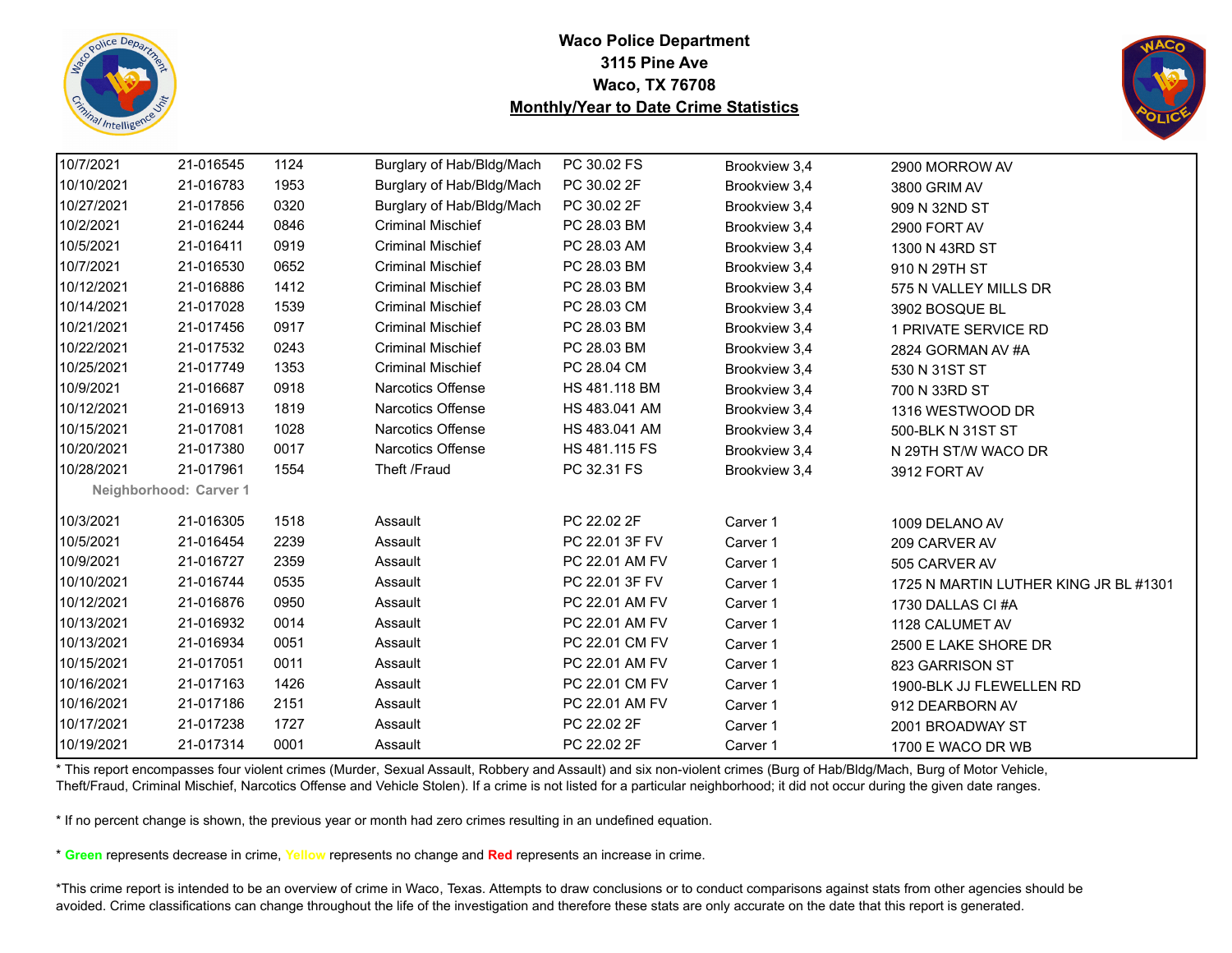**Waco Police Department**
**3115 Pine Ave**
**Waco, TX 76708**
**Monthly/Year to Date Crime Statistics**

| | | | | | | |
|---|---|---|---|---|---|---|
| 10/7/2021 | 21-016545 | 1124 | Burglary of Hab/Bldg/Mach | PC 30.02 FS | Brookview 3,4 | 2900 MORROW AV |
| 10/10/2021 | 21-016783 | 1953 | Burglary of Hab/Bldg/Mach | PC 30.02 2F | Brookview 3,4 | 3800 GRIM AV |
| 10/27/2021 | 21-017856 | 0320 | Burglary of Hab/Bldg/Mach | PC 30.02 2F | Brookview 3,4 | 909 N 32ND ST |
| 10/2/2021 | 21-016244 | 0846 | Criminal Mischief | PC 28.03 BM | Brookview 3,4 | 2900 FORT AV |
| 10/5/2021 | 21-016411 | 0919 | Criminal Mischief | PC 28.03 AM | Brookview 3,4 | 1300 N 43RD ST |
| 10/7/2021 | 21-016530 | 0652 | Criminal Mischief | PC 28.03 BM | Brookview 3,4 | 910 N 29TH ST |
| 10/12/2021 | 21-016886 | 1412 | Criminal Mischief | PC 28.03 BM | Brookview 3,4 | 575 N VALLEY MILLS DR |
| 10/14/2021 | 21-017028 | 1539 | Criminal Mischief | PC 28.03 CM | Brookview 3,4 | 3902 BOSQUE BL |
| 10/21/2021 | 21-017456 | 0917 | Criminal Mischief | PC 28.03 BM | Brookview 3,4 | 1 PRIVATE SERVICE RD |
| 10/22/2021 | 21-017532 | 0243 | Criminal Mischief | PC 28.03 BM | Brookview 3,4 | 2824 GORMAN AV #A |
| 10/25/2021 | 21-017749 | 1353 | Criminal Mischief | PC 28.04 CM | Brookview 3,4 | 530 N 31ST ST |
| 10/9/2021 | 21-016687 | 0918 | Narcotics Offense | HS 481.118 BM | Brookview 3,4 | 700 N 33RD ST |
| 10/12/2021 | 21-016913 | 1819 | Narcotics Offense | HS 483.041 AM | Brookview 3,4 | 1316 WESTWOOD DR |
| 10/15/2021 | 21-017081 | 1028 | Narcotics Offense | HS 483.041 AM | Brookview 3,4 | 500-BLK N 31ST ST |
| 10/20/2021 | 21-017380 | 0017 | Narcotics Offense | HS 481.115 FS | Brookview 3,4 | N 29TH ST/W WACO DR |
| 10/28/2021 | 21-017961 | 1554 | Theft /Fraud | PC 32.31 FS | Brookview 3,4 | 3912 FORT AV |
| **Neighborhood: Carver 1** | | | | | | |
| 10/3/2021 | 21-016305 | 1518 | Assault | PC 22.02 2F | Carver 1 | 1009 DELANO AV |
| 10/5/2021 | 21-016454 | 2239 | Assault | PC 22.01 3F FV | Carver 1 | 209 CARVER AV |
| 10/9/2021 | 21-016727 | 2359 | Assault | PC 22.01 AM FV | Carver 1 | 505 CARVER AV |
| 10/10/2021 | 21-016744 | 0535 | Assault | PC 22.01 3F FV | Carver 1 | 1725 N MARTIN LUTHER KING JR BL #1301 |
| 10/12/2021 | 21-016876 | 0950 | Assault | PC 22.01 AM FV | Carver 1 | 1730 DALLAS CI #A |
| 10/13/2021 | 21-016932 | 0014 | Assault | PC 22.01 AM FV | Carver 1 | 1128 CALUMET AV |
| 10/13/2021 | 21-016934 | 0051 | Assault | PC 22.01 CM FV | Carver 1 | 2500 E LAKE SHORE DR |
| 10/15/2021 | 21-017051 | 0011 | Assault | PC 22.01 AM FV | Carver 1 | 823 GARRISON ST |
| 10/16/2021 | 21-017163 | 1426 | Assault | PC 22.01 CM FV | Carver 1 | 1900-BLK JJ FLEWELLEN RD |
| 10/16/2021 | 21-017186 | 2151 | Assault | PC 22.01 AM FV | Carver 1 | 912 DEARBORN AV |
| 10/17/2021 | 21-017238 | 1727 | Assault | PC 22.02 2F | Carver 1 | 2001 BROADWAY ST |
| 10/19/2021 | 21-017314 | 0001 | Assault | PC 22.02 2F | Carver 1 | 1700 E WACO DR WB |

* This report encompasses four violent crimes (Murder, Sexual Assault, Robbery and Assault) and six non-violent crimes (Burg of Hab/Bldg/Mach, Burg of Motor Vehicle, Theft/Fraud, Criminal Mischief, Narcotics Offense and Vehicle Stolen). If a crime is not listed for a particular neighborhood; it did not occur during the given date ranges.

* If no percent change is shown, the previous year or month had zero crimes resulting in an undefined equation.

* **Green** represents decrease in crime, **Yellow** represents no change and **Red** represents an increase in crime.

*This crime report is intended to be an overview of crime in Waco, Texas. Attempts to draw conclusions or to conduct comparisons against stats from other agencies should be avoided. Crime classifications can change throughout the life of the investigation and therefore these stats are only accurate on the date that this report is generated.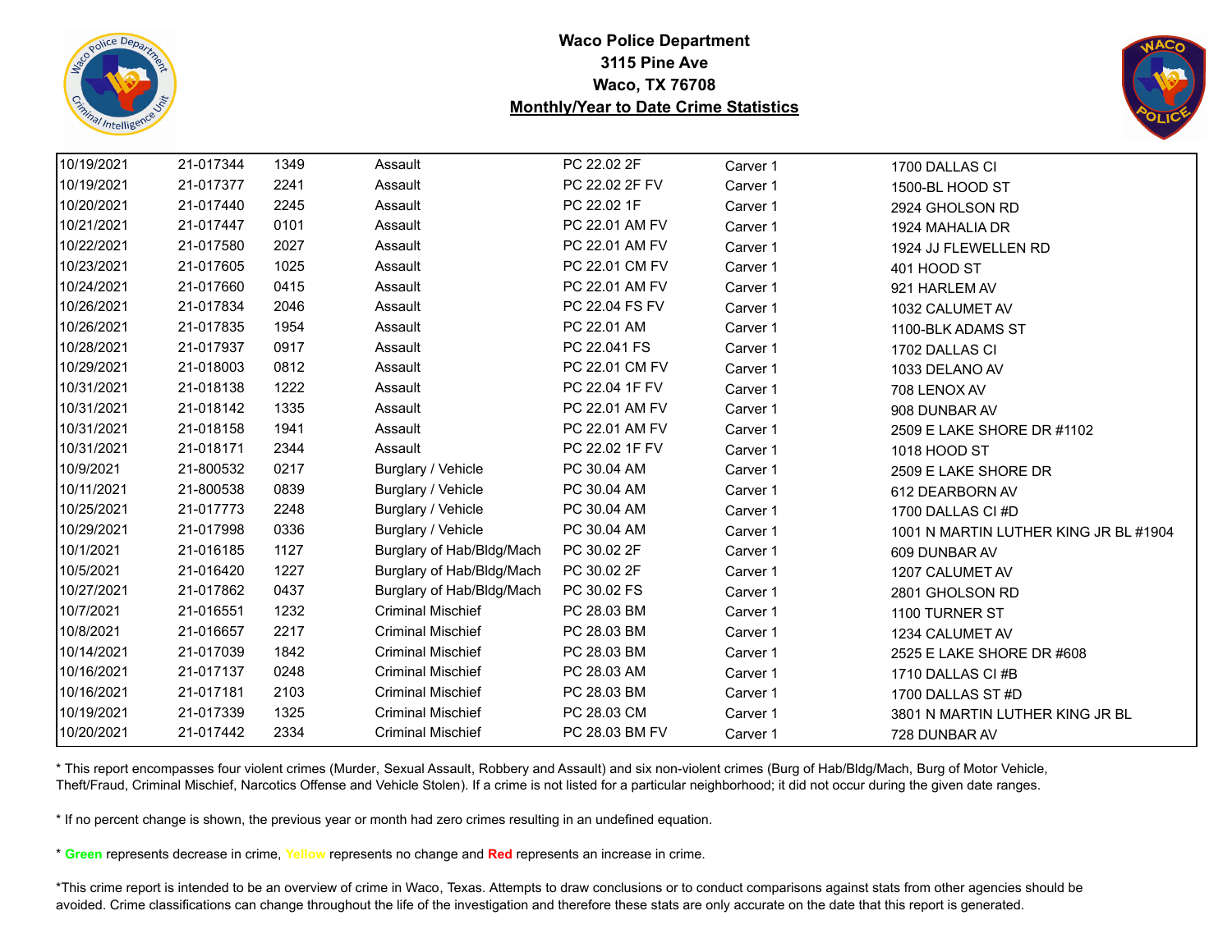**Waco Police Department**
**3115 Pine Ave**
**Waco, TX 76708**
**Monthly/Year to Date Crime Statistics**

| | | | | | | |
|---|---|---|---|---|---|---|
| 10/19/2021 | 21-017344 | 1349 | Assault | PC 22.02 2F | Carver 1 | 1700 DALLAS CI |
| 10/19/2021 | 21-017377 | 2241 | Assault | PC 22.02 2F FV | Carver 1 | 1500-BL HOOD ST |
| 10/20/2021 | 21-017440 | 2245 | Assault | PC 22.02 1F | Carver 1 | 2924 GHOLSON RD |
| 10/21/2021 | 21-017447 | 0101 | Assault | PC 22.01 AM FV | Carver 1 | 1924 MAHALIA DR |
| 10/22/2021 | 21-017580 | 2027 | Assault | PC 22.01 AM FV | Carver 1 | 1924 JJ FLEWELLEN RD |
| 10/23/2021 | 21-017605 | 1025 | Assault | PC 22.01 CM FV | Carver 1 | 401 HOOD ST |
| 10/24/2021 | 21-017660 | 0415 | Assault | PC 22.01 AM FV | Carver 1 | 921 HARLEM AV |
| 10/26/2021 | 21-017834 | 2046 | Assault | PC 22.04 FS FV | Carver 1 | 1032 CALUMET AV |
| 10/26/2021 | 21-017835 | 1954 | Assault | PC 22.01 AM | Carver 1 | 1100-BLK ADAMS ST |
| 10/28/2021 | 21-017937 | 0917 | Assault | PC 22.041 FS | Carver 1 | 1702 DALLAS CI |
| 10/29/2021 | 21-018003 | 0812 | Assault | PC 22.01 CM FV | Carver 1 | 1033 DELANO AV |
| 10/31/2021 | 21-018138 | 1222 | Assault | PC 22.04 1F FV | Carver 1 | 708 LENOX AV |
| 10/31/2021 | 21-018142 | 1335 | Assault | PC 22.01 AM FV | Carver 1 | 908 DUNBAR AV |
| 10/31/2021 | 21-018158 | 1941 | Assault | PC 22.01 AM FV | Carver 1 | 2509 E LAKE SHORE DR #1102 |
| 10/31/2021 | 21-018171 | 2344 | Assault | PC 22.02 1F FV | Carver 1 | 1018 HOOD ST |
| 10/9/2021 | 21-800532 | 0217 | Burglary / Vehicle | PC 30.04 AM | Carver 1 | 2509 E LAKE SHORE DR |
| 10/11/2021 | 21-800538 | 0839 | Burglary / Vehicle | PC 30.04 AM | Carver 1 | 612 DEARBORN AV |
| 10/25/2021 | 21-017773 | 2248 | Burglary / Vehicle | PC 30.04 AM | Carver 1 | 1700 DALLAS CI #D |
| 10/29/2021 | 21-017998 | 0336 | Burglary / Vehicle | PC 30.04 AM | Carver 1 | 1001 N MARTIN LUTHER KING JR BL #1904 |
| 10/1/2021 | 21-016185 | 1127 | Burglary of Hab/Bldg/Mach | PC 30.02 2F | Carver 1 | 609 DUNBAR AV |
| 10/5/2021 | 21-016420 | 1227 | Burglary of Hab/Bldg/Mach | PC 30.02 2F | Carver 1 | 1207 CALUMET AV |
| 10/27/2021 | 21-017862 | 0437 | Burglary of Hab/Bldg/Mach | PC 30.02 FS | Carver 1 | 2801 GHOLSON RD |
| 10/7/2021 | 21-016551 | 1232 | Criminal Mischief | PC 28.03 BM | Carver 1 | 1100 TURNER ST |
| 10/8/2021 | 21-016657 | 2217 | Criminal Mischief | PC 28.03 BM | Carver 1 | 1234 CALUMET AV |
| 10/14/2021 | 21-017039 | 1842 | Criminal Mischief | PC 28.03 BM | Carver 1 | 2525 E LAKE SHORE DR #608 |
| 10/16/2021 | 21-017137 | 0248 | Criminal Mischief | PC 28.03 AM | Carver 1 | 1710 DALLAS CI #B |
| 10/16/2021 | 21-017181 | 2103 | Criminal Mischief | PC 28.03 BM | Carver 1 | 1700 DALLAS ST #D |
| 10/19/2021 | 21-017339 | 1325 | Criminal Mischief | PC 28.03 CM | Carver 1 | 3801 N MARTIN LUTHER KING JR BL |
| 10/20/2021 | 21-017442 | 2334 | Criminal Mischief | PC 28.03 BM FV | Carver 1 | 728 DUNBAR AV |

* This report encompasses four violent crimes (Murder, Sexual Assault, Robbery and Assault) and six non-violent crimes (Burg of Hab/Bldg/Mach, Burg of Motor Vehicle, Theft/Fraud, Criminal Mischief, Narcotics Offense and Vehicle Stolen). If a crime is not listed for a particular neighborhood; it did not occur during the given date ranges.

* If no percent change is shown, the previous year or month had zero crimes resulting in an undefined equation.

* **Green** represents decrease in crime, **Yellow** represents no change and **Red** represents an increase in crime.

*This crime report is intended to be an overview of crime in Waco, Texas. Attempts to draw conclusions or to conduct comparisons against stats from other agencies should be avoided. Crime classifications can change throughout the life of the investigation and therefore these stats are only accurate on the date that this report is generated.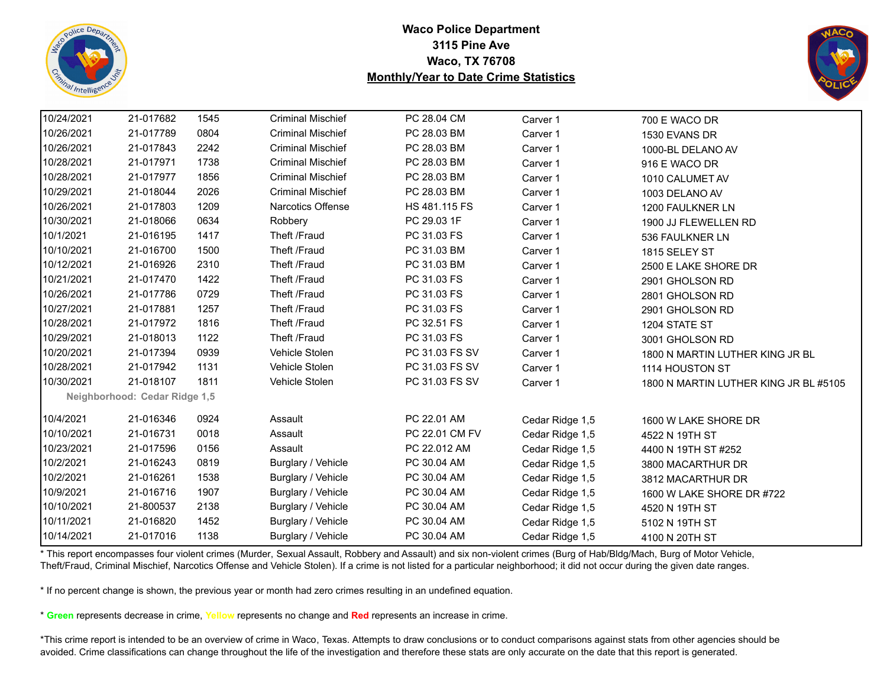# Waco Police Department
## 3115 Pine Ave
## Waco, TX 76708
## Monthly/Year to Date Crime Statistics

| | | | | | | |
|---|---|---|---|---|---|---|
| 10/24/2021 | 21-017682 | 1545 | Criminal Mischief | PC 28.04 CM | Carver 1 | 700 E WACO DR |
| 10/26/2021 | 21-017789 | 0804 | Criminal Mischief | PC 28.03 BM | Carver 1 | 1530 EVANS DR |
| 10/26/2021 | 21-017843 | 2242 | Criminal Mischief | PC 28.03 BM | Carver 1 | 1000-BL DELANO AV |
| 10/28/2021 | 21-017971 | 1738 | Criminal Mischief | PC 28.03 BM | Carver 1 | 916 E WACO DR |
| 10/28/2021 | 21-017977 | 1856 | Criminal Mischief | PC 28.03 BM | Carver 1 | 1010 CALUMET AV |
| 10/29/2021 | 21-018044 | 2026 | Criminal Mischief | PC 28.03 BM | Carver 1 | 1003 DELANO AV |
| 10/26/2021 | 21-017803 | 1209 | Narcotics Offense | HS 481.115 FS | Carver 1 | 1200 FAULKNER LN |
| 10/30/2021 | 21-018066 | 0634 | Robbery | PC 29.03 1F | Carver 1 | 1900 JJ FLEWELLEN RD |
| 10/1/2021 | 21-016195 | 1417 | Theft /Fraud | PC 31.03 FS | Carver 1 | 536 FAULKNER LN |
| 10/10/2021 | 21-016700 | 1500 | Theft /Fraud | PC 31.03 BM | Carver 1 | 1815 SELEY ST |
| 10/12/2021 | 21-016926 | 2310 | Theft /Fraud | PC 31.03 BM | Carver 1 | 2500 E LAKE SHORE DR |
| 10/21/2021 | 21-017470 | 1422 | Theft /Fraud | PC 31.03 FS | Carver 1 | 2901 GHOLSON RD |
| 10/26/2021 | 21-017786 | 0729 | Theft /Fraud | PC 31.03 FS | Carver 1 | 2801 GHOLSON RD |
| 10/27/2021 | 21-017881 | 1257 | Theft /Fraud | PC 31.03 FS | Carver 1 | 2901 GHOLSON RD |
| 10/28/2021 | 21-017972 | 1816 | Theft /Fraud | PC 32.51 FS | Carver 1 | 1204 STATE ST |
| 10/29/2021 | 21-018013 | 1122 | Theft /Fraud | PC 31.03 FS | Carver 1 | 3001 GHOLSON RD |
| 10/20/2021 | 21-017394 | 0939 | Vehicle Stolen | PC 31.03 FS SV | Carver 1 | 1800 N MARTIN LUTHER KING JR BL |
| 10/28/2021 | 21-017942 | 1131 | Vehicle Stolen | PC 31.03 FS SV | Carver 1 | 1114 HOUSTON ST |
| 10/30/2021 | 21-018107 | 1811 | Vehicle Stolen | PC 31.03 FS SV | Carver 1 | 1800 N MARTIN LUTHER KING JR BL #5105 |
| **Neighborhood: Cedar Ridge 1,5** | | | | | | |
| 10/4/2021 | 21-016346 | 0924 | Assault | PC 22.01 AM | Cedar Ridge 1,5 | 1600 W LAKE SHORE DR |
| 10/10/2021 | 21-016731 | 0018 | Assault | PC 22.01 CM FV | Cedar Ridge 1,5 | 4522 N 19TH ST |
| 10/23/2021 | 21-017596 | 0156 | Assault | PC 22.012 AM | Cedar Ridge 1,5 | 4400 N 19TH ST #252 |
| 10/2/2021 | 21-016243 | 0819 | Burglary / Vehicle | PC 30.04 AM | Cedar Ridge 1,5 | 3800 MACARTHUR DR |
| 10/2/2021 | 21-016261 | 1538 | Burglary / Vehicle | PC 30.04 AM | Cedar Ridge 1,5 | 3812 MACARTHUR DR |
| 10/9/2021 | 21-016716 | 1907 | Burglary / Vehicle | PC 30.04 AM | Cedar Ridge 1,5 | 1600 W LAKE SHORE DR #722 |
| 10/10/2021 | 21-800537 | 2138 | Burglary / Vehicle | PC 30.04 AM | Cedar Ridge 1,5 | 4520 N 19TH ST |
| 10/11/2021 | 21-016820 | 1452 | Burglary / Vehicle | PC 30.04 AM | Cedar Ridge 1,5 | 5102 N 19TH ST |
| 10/14/2021 | 21-017016 | 1138 | Burglary / Vehicle | PC 30.04 AM | Cedar Ridge 1,5 | 4100 N 20TH ST |

\* This report encompasses four violent crimes (Murder, Sexual Assault, Robbery and Assault) and six non-violent crimes (Burg of Hab/Bldg/Mach, Burg of Motor Vehicle, Theft/Fraud, Criminal Mischief, Narcotics Offense and Vehicle Stolen). If a crime is not listed for a particular neighborhood; it did not occur during the given date ranges.

\* If no percent change is shown, the previous year or month had zero crimes resulting in an undefined equation.

\* **Green** represents decrease in crime, **Yellow** represents no change and **Red** represents an increase in crime.

\*This crime report is intended to be an overview of crime in Waco, Texas. Attempts to draw conclusions or to conduct comparisons against stats from other agencies should be avoided. Crime classifications can change throughout the life of the investigation and therefore these stats are only accurate on the date that this report is generated.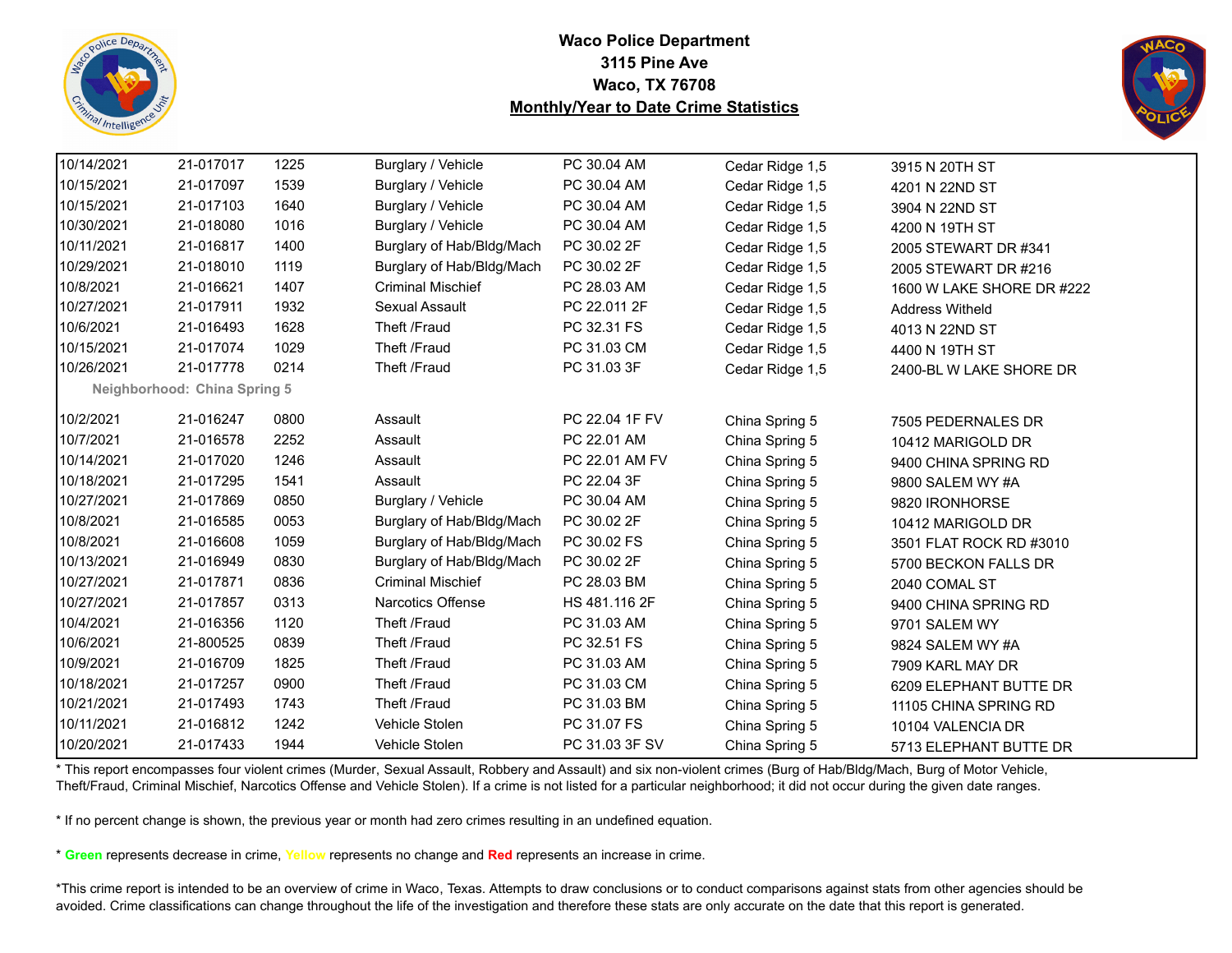**Waco Police Department**
**3115 Pine Ave**
**Waco, TX 76708**
**Monthly/Year to Date Crime Statistics**

| | | | | | | |
|---|---|---|---|---|---|---|
| 10/14/2021 | 21-017017 | 1225 | Burglary / Vehicle | PC 30.04 AM | Cedar Ridge 1,5 | 3915 N 20TH ST |
| 10/15/2021 | 21-017097 | 1539 | Burglary / Vehicle | PC 30.04 AM | Cedar Ridge 1,5 | 4201 N 22ND ST |
| 10/15/2021 | 21-017103 | 1640 | Burglary / Vehicle | PC 30.04 AM | Cedar Ridge 1,5 | 3904 N 22ND ST |
| 10/30/2021 | 21-018080 | 1016 | Burglary / Vehicle | PC 30.04 AM | Cedar Ridge 1,5 | 4200 N 19TH ST |
| 10/11/2021 | 21-016817 | 1400 | Burglary of Hab/Bldg/Mach | PC 30.02 2F | Cedar Ridge 1,5 | 2005 STEWART DR #341 |
| 10/29/2021 | 21-018010 | 1119 | Burglary of Hab/Bldg/Mach | PC 30.02 2F | Cedar Ridge 1,5 | 2005 STEWART DR #216 |
| 10/8/2021 | 21-016621 | 1407 | Criminal Mischief | PC 28.03 AM | Cedar Ridge 1,5 | 1600 W LAKE SHORE DR #222 |
| 10/27/2021 | 21-017911 | 1932 | Sexual Assault | PC 22.011 2F | Cedar Ridge 1,5 | Address Witheld |
| 10/6/2021 | 21-016493 | 1628 | Theft /Fraud | PC 32.31 FS | Cedar Ridge 1,5 | 4013 N 22ND ST |
| 10/15/2021 | 21-017074 | 1029 | Theft /Fraud | PC 31.03 CM | Cedar Ridge 1,5 | 4400 N 19TH ST |
| 10/26/2021 | 21-017778 | 0214 | Theft /Fraud | PC 31.03 3F | Cedar Ridge 1,5 | 2400-BL W LAKE SHORE DR |
| **Neighborhood: China Spring 5** | | | | | | |
| 10/2/2021 | 21-016247 | 0800 | Assault | PC 22.04 1F FV | China Spring 5 | 7505 PEDERNALES DR |
| 10/7/2021 | 21-016578 | 2252 | Assault | PC 22.01 AM | China Spring 5 | 10412 MARIGOLD DR |
| 10/14/2021 | 21-017020 | 1246 | Assault | PC 22.01 AM FV | China Spring 5 | 9400 CHINA SPRING RD |
| 10/18/2021 | 21-017295 | 1541 | Assault | PC 22.04 3F | China Spring 5 | 9800 SALEM WY #A |
| 10/27/2021 | 21-017869 | 0850 | Burglary / Vehicle | PC 30.04 AM | China Spring 5 | 9820 IRONHORSE |
| 10/8/2021 | 21-016585 | 0053 | Burglary of Hab/Bldg/Mach | PC 30.02 2F | China Spring 5 | 10412 MARIGOLD DR |
| 10/8/2021 | 21-016608 | 1059 | Burglary of Hab/Bldg/Mach | PC 30.02 FS | China Spring 5 | 3501 FLAT ROCK RD #3010 |
| 10/13/2021 | 21-016949 | 0830 | Burglary of Hab/Bldg/Mach | PC 30.02 2F | China Spring 5 | 5700 BECKON FALLS DR |
| 10/27/2021 | 21-017871 | 0836 | Criminal Mischief | PC 28.03 BM | China Spring 5 | 2040 COMAL ST |
| 10/27/2021 | 21-017857 | 0313 | Narcotics Offense | HS 481.116 2F | China Spring 5 | 9400 CHINA SPRING RD |
| 10/4/2021 | 21-016356 | 1120 | Theft /Fraud | PC 31.03 AM | China Spring 5 | 9701 SALEM WY |
| 10/6/2021 | 21-800525 | 0839 | Theft /Fraud | PC 32.51 FS | China Spring 5 | 9824 SALEM WY #A |
| 10/9/2021 | 21-016709 | 1825 | Theft /Fraud | PC 31.03 AM | China Spring 5 | 7909 KARL MAY DR |
| 10/18/2021 | 21-017257 | 0900 | Theft /Fraud | PC 31.03 CM | China Spring 5 | 6209 ELEPHANT BUTTE DR |
| 10/21/2021 | 21-017493 | 1743 | Theft /Fraud | PC 31.03 BM | China Spring 5 | 11105 CHINA SPRING RD |
| 10/11/2021 | 21-016812 | 1242 | Vehicle Stolen | PC 31.07 FS | China Spring 5 | 10104 VALENCIA DR |
| 10/20/2021 | 21-017433 | 1944 | Vehicle Stolen | PC 31.03 3F SV | China Spring 5 | 5713 ELEPHANT BUTTE DR |

* This report encompasses four violent crimes (Murder, Sexual Assault, Robbery and Assault) and six non-violent crimes (Burg of Hab/Bldg/Mach, Burg of Motor Vehicle, Theft/Fraud, Criminal Mischief, Narcotics Offense and Vehicle Stolen). If a crime is not listed for a particular neighborhood; it did not occur during the given date ranges.

* If no percent change is shown, the previous year or month had zero crimes resulting in an undefined equation.

* Green represents decrease in crime, Yellow represents no change and Red represents an increase in crime.

*This crime report is intended to be an overview of crime in Waco, Texas. Attempts to draw conclusions or to conduct comparisons against stats from other agencies should be avoided. Crime classifications can change throughout the life of the investigation and therefore these stats are only accurate on the date that this report is generated.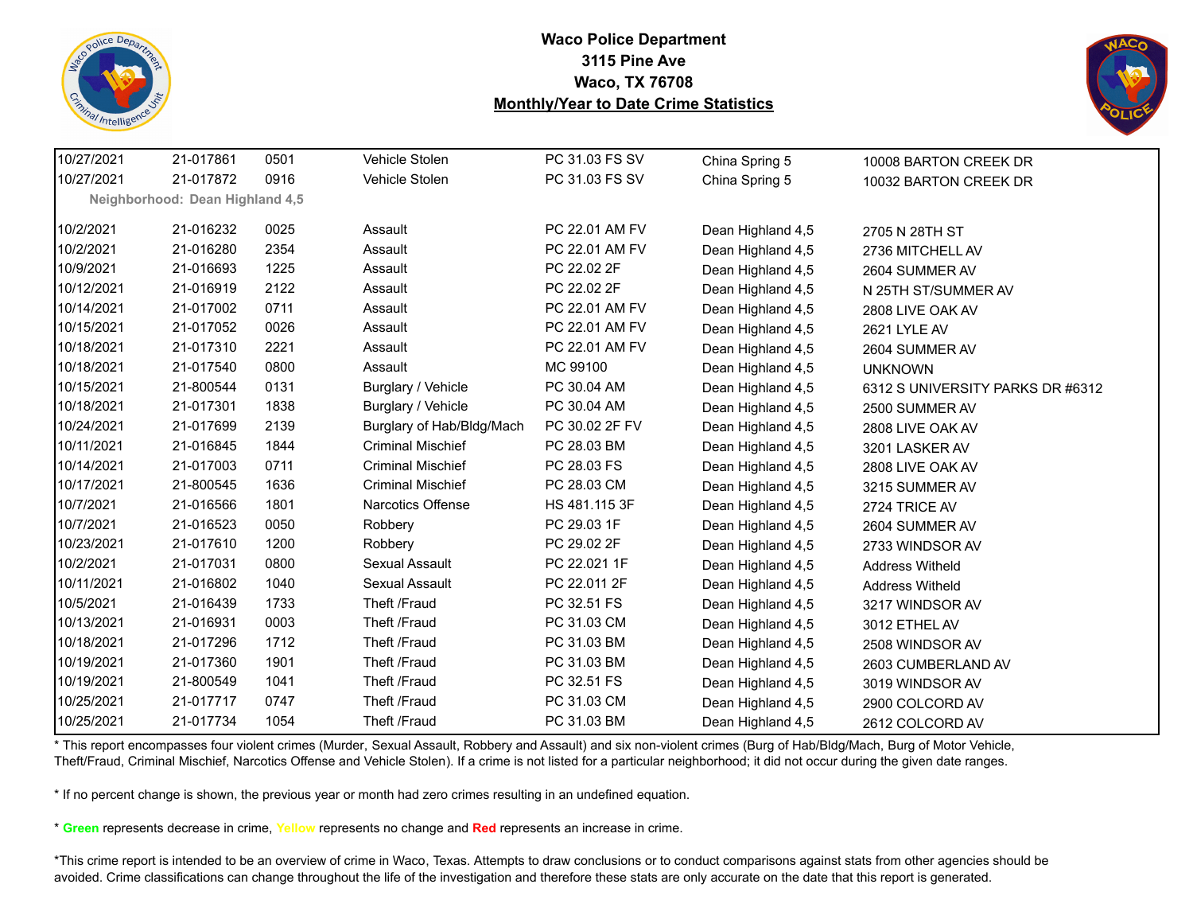**Waco Police Department**
**3115 Pine Ave**
**Waco, TX 76708**
**Monthly/Year to Date Crime Statistics**

| | | | | | | |
|---|---|---|---|---|---|---|
| 10/27/2021 | 21-017861 | 0501 | Vehicle Stolen | PC 31.03 FS SV | China Spring 5 | 10008 BARTON CREEK DR |
| 10/27/2021 | 21-017872 | 0916 | Vehicle Stolen | PC 31.03 FS SV | China Spring 5 | 10032 BARTON CREEK DR |
| **Neighborhood: Dean Highland 4,5** | | | | | | |
| 10/2/2021 | 21-016232 | 0025 | Assault | PC 22.01 AM FV | Dean Highland 4,5 | 2705 N 28TH ST |
| 10/2/2021 | 21-016280 | 2354 | Assault | PC 22.01 AM FV | Dean Highland 4,5 | 2736 MITCHELL AV |
| 10/9/2021 | 21-016693 | 1225 | Assault | PC 22.02 2F | Dean Highland 4,5 | 2604 SUMMER AV |
| 10/12/2021 | 21-016919 | 2122 | Assault | PC 22.02 2F | Dean Highland 4,5 | N 25TH ST/SUMMER AV |
| 10/14/2021 | 21-017002 | 0711 | Assault | PC 22.01 AM FV | Dean Highland 4,5 | 2808 LIVE OAK AV |
| 10/15/2021 | 21-017052 | 0026 | Assault | PC 22.01 AM FV | Dean Highland 4,5 | 2621 LYLE AV |
| 10/18/2021 | 21-017310 | 2221 | Assault | PC 22.01 AM FV | Dean Highland 4,5 | 2604 SUMMER AV |
| 10/18/2021 | 21-017540 | 0800 | Assault | MC 99100 | Dean Highland 4,5 | UNKNOWN |
| 10/15/2021 | 21-800544 | 0131 | Burglary / Vehicle | PC 30.04 AM | Dean Highland 4,5 | 6312 S UNIVERSITY PARKS DR #6312 |
| 10/18/2021 | 21-017301 | 1838 | Burglary / Vehicle | PC 30.04 AM | Dean Highland 4,5 | 2500 SUMMER AV |
| 10/24/2021 | 21-017699 | 2139 | Burglary of Hab/Bldg/Mach | PC 30.02 2F FV | Dean Highland 4,5 | 2808 LIVE OAK AV |
| 10/11/2021 | 21-016845 | 1844 | Criminal Mischief | PC 28.03 BM | Dean Highland 4,5 | 3201 LASKER AV |
| 10/14/2021 | 21-017003 | 0711 | Criminal Mischief | PC 28.03 FS | Dean Highland 4,5 | 2808 LIVE OAK AV |
| 10/17/2021 | 21-800545 | 1636 | Criminal Mischief | PC 28.03 CM | Dean Highland 4,5 | 3215 SUMMER AV |
| 10/7/2021 | 21-016566 | 1801 | Narcotics Offense | HS 481.115 3F | Dean Highland 4,5 | 2724 TRICE AV |
| 10/7/2021 | 21-016523 | 0050 | Robbery | PC 29.03 1F | Dean Highland 4,5 | 2604 SUMMER AV |
| 10/23/2021 | 21-017610 | 1200 | Robbery | PC 29.02 2F | Dean Highland 4,5 | 2733 WINDSOR AV |
| 10/2/2021 | 21-017031 | 0800 | Sexual Assault | PC 22.021 1F | Dean Highland 4,5 | Address Witheld |
| 10/11/2021 | 21-016802 | 1040 | Sexual Assault | PC 22.011 2F | Dean Highland 4,5 | Address Witheld |
| 10/5/2021 | 21-016439 | 1733 | Theft /Fraud | PC 32.51 FS | Dean Highland 4,5 | 3217 WINDSOR AV |
| 10/13/2021 | 21-016931 | 0003 | Theft /Fraud | PC 31.03 CM | Dean Highland 4,5 | 3012 ETHEL AV |
| 10/18/2021 | 21-017296 | 1712 | Theft /Fraud | PC 31.03 BM | Dean Highland 4,5 | 2508 WINDSOR AV |
| 10/19/2021 | 21-017360 | 1901 | Theft /Fraud | PC 31.03 BM | Dean Highland 4,5 | 2603 CUMBERLAND AV |
| 10/19/2021 | 21-800549 | 1041 | Theft /Fraud | PC 32.51 FS | Dean Highland 4,5 | 3019 WINDSOR AV |
| 10/25/2021 | 21-017717 | 0747 | Theft /Fraud | PC 31.03 CM | Dean Highland 4,5 | 2900 COLCORD AV |
| 10/25/2021 | 21-017734 | 1054 | Theft /Fraud | PC 31.03 BM | Dean Highland 4,5 | 2612 COLCORD AV |

* This report encompasses four violent crimes (Murder, Sexual Assault, Robbery and Assault) and six non-violent crimes (Burg of Hab/Bldg/Mach, Burg of Motor Vehicle, Theft/Fraud, Criminal Mischief, Narcotics Offense and Vehicle Stolen). If a crime is not listed for a particular neighborhood; it did not occur during the given date ranges.

* If no percent change is shown, the previous year or month had zero crimes resulting in an undefined equation.

* **Green** represents decrease in crime, Yellow represents no change and **Red** represents an increase in crime.

*This crime report is intended to be an overview of crime in Waco, Texas. Attempts to draw conclusions or to conduct comparisons against stats from other agencies should be avoided. Crime classifications can change throughout the life of the investigation and therefore these stats are only accurate on the date that this report is generated.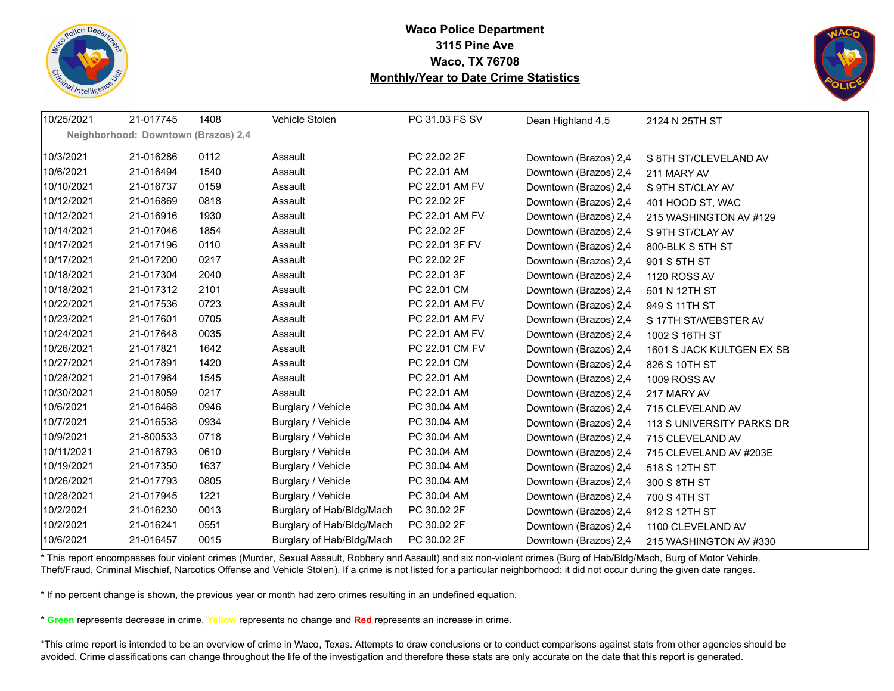# Waco Police Department
## 3115 Pine Ave
## Waco, TX 76708
## Monthly/Year to Date Crime Statistics

| Date | Case Number | Time | Offense | Code | Neighborhood | Address |
|---|---|---|---|---|---|---|
| 10/25/2021 | 21-017745 | 1408 | Vehicle Stolen | PC 31.03 FS SV | Dean Highland 4,5 | 2124 N 25TH ST |
| **Neighborhood: Downtown (Brazos) 2,4** | | | | | | |
| 10/3/2021 | 21-016286 | 0112 | Assault | PC 22.02 2F | Downtown (Brazos) 2,4 | S 8TH ST/CLEVELAND AV |
| 10/6/2021 | 21-016494 | 1540 | Assault | PC 22.01 AM | Downtown (Brazos) 2,4 | 211 MARY AV |
| 10/10/2021 | 21-016737 | 0159 | Assault | PC 22.01 AM FV | Downtown (Brazos) 2,4 | S 9TH ST/CLAY AV |
| 10/12/2021 | 21-016869 | 0818 | Assault | PC 22.02 2F | Downtown (Brazos) 2,4 | 401 HOOD ST, WAC |
| 10/12/2021 | 21-016916 | 1930 | Assault | PC 22.01 AM FV | Downtown (Brazos) 2,4 | 215 WASHINGTON AV #129 |
| 10/14/2021 | 21-017046 | 1854 | Assault | PC 22.02 2F | Downtown (Brazos) 2,4 | S 9TH ST/CLAY AV |
| 10/17/2021 | 21-017196 | 0110 | Assault | PC 22.01 3F FV | Downtown (Brazos) 2,4 | 800-BLK S 5TH ST |
| 10/17/2021 | 21-017200 | 0217 | Assault | PC 22.02 2F | Downtown (Brazos) 2,4 | 901 S 5TH ST |
| 10/18/2021 | 21-017304 | 2040 | Assault | PC 22.01 3F | Downtown (Brazos) 2,4 | 1120 ROSS AV |
| 10/18/2021 | 21-017312 | 2101 | Assault | PC 22.01 CM | Downtown (Brazos) 2,4 | 501 N 12TH ST |
| 10/22/2021 | 21-017536 | 0723 | Assault | PC 22.01 AM FV | Downtown (Brazos) 2,4 | 949 S 11TH ST |
| 10/23/2021 | 21-017601 | 0705 | Assault | PC 22.01 AM FV | Downtown (Brazos) 2,4 | S 17TH ST/WEBSTER AV |
| 10/24/2021 | 21-017648 | 0035 | Assault | PC 22.01 AM FV | Downtown (Brazos) 2,4 | 1002 S 16TH ST |
| 10/26/2021 | 21-017821 | 1642 | Assault | PC 22.01 CM FV | Downtown (Brazos) 2,4 | 1601 S JACK KULTGEN EX SB |
| 10/27/2021 | 21-017891 | 1420 | Assault | PC 22.01 CM | Downtown (Brazos) 2,4 | 826 S 10TH ST |
| 10/28/2021 | 21-017964 | 1545 | Assault | PC 22.01 AM | Downtown (Brazos) 2,4 | 1009 ROSS AV |
| 10/30/2021 | 21-018059 | 0217 | Assault | PC 22.01 AM | Downtown (Brazos) 2,4 | 217 MARY AV |
| 10/6/2021 | 21-016468 | 0946 | Burglary / Vehicle | PC 30.04 AM | Downtown (Brazos) 2,4 | 715 CLEVELAND AV |
| 10/7/2021 | 21-016538 | 0934 | Burglary / Vehicle | PC 30.04 AM | Downtown (Brazos) 2,4 | 113 S UNIVERSITY PARKS DR |
| 10/9/2021 | 21-800533 | 0718 | Burglary / Vehicle | PC 30.04 AM | Downtown (Brazos) 2,4 | 715 CLEVELAND AV |
| 10/11/2021 | 21-016793 | 0610 | Burglary / Vehicle | PC 30.04 AM | Downtown (Brazos) 2,4 | 715 CLEVELAND AV #203E |
| 10/19/2021 | 21-017350 | 1637 | Burglary / Vehicle | PC 30.04 AM | Downtown (Brazos) 2,4 | 518 S 12TH ST |
| 10/26/2021 | 21-017793 | 0805 | Burglary / Vehicle | PC 30.04 AM | Downtown (Brazos) 2,4 | 300 S 8TH ST |
| 10/28/2021 | 21-017945 | 1221 | Burglary / Vehicle | PC 30.04 AM | Downtown (Brazos) 2,4 | 700 S 4TH ST |
| 10/2/2021 | 21-016230 | 0013 | Burglary of Hab/Bldg/Mach | PC 30.02 2F | Downtown (Brazos) 2,4 | 912 S 12TH ST |
| 10/2/2021 | 21-016241 | 0551 | Burglary of Hab/Bldg/Mach | PC 30.02 2F | Downtown (Brazos) 2,4 | 1100 CLEVELAND AV |
| 10/6/2021 | 21-016457 | 0015 | Burglary of Hab/Bldg/Mach | PC 30.02 2F | Downtown (Brazos) 2,4 | 215 WASHINGTON AV #330 |

* This report encompasses four violent crimes (Murder, Sexual Assault, Robbery and Assault) and six non-violent crimes (Burg of Hab/Bldg/Mach, Burg of Motor Vehicle, Theft/Fraud, Criminal Mischief, Narcotics Offense and Vehicle Stolen). If a crime is not listed for a particular neighborhood; it did not occur during the given date ranges.

* If no percent change is shown, the previous year or month had zero crimes resulting in an undefined equation.

* **Green** represents decrease in crime, Yellow represents no change and **Red** represents an increase in crime.

*This crime report is intended to be an overview of crime in Waco, Texas. Attempts to draw conclusions or to conduct comparisons against stats from other agencies should be avoided. Crime classifications can change throughout the life of the investigation and therefore these stats are only accurate on the date that this report is generated.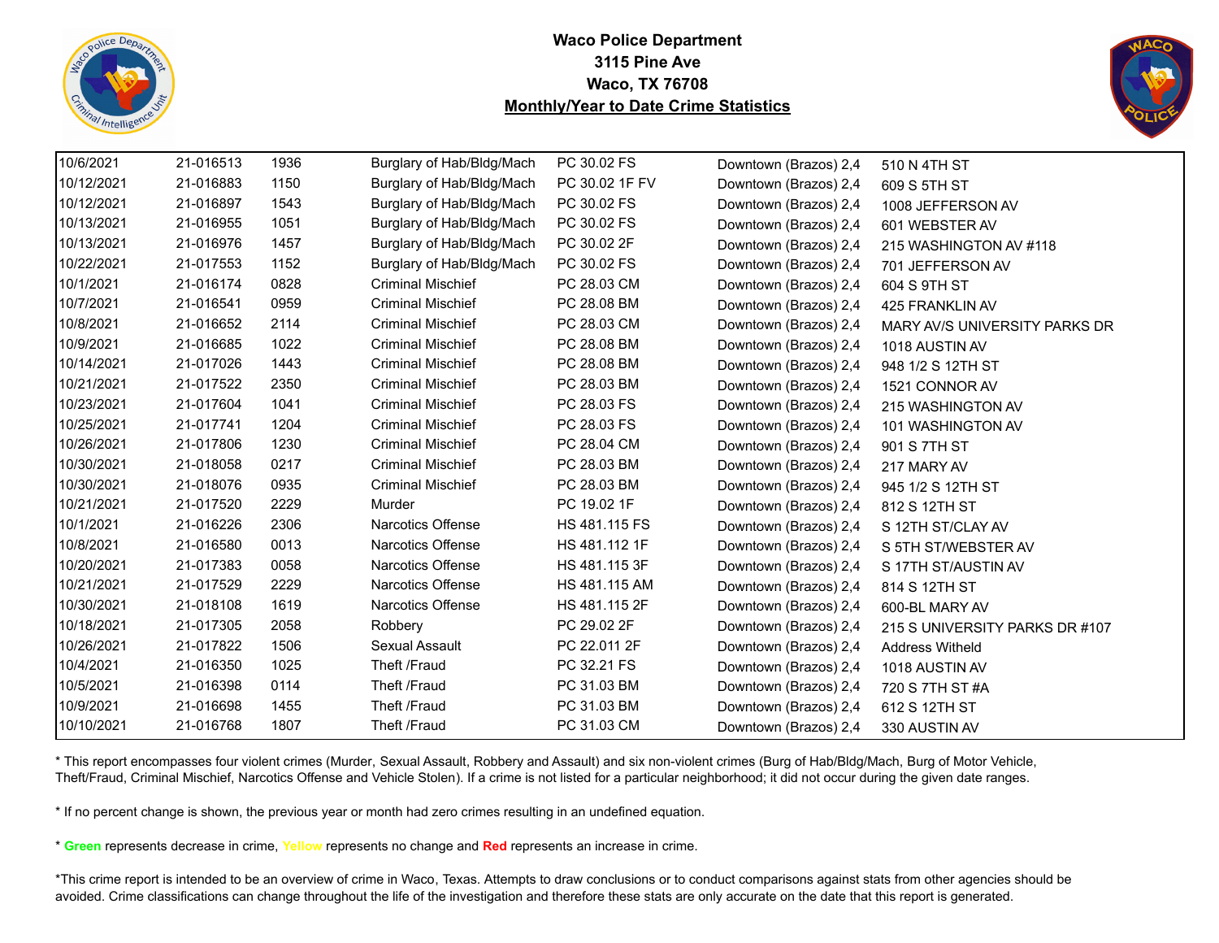**Waco Police Department**
**3115 Pine Ave**
**Waco, TX 76708**
**Monthly/Year to Date Crime Statistics**

| | | | | | | |
|---|---|---|---|---|---|---|
| 10/6/2021 | 21-016513 | 1936 | Burglary of Hab/Bldg/Mach | PC 30.02 FS | Downtown (Brazos) 2,4 | 510 N 4TH ST |
| 10/12/2021 | 21-016883 | 1150 | Burglary of Hab/Bldg/Mach | PC 30.02 1F FV | Downtown (Brazos) 2,4 | 609 S 5TH ST |
| 10/12/2021 | 21-016897 | 1543 | Burglary of Hab/Bldg/Mach | PC 30.02 FS | Downtown (Brazos) 2,4 | 1008 JEFFERSON AV |
| 10/13/2021 | 21-016955 | 1051 | Burglary of Hab/Bldg/Mach | PC 30.02 FS | Downtown (Brazos) 2,4 | 601 WEBSTER AV |
| 10/13/2021 | 21-016976 | 1457 | Burglary of Hab/Bldg/Mach | PC 30.02 2F | Downtown (Brazos) 2,4 | 215 WASHINGTON AV #118 |
| 10/22/2021 | 21-017553 | 1152 | Burglary of Hab/Bldg/Mach | PC 30.02 FS | Downtown (Brazos) 2,4 | 701 JEFFERSON AV |
| 10/1/2021 | 21-016174 | 0828 | Criminal Mischief | PC 28.03 CM | Downtown (Brazos) 2,4 | 604 S 9TH ST |
| 10/7/2021 | 21-016541 | 0959 | Criminal Mischief | PC 28.08 BM | Downtown (Brazos) 2,4 | 425 FRANKLIN AV |
| 10/8/2021 | 21-016652 | 2114 | Criminal Mischief | PC 28.03 CM | Downtown (Brazos) 2,4 | MARY AV/S UNIVERSITY PARKS DR |
| 10/9/2021 | 21-016685 | 1022 | Criminal Mischief | PC 28.08 BM | Downtown (Brazos) 2,4 | 1018 AUSTIN AV |
| 10/14/2021 | 21-017026 | 1443 | Criminal Mischief | PC 28.08 BM | Downtown (Brazos) 2,4 | 948 1/2 S 12TH ST |
| 10/21/2021 | 21-017522 | 2350 | Criminal Mischief | PC 28.03 BM | Downtown (Brazos) 2,4 | 1521 CONNOR AV |
| 10/23/2021 | 21-017604 | 1041 | Criminal Mischief | PC 28.03 FS | Downtown (Brazos) 2,4 | 215 WASHINGTON AV |
| 10/25/2021 | 21-017741 | 1204 | Criminal Mischief | PC 28.03 FS | Downtown (Brazos) 2,4 | 101 WASHINGTON AV |
| 10/26/2021 | 21-017806 | 1230 | Criminal Mischief | PC 28.04 CM | Downtown (Brazos) 2,4 | 901 S 7TH ST |
| 10/30/2021 | 21-018058 | 0217 | Criminal Mischief | PC 28.03 BM | Downtown (Brazos) 2,4 | 217 MARY AV |
| 10/30/2021 | 21-018076 | 0935 | Criminal Mischief | PC 28.03 BM | Downtown (Brazos) 2,4 | 945 1/2 S 12TH ST |
| 10/21/2021 | 21-017520 | 2229 | Murder | PC 19.02 1F | Downtown (Brazos) 2,4 | 812 S 12TH ST |
| 10/1/2021 | 21-016226 | 2306 | Narcotics Offense | HS 481.115 FS | Downtown (Brazos) 2,4 | S 12TH ST/CLAY AV |
| 10/8/2021 | 21-016580 | 0013 | Narcotics Offense | HS 481.112 1F | Downtown (Brazos) 2,4 | S 5TH ST/WEBSTER AV |
| 10/20/2021 | 21-017383 | 0058 | Narcotics Offense | HS 481.115 3F | Downtown (Brazos) 2,4 | S 17TH ST/AUSTIN AV |
| 10/21/2021 | 21-017529 | 2229 | Narcotics Offense | HS 481.115 AM | Downtown (Brazos) 2,4 | 814 S 12TH ST |
| 10/30/2021 | 21-018108 | 1619 | Narcotics Offense | HS 481.115 2F | Downtown (Brazos) 2,4 | 600-BL MARY AV |
| 10/18/2021 | 21-017305 | 2058 | Robbery | PC 29.02 2F | Downtown (Brazos) 2,4 | 215 S UNIVERSITY PARKS DR #107 |
| 10/26/2021 | 21-017822 | 1506 | Sexual Assault | PC 22.011 2F | Downtown (Brazos) 2,4 | Address Witheld |
| 10/4/2021 | 21-016350 | 1025 | Theft /Fraud | PC 32.21 FS | Downtown (Brazos) 2,4 | 1018 AUSTIN AV |
| 10/5/2021 | 21-016398 | 0114 | Theft /Fraud | PC 31.03 BM | Downtown (Brazos) 2,4 | 720 S 7TH ST #A |
| 10/9/2021 | 21-016698 | 1455 | Theft /Fraud | PC 31.03 BM | Downtown (Brazos) 2,4 | 612 S 12TH ST |
| 10/10/2021 | 21-016768 | 1807 | Theft /Fraud | PC 31.03 CM | Downtown (Brazos) 2,4 | 330 AUSTIN AV |

* This report encompasses four violent crimes (Murder, Sexual Assault, Robbery and Assault) and six non-violent crimes (Burg of Hab/Bldg/Mach, Burg of Motor Vehicle, Theft/Fraud, Criminal Mischief, Narcotics Offense and Vehicle Stolen). If a crime is not listed for a particular neighborhood; it did not occur during the given date ranges.

* If no percent change is shown, the previous year or month had zero crimes resulting in an undefined equation.

* **Green** represents decrease in crime, **Yellow** represents no change and **Red** represents an increase in crime.

*This crime report is intended to be an overview of crime in Waco, Texas. Attempts to draw conclusions or to conduct comparisons against stats from other agencies should be avoided. Crime classifications can change throughout the life of the investigation and therefore these stats are only accurate on the date that this report is generated.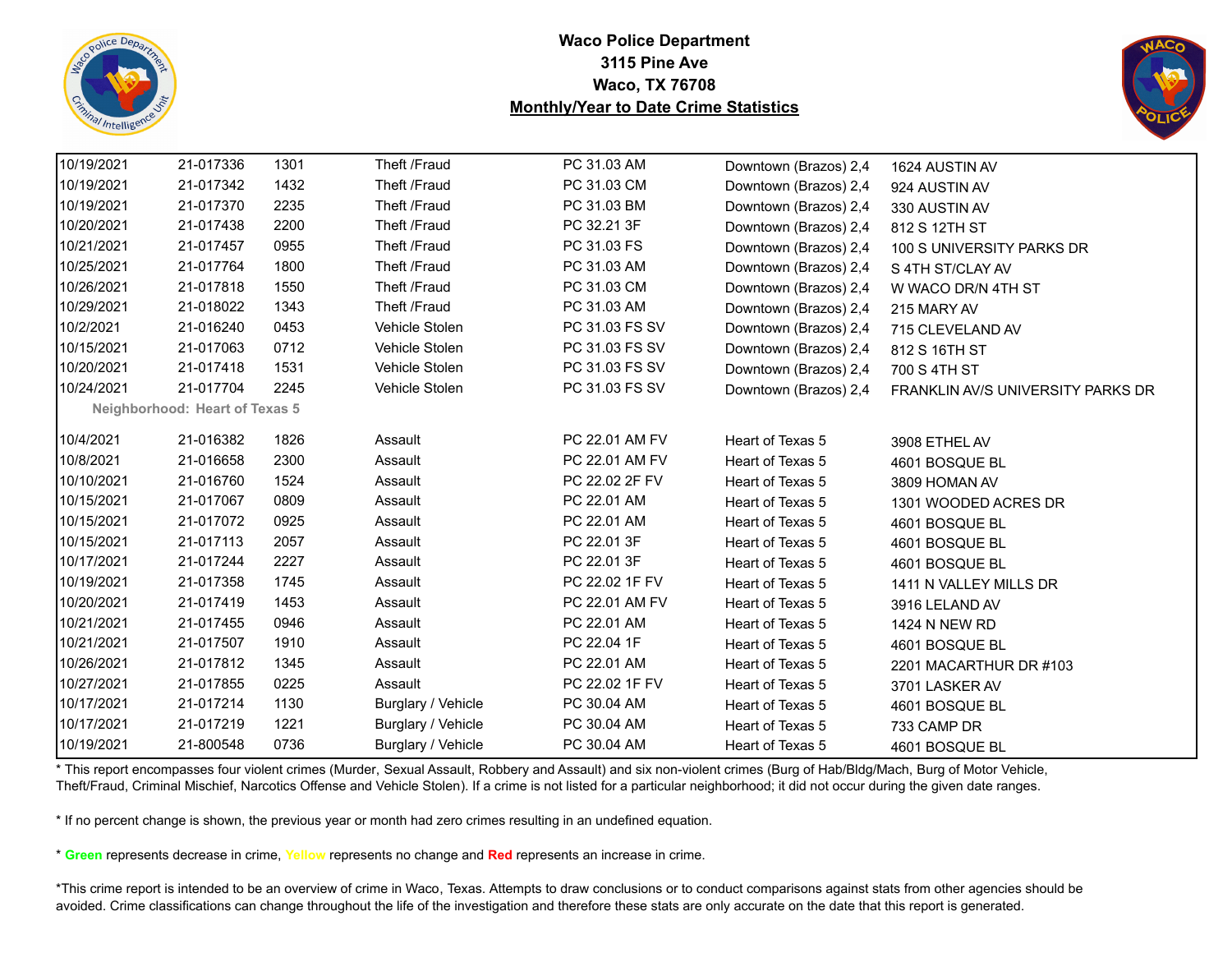# Waco Police Department
## 3115 Pine Ave
## Waco, TX 76708
## Monthly/Year to Date Crime Statistics

| Date | Case Number | Time | Offense | Statute | Neighborhood | Address |
|---|---|---|---|---|---|---|
| 10/19/2021 | 21-017336 | 1301 | Theft /Fraud | PC 31.03 AM | Downtown (Brazos) 2,4 | 1624 AUSTIN AV |
| 10/19/2021 | 21-017342 | 1432 | Theft /Fraud | PC 31.03 CM | Downtown (Brazos) 2,4 | 924 AUSTIN AV |
| 10/19/2021 | 21-017370 | 2235 | Theft /Fraud | PC 31.03 BM | Downtown (Brazos) 2,4 | 330 AUSTIN AV |
| 10/20/2021 | 21-017438 | 2200 | Theft /Fraud | PC 32.21 3F | Downtown (Brazos) 2,4 | 812 S 12TH ST |
| 10/21/2021 | 21-017457 | 0955 | Theft /Fraud | PC 31.03 FS | Downtown (Brazos) 2,4 | 100 S UNIVERSITY PARKS DR |
| 10/25/2021 | 21-017764 | 1800 | Theft /Fraud | PC 31.03 AM | Downtown (Brazos) 2,4 | S 4TH ST/CLAY AV |
| 10/26/2021 | 21-017818 | 1550 | Theft /Fraud | PC 31.03 CM | Downtown (Brazos) 2,4 | W WACO DR/N 4TH ST |
| 10/29/2021 | 21-018022 | 1343 | Theft /Fraud | PC 31.03 AM | Downtown (Brazos) 2,4 | 215 MARY AV |
| 10/2/2021 | 21-016240 | 0453 | Vehicle Stolen | PC 31.03 FS SV | Downtown (Brazos) 2,4 | 715 CLEVELAND AV |
| 10/15/2021 | 21-017063 | 0712 | Vehicle Stolen | PC 31.03 FS SV | Downtown (Brazos) 2,4 | 812 S 16TH ST |
| 10/20/2021 | 21-017418 | 1531 | Vehicle Stolen | PC 31.03 FS SV | Downtown (Brazos) 2,4 | 700 S 4TH ST |
| 10/24/2021 | 21-017704 | 2245 | Vehicle Stolen | PC 31.03 FS SV | Downtown (Brazos) 2,4 | FRANKLIN AV/S UNIVERSITY PARKS DR |
| **Neighborhood: Heart of Texas 5** | | | | | | |
| 10/4/2021 | 21-016382 | 1826 | Assault | PC 22.01 AM FV | Heart of Texas 5 | 3908 ETHEL AV |
| 10/8/2021 | 21-016658 | 2300 | Assault | PC 22.01 AM FV | Heart of Texas 5 | 4601 BOSQUE BL |
| 10/10/2021 | 21-016760 | 1524 | Assault | PC 22.02 2F FV | Heart of Texas 5 | 3809 HOMAN AV |
| 10/15/2021 | 21-017067 | 0809 | Assault | PC 22.01 AM | Heart of Texas 5 | 1301 WOODED ACRES DR |
| 10/15/2021 | 21-017072 | 0925 | Assault | PC 22.01 AM | Heart of Texas 5 | 4601 BOSQUE BL |
| 10/15/2021 | 21-017113 | 2057 | Assault | PC 22.01 3F | Heart of Texas 5 | 4601 BOSQUE BL |
| 10/17/2021 | 21-017244 | 2227 | Assault | PC 22.01 3F | Heart of Texas 5 | 4601 BOSQUE BL |
| 10/19/2021 | 21-017358 | 1745 | Assault | PC 22.02 1F FV | Heart of Texas 5 | 1411 N VALLEY MILLS DR |
| 10/20/2021 | 21-017419 | 1453 | Assault | PC 22.01 AM FV | Heart of Texas 5 | 3916 LELAND AV |
| 10/21/2021 | 21-017455 | 0946 | Assault | PC 22.01 AM | Heart of Texas 5 | 1424 N NEW RD |
| 10/21/2021 | 21-017507 | 1910 | Assault | PC 22.04 1F | Heart of Texas 5 | 4601 BOSQUE BL |
| 10/26/2021 | 21-017812 | 1345 | Assault | PC 22.01 AM | Heart of Texas 5 | 2201 MACARTHUR DR #103 |
| 10/27/2021 | 21-017855 | 0225 | Assault | PC 22.02 1F FV | Heart of Texas 5 | 3701 LASKER AV |
| 10/17/2021 | 21-017214 | 1130 | Burglary / Vehicle | PC 30.04 AM | Heart of Texas 5 | 4601 BOSQUE BL |
| 10/17/2021 | 21-017219 | 1221 | Burglary / Vehicle | PC 30.04 AM | Heart of Texas 5 | 733 CAMP DR |
| 10/19/2021 | 21-800548 | 0736 | Burglary / Vehicle | PC 30.04 AM | Heart of Texas 5 | 4601 BOSQUE BL |

* This report encompasses four violent crimes (Murder, Sexual Assault, Robbery and Assault) and six non-violent crimes (Burg of Hab/Bldg/Mach, Burg of Motor Vehicle, Theft/Fraud, Criminal Mischief, Narcotics Offense and Vehicle Stolen). If a crime is not listed for a particular neighborhood; it did not occur during the given date ranges.

* If no percent change is shown, the previous year or month had zero crimes resulting in an undefined equation.

* **Green** represents decrease in crime, **Yellow** represents no change and **Red** represents an increase in crime.

*This crime report is intended to be an overview of crime in Waco, Texas. Attempts to draw conclusions or to conduct comparisons against stats from other agencies should be avoided. Crime classifications can change throughout the life of the investigation and therefore these stats are only accurate on the date that this report is generated.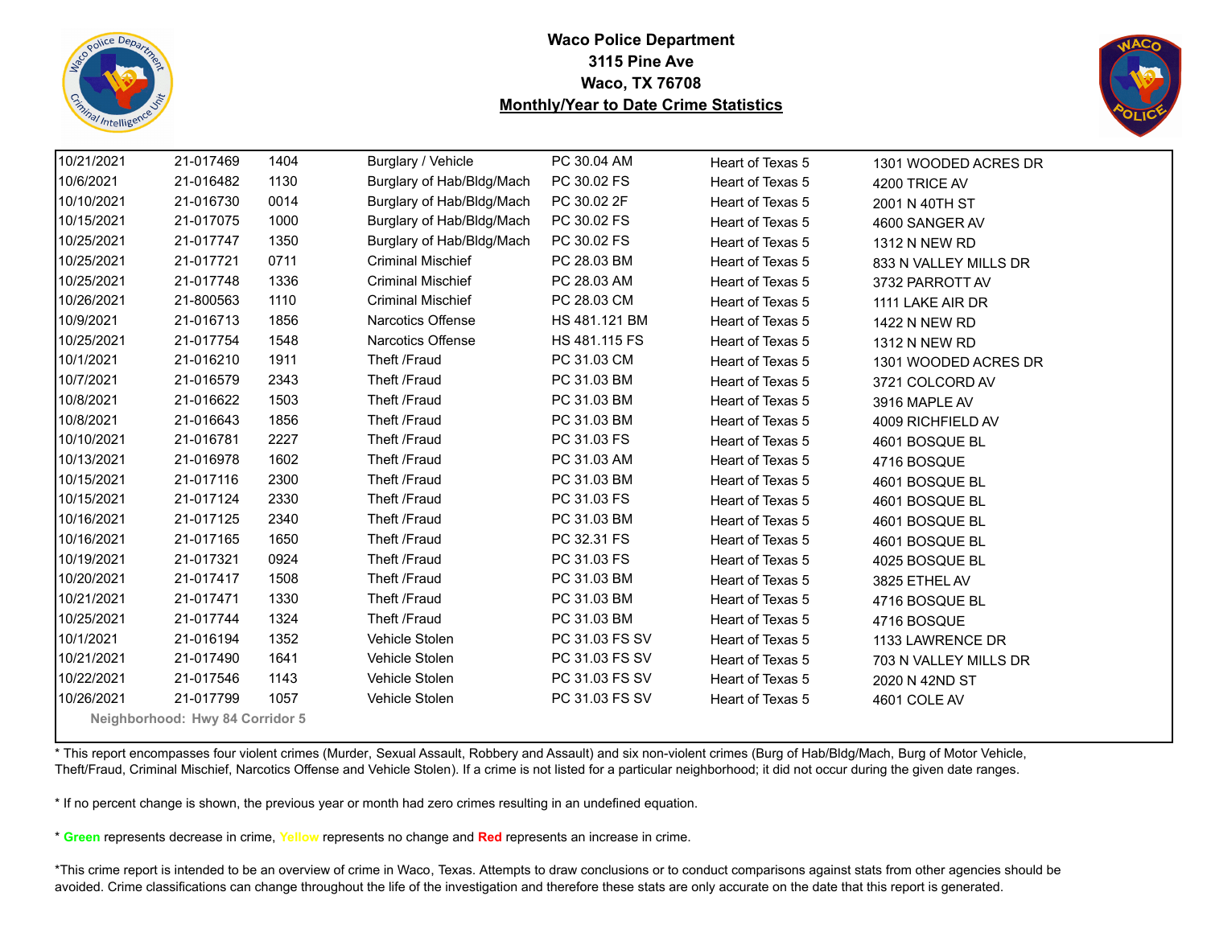**Waco Police Department**
**3115 Pine Ave**
**Waco, TX 76708**
**Monthly/Year to Date Crime Statistics**

| | | | | | | |
|---|---|---|---|---|---|---|
| 10/21/2021 | 21-017469 | 1404 | Burglary / Vehicle | PC 30.04 AM | Heart of Texas 5 | 1301 WOODED ACRES DR |
| 10/6/2021 | 21-016482 | 1130 | Burglary of Hab/Bldg/Mach | PC 30.02 FS | Heart of Texas 5 | 4200 TRICE AV |
| 10/10/2021 | 21-016730 | 0014 | Burglary of Hab/Bldg/Mach | PC 30.02 2F | Heart of Texas 5 | 2001 N 40TH ST |
| 10/15/2021 | 21-017075 | 1000 | Burglary of Hab/Bldg/Mach | PC 30.02 FS | Heart of Texas 5 | 4600 SANGER AV |
| 10/25/2021 | 21-017747 | 1350 | Burglary of Hab/Bldg/Mach | PC 30.02 FS | Heart of Texas 5 | 1312 N NEW RD |
| 10/25/2021 | 21-017721 | 0711 | Criminal Mischief | PC 28.03 BM | Heart of Texas 5 | 833 N VALLEY MILLS DR |
| 10/25/2021 | 21-017748 | 1336 | Criminal Mischief | PC 28.03 AM | Heart of Texas 5 | 3732 PARROTT AV |
| 10/26/2021 | 21-800563 | 1110 | Criminal Mischief | PC 28.03 CM | Heart of Texas 5 | 1111 LAKE AIR DR |
| 10/9/2021 | 21-016713 | 1856 | Narcotics Offense | HS 481.121 BM | Heart of Texas 5 | 1422 N NEW RD |
| 10/25/2021 | 21-017754 | 1548 | Narcotics Offense | HS 481.115 FS | Heart of Texas 5 | 1312 N NEW RD |
| 10/1/2021 | 21-016210 | 1911 | Theft /Fraud | PC 31.03 CM | Heart of Texas 5 | 1301 WOODED ACRES DR |
| 10/7/2021 | 21-016579 | 2343 | Theft /Fraud | PC 31.03 BM | Heart of Texas 5 | 3721 COLCORD AV |
| 10/8/2021 | 21-016622 | 1503 | Theft /Fraud | PC 31.03 BM | Heart of Texas 5 | 3916 MAPLE AV |
| 10/8/2021 | 21-016643 | 1856 | Theft /Fraud | PC 31.03 BM | Heart of Texas 5 | 4009 RICHFIELD AV |
| 10/10/2021 | 21-016781 | 2227 | Theft /Fraud | PC 31.03 FS | Heart of Texas 5 | 4601 BOSQUE BL |
| 10/13/2021 | 21-016978 | 1602 | Theft /Fraud | PC 31.03 AM | Heart of Texas 5 | 4716 BOSQUE |
| 10/15/2021 | 21-017116 | 2300 | Theft /Fraud | PC 31.03 BM | Heart of Texas 5 | 4601 BOSQUE BL |
| 10/15/2021 | 21-017124 | 2330 | Theft /Fraud | PC 31.03 FS | Heart of Texas 5 | 4601 BOSQUE BL |
| 10/16/2021 | 21-017125 | 2340 | Theft /Fraud | PC 31.03 BM | Heart of Texas 5 | 4601 BOSQUE BL |
| 10/16/2021 | 21-017165 | 1650 | Theft /Fraud | PC 32.31 FS | Heart of Texas 5 | 4601 BOSQUE BL |
| 10/19/2021 | 21-017321 | 0924 | Theft /Fraud | PC 31.03 FS | Heart of Texas 5 | 4025 BOSQUE BL |
| 10/20/2021 | 21-017417 | 1508 | Theft /Fraud | PC 31.03 BM | Heart of Texas 5 | 3825 ETHEL AV |
| 10/21/2021 | 21-017471 | 1330 | Theft /Fraud | PC 31.03 BM | Heart of Texas 5 | 4716 BOSQUE BL |
| 10/25/2021 | 21-017744 | 1324 | Theft /Fraud | PC 31.03 BM | Heart of Texas 5 | 4716 BOSQUE |
| 10/1/2021 | 21-016194 | 1352 | Vehicle Stolen | PC 31.03 FS SV | Heart of Texas 5 | 1133 LAWRENCE DR |
| 10/21/2021 | 21-017490 | 1641 | Vehicle Stolen | PC 31.03 FS SV | Heart of Texas 5 | 703 N VALLEY MILLS DR |
| 10/22/2021 | 21-017546 | 1143 | Vehicle Stolen | PC 31.03 FS SV | Heart of Texas 5 | 2020 N 42ND ST |
| 10/26/2021 | 21-017799 | 1057 | Vehicle Stolen | PC 31.03 FS SV | Heart of Texas 5 | 4601 COLE AV |

**Neighborhood: Hwy 84 Corridor 5**

* This report encompasses four violent crimes (Murder, Sexual Assault, Robbery and Assault) and six non-violent crimes (Burg of Hab/Bldg/Mach, Burg of Motor Vehicle, Theft/Fraud, Criminal Mischief, Narcotics Offense and Vehicle Stolen). If a crime is not listed for a particular neighborhood; it did not occur during the given date ranges.

* If no percent change is shown, the previous year or month had zero crimes resulting in an undefined equation.

* **Green** represents decrease in crime, **Yellow** represents no change and **Red** represents an increase in crime.

*This crime report is intended to be an overview of crime in Waco, Texas. Attempts to draw conclusions or to conduct comparisons against stats from other agencies should be avoided. Crime classifications can change throughout the life of the investigation and therefore these stats are only accurate on the date that this report is generated.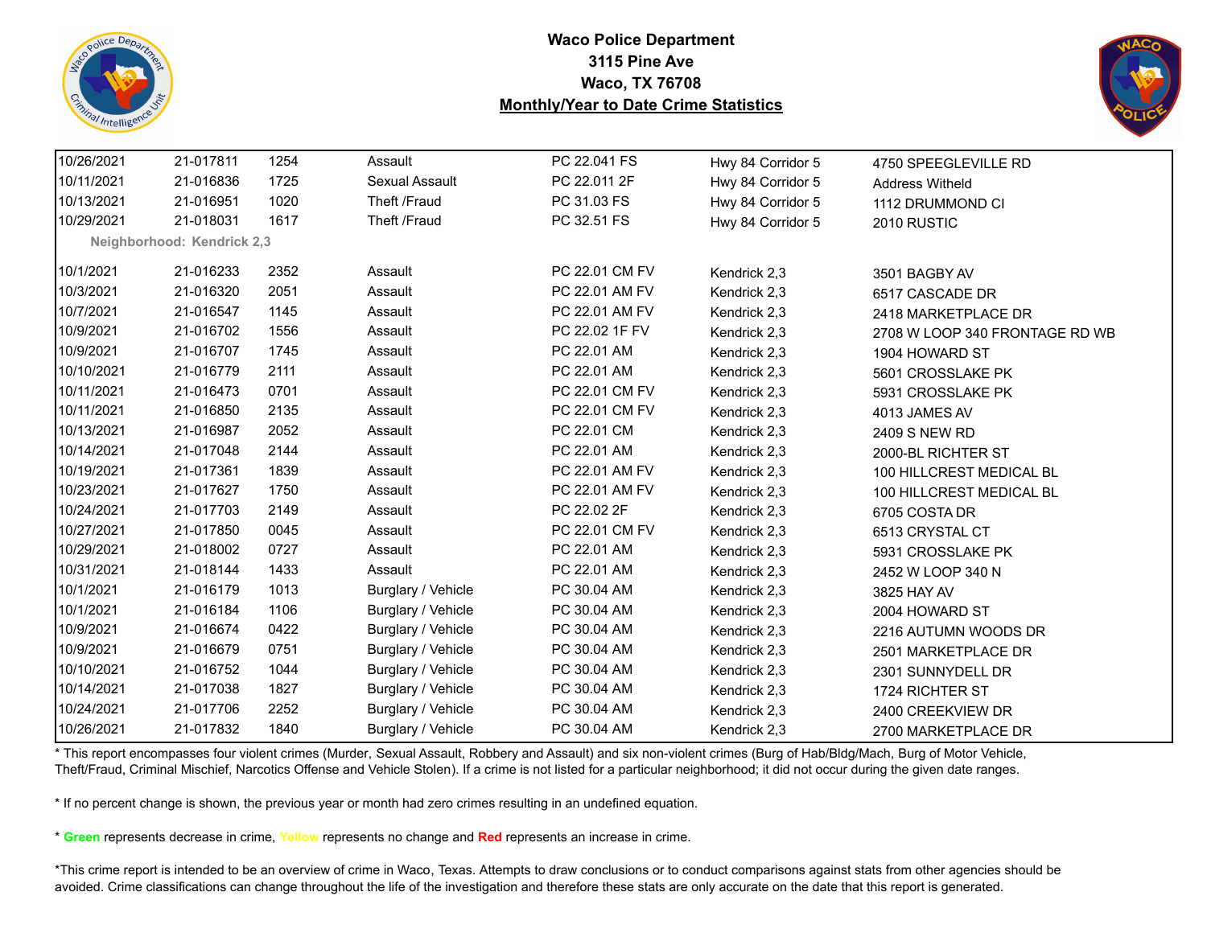**Waco Police Department**
**3115 Pine Ave**
**Waco, TX 76708**
**Monthly/Year to Date Crime Statistics**

| | | | | | | |
|---|---|---|---|---|---|---|
| 10/26/2021 | 21-017811 | 1254 | Assault | PC 22.041 FS | Hwy 84 Corridor 5 | 4750 SPEEGLEVILLE RD |
| 10/11/2021 | 21-016836 | 1725 | Sexual Assault | PC 22.011 2F | Hwy 84 Corridor 5 | Address Witheld |
| 10/13/2021 | 21-016951 | 1020 | Theft /Fraud | PC 31.03 FS | Hwy 84 Corridor 5 | 1112 DRUMMOND CI |
| 10/29/2021 | 21-018031 | 1617 | Theft /Fraud | PC 32.51 FS | Hwy 84 Corridor 5 | 2010 RUSTIC |
| **Neighborhood: Kendrick 2,3** | | | | | | |
| 10/1/2021 | 21-016233 | 2352 | Assault | PC 22.01 CM FV | Kendrick 2,3 | 3501 BAGBY AV |
| 10/3/2021 | 21-016320 | 2051 | Assault | PC 22.01 AM FV | Kendrick 2,3 | 6517 CASCADE DR |
| 10/7/2021 | 21-016547 | 1145 | Assault | PC 22.01 AM FV | Kendrick 2,3 | 2418 MARKETPLACE DR |
| 10/9/2021 | 21-016702 | 1556 | Assault | PC 22.02 1F FV | Kendrick 2,3 | 2708 W LOOP 340 FRONTAGE RD WB |
| 10/9/2021 | 21-016707 | 1745 | Assault | PC 22.01 AM | Kendrick 2,3 | 1904 HOWARD ST |
| 10/10/2021 | 21-016779 | 2111 | Assault | PC 22.01 AM | Kendrick 2,3 | 5601 CROSSLAKE PK |
| 10/11/2021 | 21-016473 | 0701 | Assault | PC 22.01 CM FV | Kendrick 2,3 | 5931 CROSSLAKE PK |
| 10/11/2021 | 21-016850 | 2135 | Assault | PC 22.01 CM FV | Kendrick 2,3 | 4013 JAMES AV |
| 10/13/2021 | 21-016987 | 2052 | Assault | PC 22.01 CM | Kendrick 2,3 | 2409 S NEW RD |
| 10/14/2021 | 21-017048 | 2144 | Assault | PC 22.01 AM | Kendrick 2,3 | 2000-BL RICHTER ST |
| 10/19/2021 | 21-017361 | 1839 | Assault | PC 22.01 AM FV | Kendrick 2,3 | 100 HILLCREST MEDICAL BL |
| 10/23/2021 | 21-017627 | 1750 | Assault | PC 22.01 AM FV | Kendrick 2,3 | 100 HILLCREST MEDICAL BL |
| 10/24/2021 | 21-017703 | 2149 | Assault | PC 22.02 2F | Kendrick 2,3 | 6705 COSTA DR |
| 10/27/2021 | 21-017850 | 0045 | Assault | PC 22.01 CM FV | Kendrick 2,3 | 6513 CRYSTAL CT |
| 10/29/2021 | 21-018002 | 0727 | Assault | PC 22.01 AM | Kendrick 2,3 | 5931 CROSSLAKE PK |
| 10/31/2021 | 21-018144 | 1433 | Assault | PC 22.01 AM | Kendrick 2,3 | 2452 W LOOP 340 N |
| 10/1/2021 | 21-016179 | 1013 | Burglary / Vehicle | PC 30.04 AM | Kendrick 2,3 | 3825 HAY AV |
| 10/1/2021 | 21-016184 | 1106 | Burglary / Vehicle | PC 30.04 AM | Kendrick 2,3 | 2004 HOWARD ST |
| 10/9/2021 | 21-016674 | 0422 | Burglary / Vehicle | PC 30.04 AM | Kendrick 2,3 | 2216 AUTUMN WOODS DR |
| 10/9/2021 | 21-016679 | 0751 | Burglary / Vehicle | PC 30.04 AM | Kendrick 2,3 | 2501 MARKETPLACE DR |
| 10/10/2021 | 21-016752 | 1044 | Burglary / Vehicle | PC 30.04 AM | Kendrick 2,3 | 2301 SUNNYDELL DR |
| 10/14/2021 | 21-017038 | 1827 | Burglary / Vehicle | PC 30.04 AM | Kendrick 2,3 | 1724 RICHTER ST |
| 10/24/2021 | 21-017706 | 2252 | Burglary / Vehicle | PC 30.04 AM | Kendrick 2,3 | 2400 CREEKVIEW DR |
| 10/26/2021 | 21-017832 | 1840 | Burglary / Vehicle | PC 30.04 AM | Kendrick 2,3 | 2700 MARKETPLACE DR |

* This report encompasses four violent crimes (Murder, Sexual Assault, Robbery and Assault) and six non-violent crimes (Burg of Hab/Bldg/Mach, Burg of Motor Vehicle, Theft/Fraud, Criminal Mischief, Narcotics Offense and Vehicle Stolen). If a crime is not listed for a particular neighborhood; it did not occur during the given date ranges.

* If no percent change is shown, the previous year or month had zero crimes resulting in an undefined equation.

* **Green** represents decrease in crime, **Yellow** represents no change and **Red** represents an increase in crime.

*This crime report is intended to be an overview of crime in Waco, Texas. Attempts to draw conclusions or to conduct comparisons against stats from other agencies should be avoided. Crime classifications can change throughout the life of the investigation and therefore these stats are only accurate on the date that this report is generated.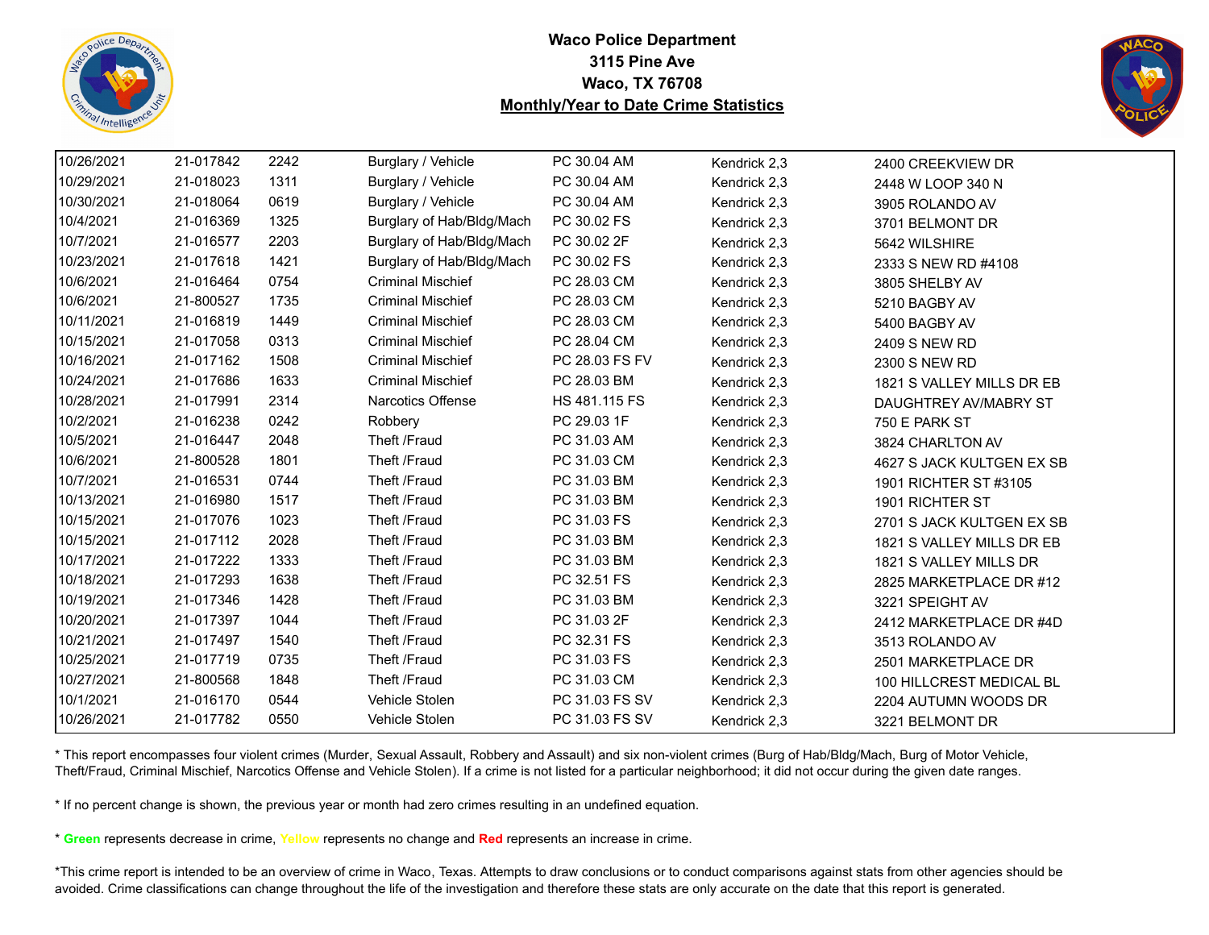**Waco Police Department**
**3115 Pine Ave**
**Waco, TX 76708**
**Monthly/Year to Date Crime Statistics**

| | | | | | | |
|---|---|---|---|---|---|---|
| 10/26/2021 | 21-017842 | 2242 | Burglary / Vehicle | PC 30.04 AM | Kendrick 2,3 | 2400 CREEKVIEW DR |
| 10/29/2021 | 21-018023 | 1311 | Burglary / Vehicle | PC 30.04 AM | Kendrick 2,3 | 2448 W LOOP 340 N |
| 10/30/2021 | 21-018064 | 0619 | Burglary / Vehicle | PC 30.04 AM | Kendrick 2,3 | 3905 ROLANDO AV |
| 10/4/2021 | 21-016369 | 1325 | Burglary of Hab/Bldg/Mach | PC 30.02 FS | Kendrick 2,3 | 3701 BELMONT DR |
| 10/7/2021 | 21-016577 | 2203 | Burglary of Hab/Bldg/Mach | PC 30.02 2F | Kendrick 2,3 | 5642 WILSHIRE |
| 10/23/2021 | 21-017618 | 1421 | Burglary of Hab/Bldg/Mach | PC 30.02 FS | Kendrick 2,3 | 2333 S NEW RD #4108 |
| 10/6/2021 | 21-016464 | 0754 | Criminal Mischief | PC 28.03 CM | Kendrick 2,3 | 3805 SHELBY AV |
| 10/6/2021 | 21-800527 | 1735 | Criminal Mischief | PC 28.03 CM | Kendrick 2,3 | 5210 BAGBY AV |
| 10/11/2021 | 21-016819 | 1449 | Criminal Mischief | PC 28.03 CM | Kendrick 2,3 | 5400 BAGBY AV |
| 10/15/2021 | 21-017058 | 0313 | Criminal Mischief | PC 28.04 CM | Kendrick 2,3 | 2409 S NEW RD |
| 10/16/2021 | 21-017162 | 1508 | Criminal Mischief | PC 28.03 FS FV | Kendrick 2,3 | 2300 S NEW RD |
| 10/24/2021 | 21-017686 | 1633 | Criminal Mischief | PC 28.03 BM | Kendrick 2,3 | 1821 S VALLEY MILLS DR EB |
| 10/28/2021 | 21-017991 | 2314 | Narcotics Offense | HS 481.115 FS | Kendrick 2,3 | DAUGHTREY AV/MABRY ST |
| 10/2/2021 | 21-016238 | 0242 | Robbery | PC 29.03 1F | Kendrick 2,3 | 750 E PARK ST |
| 10/5/2021 | 21-016447 | 2048 | Theft /Fraud | PC 31.03 AM | Kendrick 2,3 | 3824 CHARLTON AV |
| 10/6/2021 | 21-800528 | 1801 | Theft /Fraud | PC 31.03 CM | Kendrick 2,3 | 4627 S JACK KULTGEN EX SB |
| 10/7/2021 | 21-016531 | 0744 | Theft /Fraud | PC 31.03 BM | Kendrick 2,3 | 1901 RICHTER ST #3105 |
| 10/13/2021 | 21-016980 | 1517 | Theft /Fraud | PC 31.03 BM | Kendrick 2,3 | 1901 RICHTER ST |
| 10/15/2021 | 21-017076 | 1023 | Theft /Fraud | PC 31.03 FS | Kendrick 2,3 | 2701 S JACK KULTGEN EX SB |
| 10/15/2021 | 21-017112 | 2028 | Theft /Fraud | PC 31.03 BM | Kendrick 2,3 | 1821 S VALLEY MILLS DR EB |
| 10/17/2021 | 21-017222 | 1333 | Theft /Fraud | PC 31.03 BM | Kendrick 2,3 | 1821 S VALLEY MILLS DR |
| 10/18/2021 | 21-017293 | 1638 | Theft /Fraud | PC 32.51 FS | Kendrick 2,3 | 2825 MARKETPLACE DR #12 |
| 10/19/2021 | 21-017346 | 1428 | Theft /Fraud | PC 31.03 BM | Kendrick 2,3 | 3221 SPEIGHT AV |
| 10/20/2021 | 21-017397 | 1044 | Theft /Fraud | PC 31.03 2F | Kendrick 2,3 | 2412 MARKETPLACE DR #4D |
| 10/21/2021 | 21-017497 | 1540 | Theft /Fraud | PC 32.31 FS | Kendrick 2,3 | 3513 ROLANDO AV |
| 10/25/2021 | 21-017719 | 0735 | Theft /Fraud | PC 31.03 FS | Kendrick 2,3 | 2501 MARKETPLACE DR |
| 10/27/2021 | 21-800568 | 1848 | Theft /Fraud | PC 31.03 CM | Kendrick 2,3 | 100 HILLCREST MEDICAL BL |
| 10/1/2021 | 21-016170 | 0544 | Vehicle Stolen | PC 31.03 FS SV | Kendrick 2,3 | 2204 AUTUMN WOODS DR |
| 10/26/2021 | 21-017782 | 0550 | Vehicle Stolen | PC 31.03 FS SV | Kendrick 2,3 | 3221 BELMONT DR |

* This report encompasses four violent crimes (Murder, Sexual Assault, Robbery and Assault) and six non-violent crimes (Burg of Hab/Bldg/Mach, Burg of Motor Vehicle, Theft/Fraud, Criminal Mischief, Narcotics Offense and Vehicle Stolen). If a crime is not listed for a particular neighborhood; it did not occur during the given date ranges.

* If no percent change is shown, the previous year or month had zero crimes resulting in an undefined equation.

* **Green** represents decrease in crime, **Yellow** represents no change and **Red** represents an increase in crime.

*This crime report is intended to be an overview of crime in Waco, Texas. Attempts to draw conclusions or to conduct comparisons against stats from other agencies should be avoided. Crime classifications can change throughout the life of the investigation and therefore these stats are only accurate on the date that this report is generated.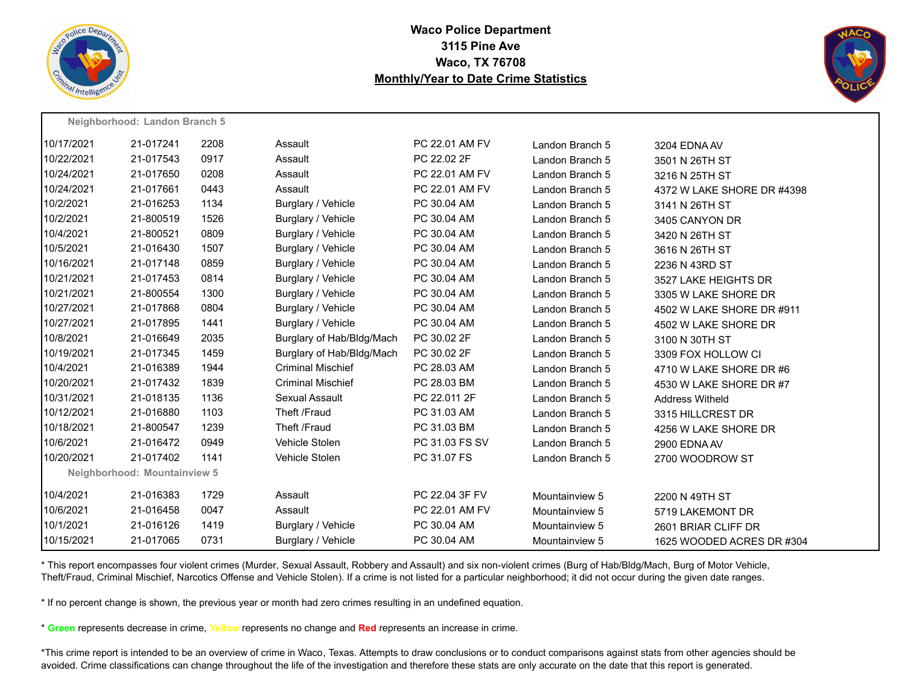**Waco Police Department**
**3115 Pine Ave**
**Waco, TX 76708**
**Monthly/Year to Date Crime Statistics**

**Neighborhood: Landon Branch 5**

| Date | Case # | Time | Offense | Code | Neighborhood | Address |
|---|---|---|---|---|---|---|
| 10/17/2021 | 21-017241 | 2208 | Assault | PC 22.01 AM FV | Landon Branch 5 | 3204 EDNA AV |
| 10/22/2021 | 21-017543 | 0917 | Assault | PC 22.02 2F | Landon Branch 5 | 3501 N 26TH ST |
| 10/24/2021 | 21-017650 | 0208 | Assault | PC 22.01 AM FV | Landon Branch 5 | 3216 N 25TH ST |
| 10/24/2021 | 21-017661 | 0443 | Assault | PC 22.01 AM FV | Landon Branch 5 | 4372 W LAKE SHORE DR #4398 |
| 10/2/2021 | 21-016253 | 1134 | Burglary / Vehicle | PC 30.04 AM | Landon Branch 5 | 3141 N 26TH ST |
| 10/2/2021 | 21-800519 | 1526 | Burglary / Vehicle | PC 30.04 AM | Landon Branch 5 | 3405 CANYON DR |
| 10/4/2021 | 21-800521 | 0809 | Burglary / Vehicle | PC 30.04 AM | Landon Branch 5 | 3420 N 26TH ST |
| 10/5/2021 | 21-016430 | 1507 | Burglary / Vehicle | PC 30.04 AM | Landon Branch 5 | 3616 N 26TH ST |
| 10/16/2021 | 21-017148 | 0859 | Burglary / Vehicle | PC 30.04 AM | Landon Branch 5 | 2236 N 43RD ST |
| 10/21/2021 | 21-017453 | 0814 | Burglary / Vehicle | PC 30.04 AM | Landon Branch 5 | 3527 LAKE HEIGHTS DR |
| 10/21/2021 | 21-800554 | 1300 | Burglary / Vehicle | PC 30.04 AM | Landon Branch 5 | 3305 W LAKE SHORE DR |
| 10/27/2021 | 21-017868 | 0804 | Burglary / Vehicle | PC 30.04 AM | Landon Branch 5 | 4502 W LAKE SHORE DR #911 |
| 10/27/2021 | 21-017895 | 1441 | Burglary / Vehicle | PC 30.04 AM | Landon Branch 5 | 4502 W LAKE SHORE DR |
| 10/8/2021 | 21-016649 | 2035 | Burglary of Hab/Bldg/Mach | PC 30.02 2F | Landon Branch 5 | 3100 N 30TH ST |
| 10/19/2021 | 21-017345 | 1459 | Burglary of Hab/Bldg/Mach | PC 30.02 2F | Landon Branch 5 | 3309 FOX HOLLOW CI |
| 10/4/2021 | 21-016389 | 1944 | Criminal Mischief | PC 28.03 AM | Landon Branch 5 | 4710 W LAKE SHORE DR #6 |
| 10/20/2021 | 21-017432 | 1839 | Criminal Mischief | PC 28.03 BM | Landon Branch 5 | 4530 W LAKE SHORE DR #7 |
| 10/31/2021 | 21-018135 | 1136 | Sexual Assault | PC 22.011 2F | Landon Branch 5 | Address Witheld |
| 10/12/2021 | 21-016880 | 1103 | Theft /Fraud | PC 31.03 AM | Landon Branch 5 | 3315 HILLCREST DR |
| 10/18/2021 | 21-800547 | 1239 | Theft /Fraud | PC 31.03 BM | Landon Branch 5 | 4256 W LAKE SHORE DR |
| 10/6/2021 | 21-016472 | 0949 | Vehicle Stolen | PC 31.03 FS SV | Landon Branch 5 | 2900 EDNA AV |
| 10/20/2021 | 21-017402 | 1141 | Vehicle Stolen | PC 31.07 FS | Landon Branch 5 | 2700 WOODROW ST |

**Neighborhood: Mountainview 5**

| Date | Case # | Time | Offense | Code | Neighborhood | Address |
|---|---|---|---|---|---|---|
| 10/4/2021 | 21-016383 | 1729 | Assault | PC 22.04 3F FV | Mountainview 5 | 2200 N 49TH ST |
| 10/6/2021 | 21-016458 | 0047 | Assault | PC 22.01 AM FV | Mountainview 5 | 5719 LAKEMONT DR |
| 10/1/2021 | 21-016126 | 1419 | Burglary / Vehicle | PC 30.04 AM | Mountainview 5 | 2601 BRIAR CLIFF DR |
| 10/15/2021 | 21-017065 | 0731 | Burglary / Vehicle | PC 30.04 AM | Mountainview 5 | 1625 WOODED ACRES DR #304 |

\* This report encompasses four violent crimes (Murder, Sexual Assault, Robbery and Assault) and six non-violent crimes (Burg of Hab/Bldg/Mach, Burg of Motor Vehicle, Theft/Fraud, Criminal Mischief, Narcotics Offense and Vehicle Stolen). If a crime is not listed for a particular neighborhood; it did not occur during the given date ranges.

\* If no percent change is shown, the previous year or month had zero crimes resulting in an undefined equation.

\* **Green** represents decrease in crime, **Yellow** represents no change and **Red** represents an increase in crime.

\*This crime report is intended to be an overview of crime in Waco, Texas. Attempts to draw conclusions or to conduct comparisons against stats from other agencies should be avoided. Crime classifications can change throughout the life of the investigation and therefore these stats are only accurate on the date that this report is generated.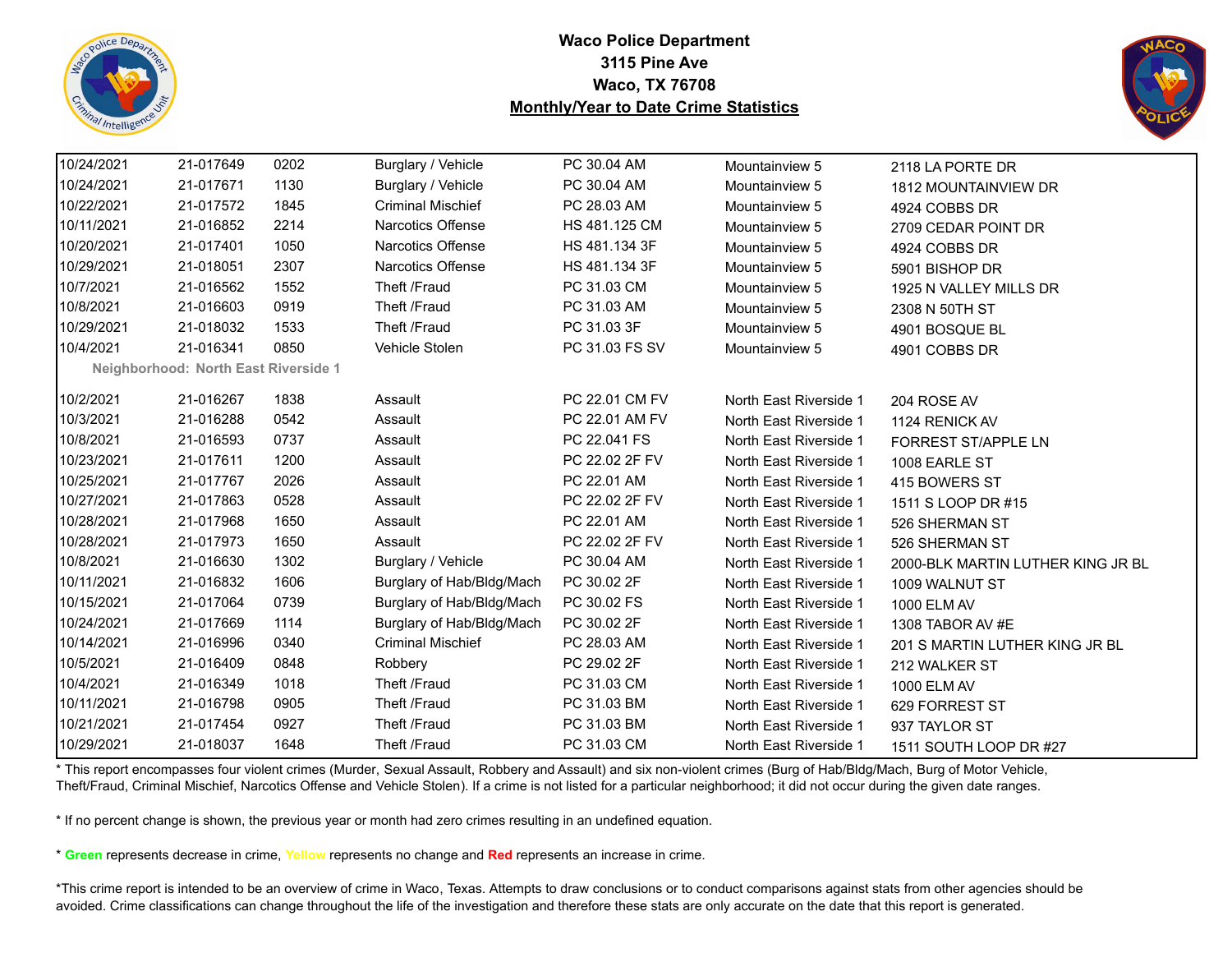# Waco Police Department
## 3115 Pine Ave
## Waco, TX 76708
## Monthly/Year to Date Crime Statistics

| Date | Case # | Time | Offense | Code | Neighborhood | Address |
|---|---|---|---|---|---|---|
| 10/24/2021 | 21-017649 | 0202 | Burglary / Vehicle | PC 30.04 AM | Mountainview 5 | 2118 LA PORTE DR |
| 10/24/2021 | 21-017671 | 1130 | Burglary / Vehicle | PC 30.04 AM | Mountainview 5 | 1812 MOUNTAINVIEW DR |
| 10/22/2021 | 21-017572 | 1845 | Criminal Mischief | PC 28.03 AM | Mountainview 5 | 4924 COBBS DR |
| 10/11/2021 | 21-016852 | 2214 | Narcotics Offense | HS 481.125 CM | Mountainview 5 | 2709 CEDAR POINT DR |
| 10/20/2021 | 21-017401 | 1050 | Narcotics Offense | HS 481.134 3F | Mountainview 5 | 4924 COBBS DR |
| 10/29/2021 | 21-018051 | 2307 | Narcotics Offense | HS 481.134 3F | Mountainview 5 | 5901 BISHOP DR |
| 10/7/2021 | 21-016562 | 1552 | Theft /Fraud | PC 31.03 CM | Mountainview 5 | 1925 N VALLEY MILLS DR |
| 10/8/2021 | 21-016603 | 0919 | Theft /Fraud | PC 31.03 AM | Mountainview 5 | 2308 N 50TH ST |
| 10/29/2021 | 21-018032 | 1533 | Theft /Fraud | PC 31.03 3F | Mountainview 5 | 4901 BOSQUE BL |
| 10/4/2021 | 21-016341 | 0850 | Vehicle Stolen | PC 31.03 FS SV | Mountainview 5 | 4901 COBBS DR |
| **Neighborhood: North East Riverside 1** | | | | | | |
| 10/2/2021 | 21-016267 | 1838 | Assault | PC 22.01 CM FV | North East Riverside 1 | 204 ROSE AV |
| 10/3/2021 | 21-016288 | 0542 | Assault | PC 22.01 AM FV | North East Riverside 1 | 1124 RENICK AV |
| 10/8/2021 | 21-016593 | 0737 | Assault | PC 22.041 FS | North East Riverside 1 | FORREST ST/APPLE LN |
| 10/23/2021 | 21-017611 | 1200 | Assault | PC 22.02 2F FV | North East Riverside 1 | 1008 EARLE ST |
| 10/25/2021 | 21-017767 | 2026 | Assault | PC 22.01 AM | North East Riverside 1 | 415 BOWERS ST |
| 10/27/2021 | 21-017863 | 0528 | Assault | PC 22.02 2F FV | North East Riverside 1 | 1511 S LOOP DR #15 |
| 10/28/2021 | 21-017968 | 1650 | Assault | PC 22.01 AM | North East Riverside 1 | 526 SHERMAN ST |
| 10/28/2021 | 21-017973 | 1650 | Assault | PC 22.02 2F FV | North East Riverside 1 | 526 SHERMAN ST |
| 10/8/2021 | 21-016630 | 1302 | Burglary / Vehicle | PC 30.04 AM | North East Riverside 1 | 2000-BLK MARTIN LUTHER KING JR BL |
| 10/11/2021 | 21-016832 | 1606 | Burglary of Hab/Bldg/Mach | PC 30.02 2F | North East Riverside 1 | 1009 WALNUT ST |
| 10/15/2021 | 21-017064 | 0739 | Burglary of Hab/Bldg/Mach | PC 30.02 FS | North East Riverside 1 | 1000 ELM AV |
| 10/24/2021 | 21-017669 | 1114 | Burglary of Hab/Bldg/Mach | PC 30.02 2F | North East Riverside 1 | 1308 TABOR AV #E |
| 10/14/2021 | 21-016996 | 0340 | Criminal Mischief | PC 28.03 AM | North East Riverside 1 | 201 S MARTIN LUTHER KING JR BL |
| 10/5/2021 | 21-016409 | 0848 | Robbery | PC 29.02 2F | North East Riverside 1 | 212 WALKER ST |
| 10/4/2021 | 21-016349 | 1018 | Theft /Fraud | PC 31.03 CM | North East Riverside 1 | 1000 ELM AV |
| 10/11/2021 | 21-016798 | 0905 | Theft /Fraud | PC 31.03 BM | North East Riverside 1 | 629 FORREST ST |
| 10/21/2021 | 21-017454 | 0927 | Theft /Fraud | PC 31.03 BM | North East Riverside 1 | 937 TAYLOR ST |
| 10/29/2021 | 21-018037 | 1648 | Theft /Fraud | PC 31.03 CM | North East Riverside 1 | 1511 SOUTH LOOP DR #27 |

* This report encompasses four violent crimes (Murder, Sexual Assault, Robbery and Assault) and six non-violent crimes (Burg of Hab/Bldg/Mach, Burg of Motor Vehicle, Theft/Fraud, Criminal Mischief, Narcotics Offense and Vehicle Stolen). If a crime is not listed for a particular neighborhood; it did not occur during the given date ranges.

* If no percent change is shown, the previous year or month had zero crimes resulting in an undefined equation.

* **Green** represents decrease in crime, **Yellow** represents no change and **Red** represents an increase in crime.

*This crime report is intended to be an overview of crime in Waco, Texas. Attempts to draw conclusions or to conduct comparisons against stats from other agencies should be avoided. Crime classifications can change throughout the life of the investigation and therefore these stats are only accurate on the date that this report is generated.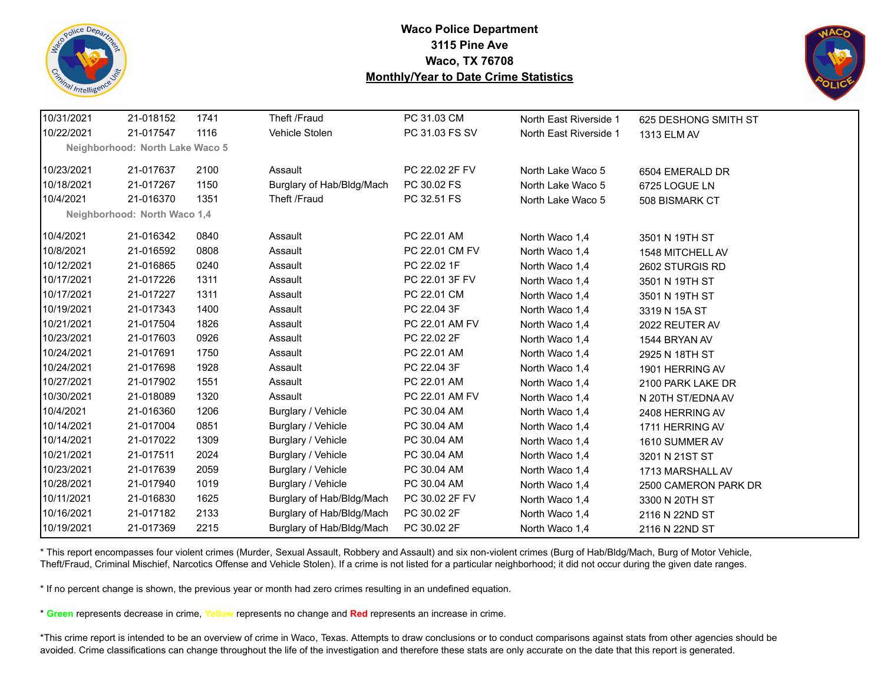**Waco Police Department**
**3115 Pine Ave**
**Waco, TX 76708**
**Monthly/Year to Date Crime Statistics**

| | | | | | | |
|---|---|---|---|---|---|---|
| 10/31/2021 | 21-018152 | 1741 | Theft /Fraud | PC 31.03 CM | North East Riverside 1 | 625 DESHONG SMITH ST |
| 10/22/2021 | 21-017547 | 1116 | Vehicle Stolen | PC 31.03 FS SV | North East Riverside 1 | 1313 ELM AV |
| **Neighborhood: North Lake Waco 5** | | | | | | |
| 10/23/2021 | 21-017637 | 2100 | Assault | PC 22.02 2F FV | North Lake Waco 5 | 6504 EMERALD DR |
| 10/18/2021 | 21-017267 | 1150 | Burglary of Hab/Bldg/Mach | PC 30.02 FS | North Lake Waco 5 | 6725 LOGUE LN |
| 10/4/2021 | 21-016370 | 1351 | Theft /Fraud | PC 32.51 FS | North Lake Waco 5 | 508 BISMARK CT |
| **Neighborhood: North Waco 1,4** | | | | | | |
| 10/4/2021 | 21-016342 | 0840 | Assault | PC 22.01 AM | North Waco 1,4 | 3501 N 19TH ST |
| 10/8/2021 | 21-016592 | 0808 | Assault | PC 22.01 CM FV | North Waco 1,4 | 1548 MITCHELL AV |
| 10/12/2021 | 21-016865 | 0240 | Assault | PC 22.02 1F | North Waco 1,4 | 2602 STURGIS RD |
| 10/17/2021 | 21-017226 | 1311 | Assault | PC 22.01 3F FV | North Waco 1,4 | 3501 N 19TH ST |
| 10/17/2021 | 21-017227 | 1311 | Assault | PC 22.01 CM | North Waco 1,4 | 3501 N 19TH ST |
| 10/19/2021 | 21-017343 | 1400 | Assault | PC 22.04 3F | North Waco 1,4 | 3319 N 15A ST |
| 10/21/2021 | 21-017504 | 1826 | Assault | PC 22.01 AM FV | North Waco 1,4 | 2022 REUTER AV |
| 10/23/2021 | 21-017603 | 0926 | Assault | PC 22.02 2F | North Waco 1,4 | 1544 BRYAN AV |
| 10/24/2021 | 21-017691 | 1750 | Assault | PC 22.01 AM | North Waco 1,4 | 2925 N 18TH ST |
| 10/24/2021 | 21-017698 | 1928 | Assault | PC 22.04 3F | North Waco 1,4 | 1901 HERRING AV |
| 10/27/2021 | 21-017902 | 1551 | Assault | PC 22.01 AM | North Waco 1,4 | 2100 PARK LAKE DR |
| 10/30/2021 | 21-018089 | 1320 | Assault | PC 22.01 AM FV | North Waco 1,4 | N 20TH ST/EDNA AV |
| 10/4/2021 | 21-016360 | 1206 | Burglary / Vehicle | PC 30.04 AM | North Waco 1,4 | 2408 HERRING AV |
| 10/14/2021 | 21-017004 | 0851 | Burglary / Vehicle | PC 30.04 AM | North Waco 1,4 | 1711 HERRING AV |
| 10/14/2021 | 21-017022 | 1309 | Burglary / Vehicle | PC 30.04 AM | North Waco 1,4 | 1610 SUMMER AV |
| 10/21/2021 | 21-017511 | 2024 | Burglary / Vehicle | PC 30.04 AM | North Waco 1,4 | 3201 N 21ST ST |
| 10/23/2021 | 21-017639 | 2059 | Burglary / Vehicle | PC 30.04 AM | North Waco 1,4 | 1713 MARSHALL AV |
| 10/28/2021 | 21-017940 | 1019 | Burglary / Vehicle | PC 30.04 AM | North Waco 1,4 | 2500 CAMERON PARK DR |
| 10/11/2021 | 21-016830 | 1625 | Burglary of Hab/Bldg/Mach | PC 30.02 2F FV | North Waco 1,4 | 3300 N 20TH ST |
| 10/16/2021 | 21-017182 | 2133 | Burglary of Hab/Bldg/Mach | PC 30.02 2F | North Waco 1,4 | 2116 N 22ND ST |
| 10/19/2021 | 21-017369 | 2215 | Burglary of Hab/Bldg/Mach | PC 30.02 2F | North Waco 1,4 | 2116 N 22ND ST |

* This report encompasses four violent crimes (Murder, Sexual Assault, Robbery and Assault) and six non-violent crimes (Burg of Hab/Bldg/Mach, Burg of Motor Vehicle, Theft/Fraud, Criminal Mischief, Narcotics Offense and Vehicle Stolen). If a crime is not listed for a particular neighborhood; it did not occur during the given date ranges.

* If no percent change is shown, the previous year or month had zero crimes resulting in an undefined equation.

* **Green** represents decrease in crime, **Yellow** represents no change and **Red** represents an increase in crime.

*This crime report is intended to be an overview of crime in Waco, Texas. Attempts to draw conclusions or to conduct comparisons against stats from other agencies should be avoided. Crime classifications can change throughout the life of the investigation and therefore these stats are only accurate on the date that this report is generated.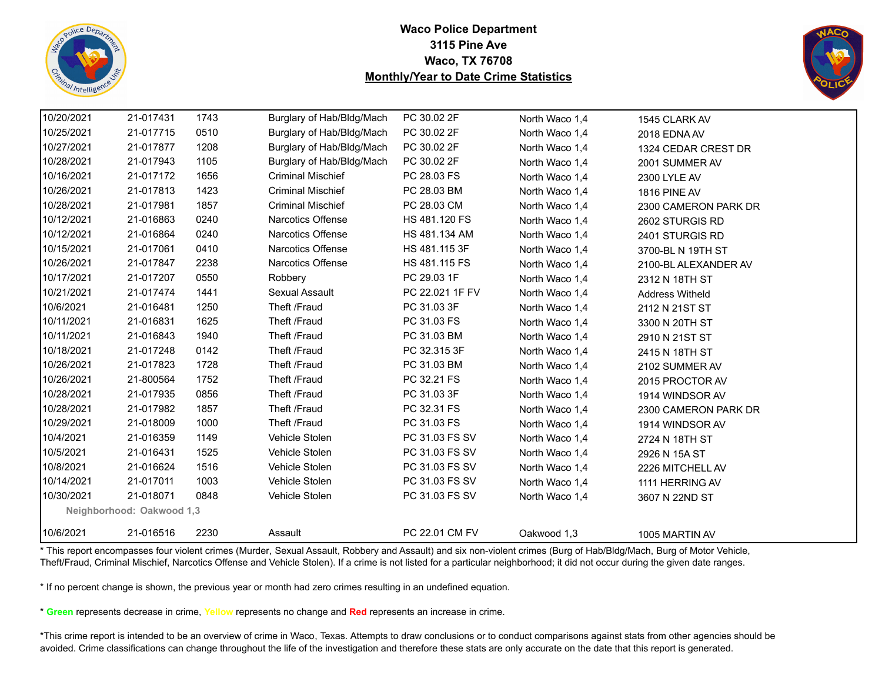**Waco Police Department**
**3115 Pine Ave**
**Waco, TX 76708**
**Monthly/Year to Date Crime Statistics**

| Date | Case # | Time | Offense | Code | Neighborhood | Address |
|---|---|---|---|---|---|---|
| 10/20/2021 | 21-017431 | 1743 | Burglary of Hab/Bldg/Mach | PC 30.02 2F | North Waco 1,4 | 1545 CLARK AV |
| 10/25/2021 | 21-017715 | 0510 | Burglary of Hab/Bldg/Mach | PC 30.02 2F | North Waco 1,4 | 2018 EDNA AV |
| 10/27/2021 | 21-017877 | 1208 | Burglary of Hab/Bldg/Mach | PC 30.02 2F | North Waco 1,4 | 1324 CEDAR CREST DR |
| 10/28/2021 | 21-017943 | 1105 | Burglary of Hab/Bldg/Mach | PC 30.02 2F | North Waco 1,4 | 2001 SUMMER AV |
| 10/16/2021 | 21-017172 | 1656 | Criminal Mischief | PC 28.03 FS | North Waco 1,4 | 2300 LYLE AV |
| 10/26/2021 | 21-017813 | 1423 | Criminal Mischief | PC 28.03 BM | North Waco 1,4 | 1816 PINE AV |
| 10/28/2021 | 21-017981 | 1857 | Criminal Mischief | PC 28.03 CM | North Waco 1,4 | 2300 CAMERON PARK DR |
| 10/12/2021 | 21-016863 | 0240 | Narcotics Offense | HS 481.120 FS | North Waco 1,4 | 2602 STURGIS RD |
| 10/12/2021 | 21-016864 | 0240 | Narcotics Offense | HS 481.134 AM | North Waco 1,4 | 2401 STURGIS RD |
| 10/15/2021 | 21-017061 | 0410 | Narcotics Offense | HS 481.115 3F | North Waco 1,4 | 3700-BL N 19TH ST |
| 10/26/2021 | 21-017847 | 2238 | Narcotics Offense | HS 481.115 FS | North Waco 1,4 | 2100-BL ALEXANDER AV |
| 10/17/2021 | 21-017207 | 0550 | Robbery | PC 29.03 1F | North Waco 1,4 | 2312 N 18TH ST |
| 10/21/2021 | 21-017474 | 1441 | Sexual Assault | PC 22.021 1F FV | North Waco 1,4 | Address Witheld |
| 10/6/2021 | 21-016481 | 1250 | Theft /Fraud | PC 31.03 3F | North Waco 1,4 | 2112 N 21ST ST |
| 10/11/2021 | 21-016831 | 1625 | Theft /Fraud | PC 31.03 FS | North Waco 1,4 | 3300 N 20TH ST |
| 10/11/2021 | 21-016843 | 1940 | Theft /Fraud | PC 31.03 BM | North Waco 1,4 | 2910 N 21ST ST |
| 10/18/2021 | 21-017248 | 0142 | Theft /Fraud | PC 32.315 3F | North Waco 1,4 | 2415 N 18TH ST |
| 10/26/2021 | 21-017823 | 1728 | Theft /Fraud | PC 31.03 BM | North Waco 1,4 | 2102 SUMMER AV |
| 10/26/2021 | 21-800564 | 1752 | Theft /Fraud | PC 32.21 FS | North Waco 1,4 | 2015 PROCTOR AV |
| 10/28/2021 | 21-017935 | 0856 | Theft /Fraud | PC 31.03 3F | North Waco 1,4 | 1914 WINDSOR AV |
| 10/28/2021 | 21-017982 | 1857 | Theft /Fraud | PC 32.31 FS | North Waco 1,4 | 2300 CAMERON PARK DR |
| 10/29/2021 | 21-018009 | 1000 | Theft /Fraud | PC 31.03 FS | North Waco 1,4 | 1914 WINDSOR AV |
| 10/4/2021 | 21-016359 | 1149 | Vehicle Stolen | PC 31.03 FS SV | North Waco 1,4 | 2724 N 18TH ST |
| 10/5/2021 | 21-016431 | 1525 | Vehicle Stolen | PC 31.03 FS SV | North Waco 1,4 | 2926 N 15A ST |
| 10/8/2021 | 21-016624 | 1516 | Vehicle Stolen | PC 31.03 FS SV | North Waco 1,4 | 2226 MITCHELL AV |
| 10/14/2021 | 21-017011 | 1003 | Vehicle Stolen | PC 31.03 FS SV | North Waco 1,4 | 1111 HERRING AV |
| 10/30/2021 | 21-018071 | 0848 | Vehicle Stolen | PC 31.03 FS SV | North Waco 1,4 | 3607 N 22ND ST |
| **Neighborhood: Oakwood 1,3** | | | | | | |
| 10/6/2021 | 21-016516 | 2230 | Assault | PC 22.01 CM FV | Oakwood 1,3 | 1005 MARTIN AV |

* This report encompasses four violent crimes (Murder, Sexual Assault, Robbery and Assault) and six non-violent crimes (Burg of Hab/Bldg/Mach, Burg of Motor Vehicle, Theft/Fraud, Criminal Mischief, Narcotics Offense and Vehicle Stolen). If a crime is not listed for a particular neighborhood; it did not occur during the given date ranges.

* If no percent change is shown, the previous year or month had zero crimes resulting in an undefined equation.

* **Green** represents decrease in crime, Yellow represents no change and **Red** represents an increase in crime.

*This crime report is intended to be an overview of crime in Waco, Texas. Attempts to draw conclusions or to conduct comparisons against stats from other agencies should be avoided. Crime classifications can change throughout the life of the investigation and therefore these stats are only accurate on the date that this report is generated.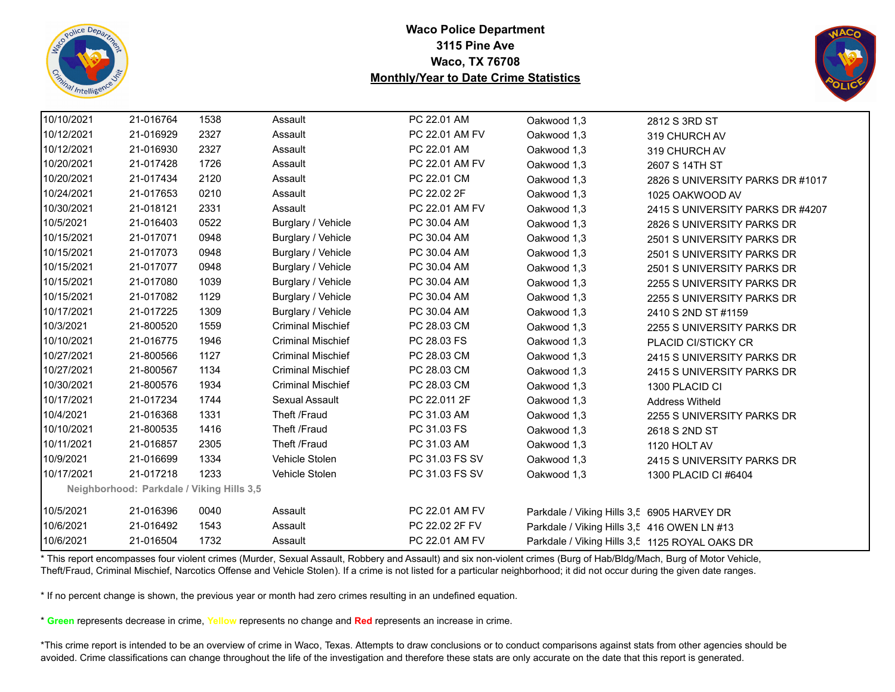**Waco Police Department**
**3115 Pine Ave**
**Waco, TX 76708**
**Monthly/Year to Date Crime Statistics**

| | | | | | | |
|---|---|---|---|---|---|---|
| 10/10/2021 | 21-016764 | 1538 | Assault | PC 22.01 AM | Oakwood 1,3 | 2812 S 3RD ST |
| 10/12/2021 | 21-016929 | 2327 | Assault | PC 22.01 AM FV | Oakwood 1,3 | 319 CHURCH AV |
| 10/12/2021 | 21-016930 | 2327 | Assault | PC 22.01 AM | Oakwood 1,3 | 319 CHURCH AV |
| 10/20/2021 | 21-017428 | 1726 | Assault | PC 22.01 AM FV | Oakwood 1,3 | 2607 S 14TH ST |
| 10/20/2021 | 21-017434 | 2120 | Assault | PC 22.01 CM | Oakwood 1,3 | 2826 S UNIVERSITY PARKS DR #1017 |
| 10/24/2021 | 21-017653 | 0210 | Assault | PC 22.02 2F | Oakwood 1,3 | 1025 OAKWOOD AV |
| 10/30/2021 | 21-018121 | 2331 | Assault | PC 22.01 AM FV | Oakwood 1,3 | 2415 S UNIVERSITY PARKS DR #4207 |
| 10/5/2021 | 21-016403 | 0522 | Burglary / Vehicle | PC 30.04 AM | Oakwood 1,3 | 2826 S UNIVERSITY PARKS DR |
| 10/15/2021 | 21-017071 | 0948 | Burglary / Vehicle | PC 30.04 AM | Oakwood 1,3 | 2501 S UNIVERSITY PARKS DR |
| 10/15/2021 | 21-017073 | 0948 | Burglary / Vehicle | PC 30.04 AM | Oakwood 1,3 | 2501 S UNIVERSITY PARKS DR |
| 10/15/2021 | 21-017077 | 0948 | Burglary / Vehicle | PC 30.04 AM | Oakwood 1,3 | 2501 S UNIVERSITY PARKS DR |
| 10/15/2021 | 21-017080 | 1039 | Burglary / Vehicle | PC 30.04 AM | Oakwood 1,3 | 2255 S UNIVERSITY PARKS DR |
| 10/15/2021 | 21-017082 | 1129 | Burglary / Vehicle | PC 30.04 AM | Oakwood 1,3 | 2255 S UNIVERSITY PARKS DR |
| 10/17/2021 | 21-017225 | 1309 | Burglary / Vehicle | PC 30.04 AM | Oakwood 1,3 | 2410 S 2ND ST #1159 |
| 10/3/2021 | 21-800520 | 1559 | Criminal Mischief | PC 28.03 CM | Oakwood 1,3 | 2255 S UNIVERSITY PARKS DR |
| 10/10/2021 | 21-016775 | 1946 | Criminal Mischief | PC 28.03 FS | Oakwood 1,3 | PLACID CI/STICKY CR |
| 10/27/2021 | 21-800566 | 1127 | Criminal Mischief | PC 28.03 CM | Oakwood 1,3 | 2415 S UNIVERSITY PARKS DR |
| 10/27/2021 | 21-800567 | 1134 | Criminal Mischief | PC 28.03 CM | Oakwood 1,3 | 2415 S UNIVERSITY PARKS DR |
| 10/30/2021 | 21-800576 | 1934 | Criminal Mischief | PC 28.03 CM | Oakwood 1,3 | 1300 PLACID CI |
| 10/17/2021 | 21-017234 | 1744 | Sexual Assault | PC 22.011 2F | Oakwood 1,3 | Address Witheld |
| 10/4/2021 | 21-016368 | 1331 | Theft /Fraud | PC 31.03 AM | Oakwood 1,3 | 2255 S UNIVERSITY PARKS DR |
| 10/10/2021 | 21-800535 | 1416 | Theft /Fraud | PC 31.03 FS | Oakwood 1,3 | 2618 S 2ND ST |
| 10/11/2021 | 21-016857 | 2305 | Theft /Fraud | PC 31.03 AM | Oakwood 1,3 | 1120 HOLT AV |
| 10/9/2021 | 21-016699 | 1334 | Vehicle Stolen | PC 31.03 FS SV | Oakwood 1,3 | 2415 S UNIVERSITY PARKS DR |
| 10/17/2021 | 21-017218 | 1233 | Vehicle Stolen | PC 31.03 FS SV | Oakwood 1,3 | 1300 PLACID CI #6404 |
| **Neighborhood: Parkdale / Viking Hills 3,5** | | | | | | |
| 10/5/2021 | 21-016396 | 0040 | Assault | PC 22.01 AM FV | Parkdale / Viking Hills 3,5 | 6905 HARVEY DR |
| 10/6/2021 | 21-016492 | 1543 | Assault | PC 22.02 2F FV | Parkdale / Viking Hills 3,5 | 416 OWEN LN #13 |
| 10/6/2021 | 21-016504 | 1732 | Assault | PC 22.01 AM FV | Parkdale / Viking Hills 3,5 | 1125 ROYAL OAKS DR |

* This report encompasses four violent crimes (Murder, Sexual Assault, Robbery and Assault) and six non-violent crimes (Burg of Hab/Bldg/Mach, Burg of Motor Vehicle, Theft/Fraud, Criminal Mischief, Narcotics Offense and Vehicle Stolen). If a crime is not listed for a particular neighborhood; it did not occur during the given date ranges.

* If no percent change is shown, the previous year or month had zero crimes resulting in an undefined equation.

* **Green** represents decrease in crime, **Yellow** represents no change and **Red** represents an increase in crime.

*This crime report is intended to be an overview of crime in Waco, Texas. Attempts to draw conclusions or to conduct comparisons against stats from other agencies should be avoided. Crime classifications can change throughout the life of the investigation and therefore these stats are only accurate on the date that this report is generated.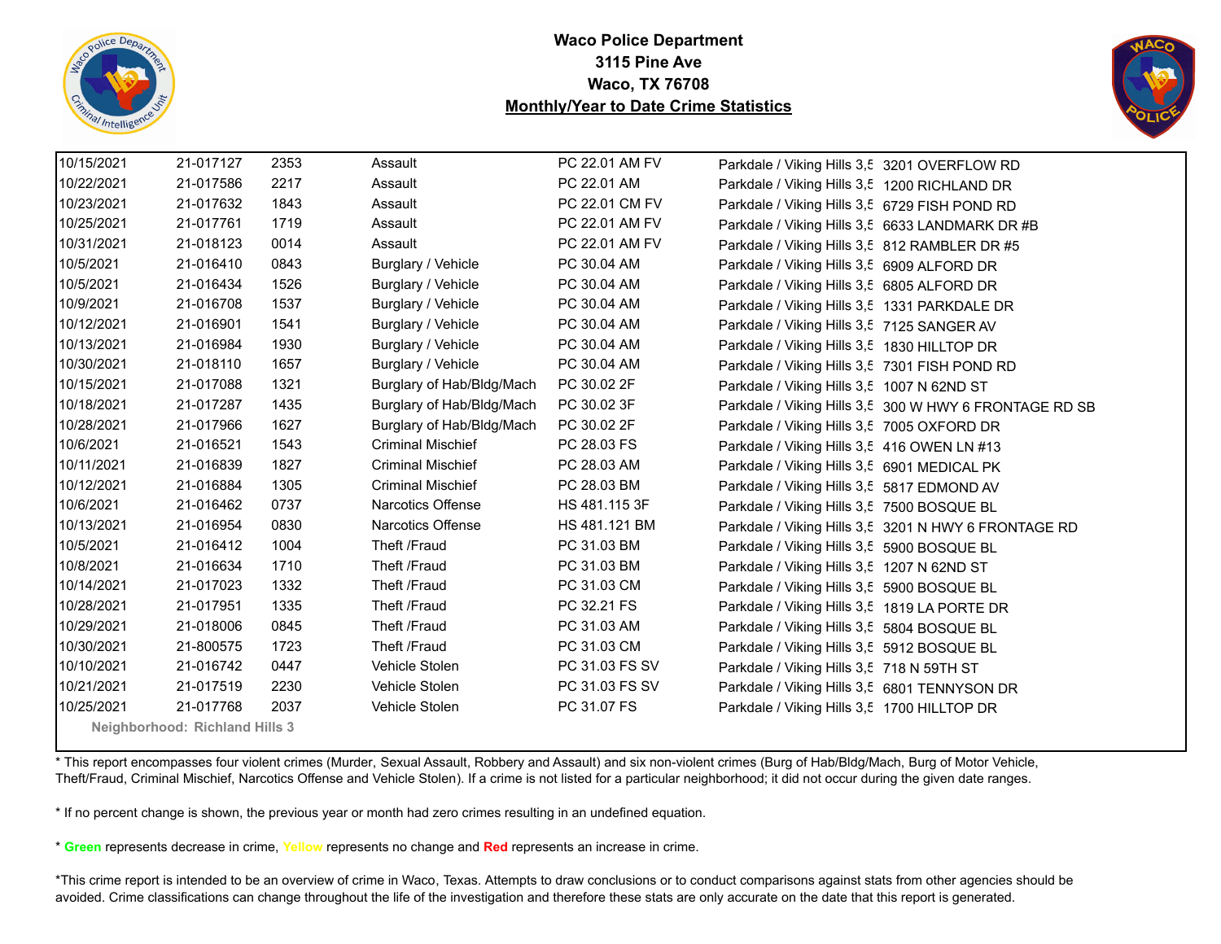**Waco Police Department**
**3115 Pine Ave**
**Waco, TX 76708**
**Monthly/Year to Date Crime Statistics**

| | | | | | | |
|---|---|---|---|---|---|---|
| 10/15/2021 | 21-017127 | 2353 | Assault | PC 22.01 AM FV | Parkdale / Viking Hills 3,5 | 3201 OVERFLOW RD |
| 10/22/2021 | 21-017586 | 2217 | Assault | PC 22.01 AM | Parkdale / Viking Hills 3,5 | 1200 RICHLAND DR |
| 10/23/2021 | 21-017632 | 1843 | Assault | PC 22.01 CM FV | Parkdale / Viking Hills 3,5 | 6729 FISH POND RD |
| 10/25/2021 | 21-017761 | 1719 | Assault | PC 22.01 AM FV | Parkdale / Viking Hills 3,5 | 6633 LANDMARK DR #B |
| 10/31/2021 | 21-018123 | 0014 | Assault | PC 22.01 AM FV | Parkdale / Viking Hills 3,5 | 812 RAMBLER DR #5 |
| 10/5/2021 | 21-016410 | 0843 | Burglary / Vehicle | PC 30.04 AM | Parkdale / Viking Hills 3,5 | 6909 ALFORD DR |
| 10/5/2021 | 21-016434 | 1526 | Burglary / Vehicle | PC 30.04 AM | Parkdale / Viking Hills 3,5 | 6805 ALFORD DR |
| 10/9/2021 | 21-016708 | 1537 | Burglary / Vehicle | PC 30.04 AM | Parkdale / Viking Hills 3,5 | 1331 PARKDALE DR |
| 10/12/2021 | 21-016901 | 1541 | Burglary / Vehicle | PC 30.04 AM | Parkdale / Viking Hills 3,5 | 7125 SANGER AV |
| 10/13/2021 | 21-016984 | 1930 | Burglary / Vehicle | PC 30.04 AM | Parkdale / Viking Hills 3,5 | 1830 HILLTOP DR |
| 10/30/2021 | 21-018110 | 1657 | Burglary / Vehicle | PC 30.04 AM | Parkdale / Viking Hills 3,5 | 7301 FISH POND RD |
| 10/15/2021 | 21-017088 | 1321 | Burglary of Hab/Bldg/Mach | PC 30.02 2F | Parkdale / Viking Hills 3,5 | 1007 N 62ND ST |
| 10/18/2021 | 21-017287 | 1435 | Burglary of Hab/Bldg/Mach | PC 30.02 3F | Parkdale / Viking Hills 3,5 | 300 W HWY 6 FRONTAGE RD SB |
| 10/28/2021 | 21-017966 | 1627 | Burglary of Hab/Bldg/Mach | PC 30.02 2F | Parkdale / Viking Hills 3,5 | 7005 OXFORD DR |
| 10/6/2021 | 21-016521 | 1543 | Criminal Mischief | PC 28.03 FS | Parkdale / Viking Hills 3,5 | 416 OWEN LN #13 |
| 10/11/2021 | 21-016839 | 1827 | Criminal Mischief | PC 28.03 AM | Parkdale / Viking Hills 3,5 | 6901 MEDICAL PK |
| 10/12/2021 | 21-016884 | 1305 | Criminal Mischief | PC 28.03 BM | Parkdale / Viking Hills 3,5 | 5817 EDMOND AV |
| 10/6/2021 | 21-016462 | 0737 | Narcotics Offense | HS 481.115 3F | Parkdale / Viking Hills 3,5 | 7500 BOSQUE BL |
| 10/13/2021 | 21-016954 | 0830 | Narcotics Offense | HS 481.121 BM | Parkdale / Viking Hills 3,5 | 3201 N HWY 6 FRONTAGE RD |
| 10/5/2021 | 21-016412 | 1004 | Theft /Fraud | PC 31.03 BM | Parkdale / Viking Hills 3,5 | 5900 BOSQUE BL |
| 10/8/2021 | 21-016634 | 1710 | Theft /Fraud | PC 31.03 BM | Parkdale / Viking Hills 3,5 | 1207 N 62ND ST |
| 10/14/2021 | 21-017023 | 1332 | Theft /Fraud | PC 31.03 CM | Parkdale / Viking Hills 3,5 | 5900 BOSQUE BL |
| 10/28/2021 | 21-017951 | 1335 | Theft /Fraud | PC 32.21 FS | Parkdale / Viking Hills 3,5 | 1819 LA PORTE DR |
| 10/29/2021 | 21-018006 | 0845 | Theft /Fraud | PC 31.03 AM | Parkdale / Viking Hills 3,5 | 5804 BOSQUE BL |
| 10/30/2021 | 21-800575 | 1723 | Theft /Fraud | PC 31.03 CM | Parkdale / Viking Hills 3,5 | 5912 BOSQUE BL |
| 10/10/2021 | 21-016742 | 0447 | Vehicle Stolen | PC 31.03 FS SV | Parkdale / Viking Hills 3,5 | 718 N 59TH ST |
| 10/21/2021 | 21-017519 | 2230 | Vehicle Stolen | PC 31.03 FS SV | Parkdale / Viking Hills 3,5 | 6801 TENNYSON DR |
| 10/25/2021 | 21-017768 | 2037 | Vehicle Stolen | PC 31.07 FS | Parkdale / Viking Hills 3,5 | 1700 HILLTOP DR |

**Neighborhood: Richland Hills 3**

* This report encompasses four violent crimes (Murder, Sexual Assault, Robbery and Assault) and six non-violent crimes (Burg of Hab/Bldg/Mach, Burg of Motor Vehicle, Theft/Fraud, Criminal Mischief, Narcotics Offense and Vehicle Stolen). If a crime is not listed for a particular neighborhood; it did not occur during the given date ranges.

* If no percent change is shown, the previous year or month had zero crimes resulting in an undefined equation.

* **Green** represents decrease in crime, **Yellow** represents no change and **Red** represents an increase in crime.

*This crime report is intended to be an overview of crime in Waco, Texas. Attempts to draw conclusions or to conduct comparisons against stats from other agencies should be avoided. Crime classifications can change throughout the life of the investigation and therefore these stats are only accurate on the date that this report is generated.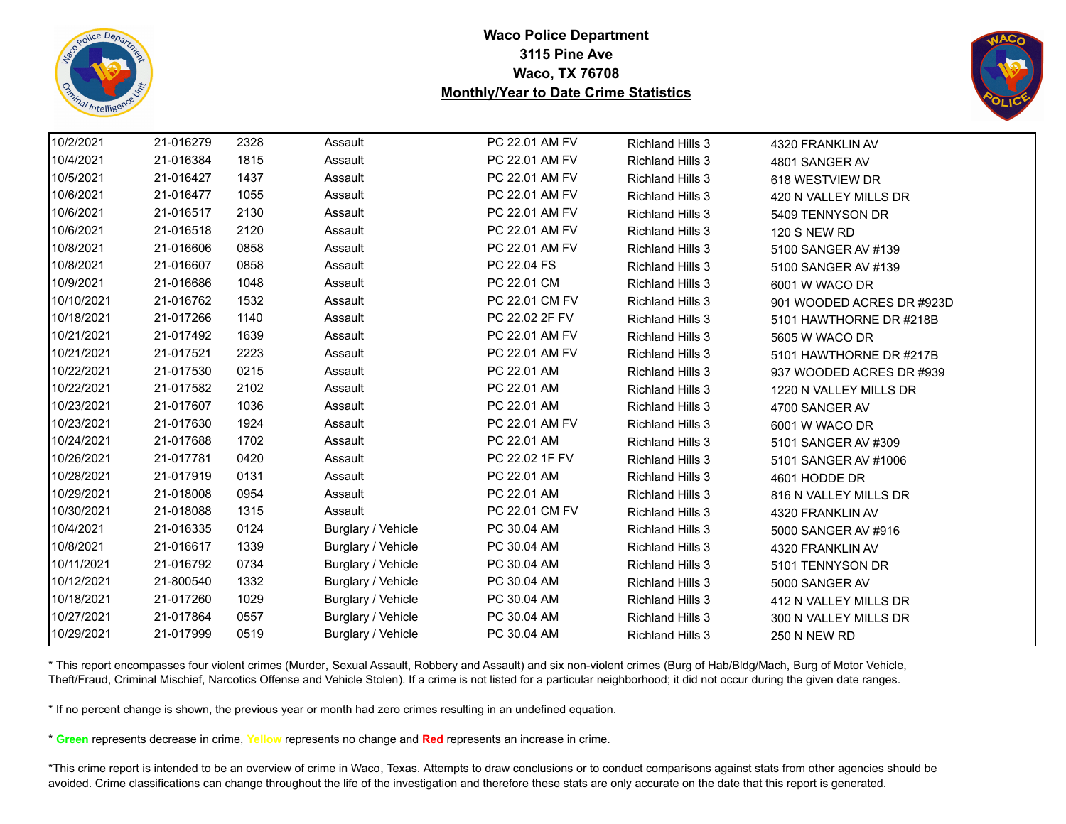**Waco Police Department**
**3115 Pine Ave**
**Waco, TX 76708**
**Monthly/Year to Date Crime Statistics**

| | | | | | | |
|---|---|---|---|---|---|---|
| 10/2/2021 | 21-016279 | 2328 | Assault | PC 22.01 AM FV | Richland Hills 3 | 4320 FRANKLIN AV |
| 10/4/2021 | 21-016384 | 1815 | Assault | PC 22.01 AM FV | Richland Hills 3 | 4801 SANGER AV |
| 10/5/2021 | 21-016427 | 1437 | Assault | PC 22.01 AM FV | Richland Hills 3 | 618 WESTVIEW DR |
| 10/6/2021 | 21-016477 | 1055 | Assault | PC 22.01 AM FV | Richland Hills 3 | 420 N VALLEY MILLS DR |
| 10/6/2021 | 21-016517 | 2130 | Assault | PC 22.01 AM FV | Richland Hills 3 | 5409 TENNYSON DR |
| 10/6/2021 | 21-016518 | 2120 | Assault | PC 22.01 AM FV | Richland Hills 3 | 120 S NEW RD |
| 10/8/2021 | 21-016606 | 0858 | Assault | PC 22.01 AM FV | Richland Hills 3 | 5100 SANGER AV #139 |
| 10/8/2021 | 21-016607 | 0858 | Assault | PC 22.04 FS | Richland Hills 3 | 5100 SANGER AV #139 |
| 10/9/2021 | 21-016686 | 1048 | Assault | PC 22.01 CM | Richland Hills 3 | 6001 W WACO DR |
| 10/10/2021 | 21-016762 | 1532 | Assault | PC 22.01 CM FV | Richland Hills 3 | 901 WOODED ACRES DR #923D |
| 10/18/2021 | 21-017266 | 1140 | Assault | PC 22.02 2F FV | Richland Hills 3 | 5101 HAWTHORNE DR #218B |
| 10/21/2021 | 21-017492 | 1639 | Assault | PC 22.01 AM FV | Richland Hills 3 | 5605 W WACO DR |
| 10/21/2021 | 21-017521 | 2223 | Assault | PC 22.01 AM FV | Richland Hills 3 | 5101 HAWTHORNE DR #217B |
| 10/22/2021 | 21-017530 | 0215 | Assault | PC 22.01 AM | Richland Hills 3 | 937 WOODED ACRES DR #939 |
| 10/22/2021 | 21-017582 | 2102 | Assault | PC 22.01 AM | Richland Hills 3 | 1220 N VALLEY MILLS DR |
| 10/23/2021 | 21-017607 | 1036 | Assault | PC 22.01 AM | Richland Hills 3 | 4700 SANGER AV |
| 10/23/2021 | 21-017630 | 1924 | Assault | PC 22.01 AM FV | Richland Hills 3 | 6001 W WACO DR |
| 10/24/2021 | 21-017688 | 1702 | Assault | PC 22.01 AM | Richland Hills 3 | 5101 SANGER AV #309 |
| 10/26/2021 | 21-017781 | 0420 | Assault | PC 22.02 1F FV | Richland Hills 3 | 5101 SANGER AV #1006 |
| 10/28/2021 | 21-017919 | 0131 | Assault | PC 22.01 AM | Richland Hills 3 | 4601 HODDE DR |
| 10/29/2021 | 21-018008 | 0954 | Assault | PC 22.01 AM | Richland Hills 3 | 816 N VALLEY MILLS DR |
| 10/30/2021 | 21-018088 | 1315 | Assault | PC 22.01 CM FV | Richland Hills 3 | 4320 FRANKLIN AV |
| 10/4/2021 | 21-016335 | 0124 | Burglary / Vehicle | PC 30.04 AM | Richland Hills 3 | 5000 SANGER AV #916 |
| 10/8/2021 | 21-016617 | 1339 | Burglary / Vehicle | PC 30.04 AM | Richland Hills 3 | 4320 FRANKLIN AV |
| 10/11/2021 | 21-016792 | 0734 | Burglary / Vehicle | PC 30.04 AM | Richland Hills 3 | 5101 TENNYSON DR |
| 10/12/2021 | 21-800540 | 1332 | Burglary / Vehicle | PC 30.04 AM | Richland Hills 3 | 5000 SANGER AV |
| 10/18/2021 | 21-017260 | 1029 | Burglary / Vehicle | PC 30.04 AM | Richland Hills 3 | 412 N VALLEY MILLS DR |
| 10/27/2021 | 21-017864 | 0557 | Burglary / Vehicle | PC 30.04 AM | Richland Hills 3 | 300 N VALLEY MILLS DR |
| 10/29/2021 | 21-017999 | 0519 | Burglary / Vehicle | PC 30.04 AM | Richland Hills 3 | 250 N NEW RD |

* This report encompasses four violent crimes (Murder, Sexual Assault, Robbery and Assault) and six non-violent crimes (Burg of Hab/Bldg/Mach, Burg of Motor Vehicle, Theft/Fraud, Criminal Mischief, Narcotics Offense and Vehicle Stolen). If a crime is not listed for a particular neighborhood; it did not occur during the given date ranges.

* If no percent change is shown, the previous year or month had zero crimes resulting in an undefined equation.

* **Green** represents decrease in crime, **Yellow** represents no change and **Red** represents an increase in crime.

*This crime report is intended to be an overview of crime in Waco, Texas. Attempts to draw conclusions or to conduct comparisons against stats from other agencies should be avoided. Crime classifications can change throughout the life of the investigation and therefore these stats are only accurate on the date that this report is generated.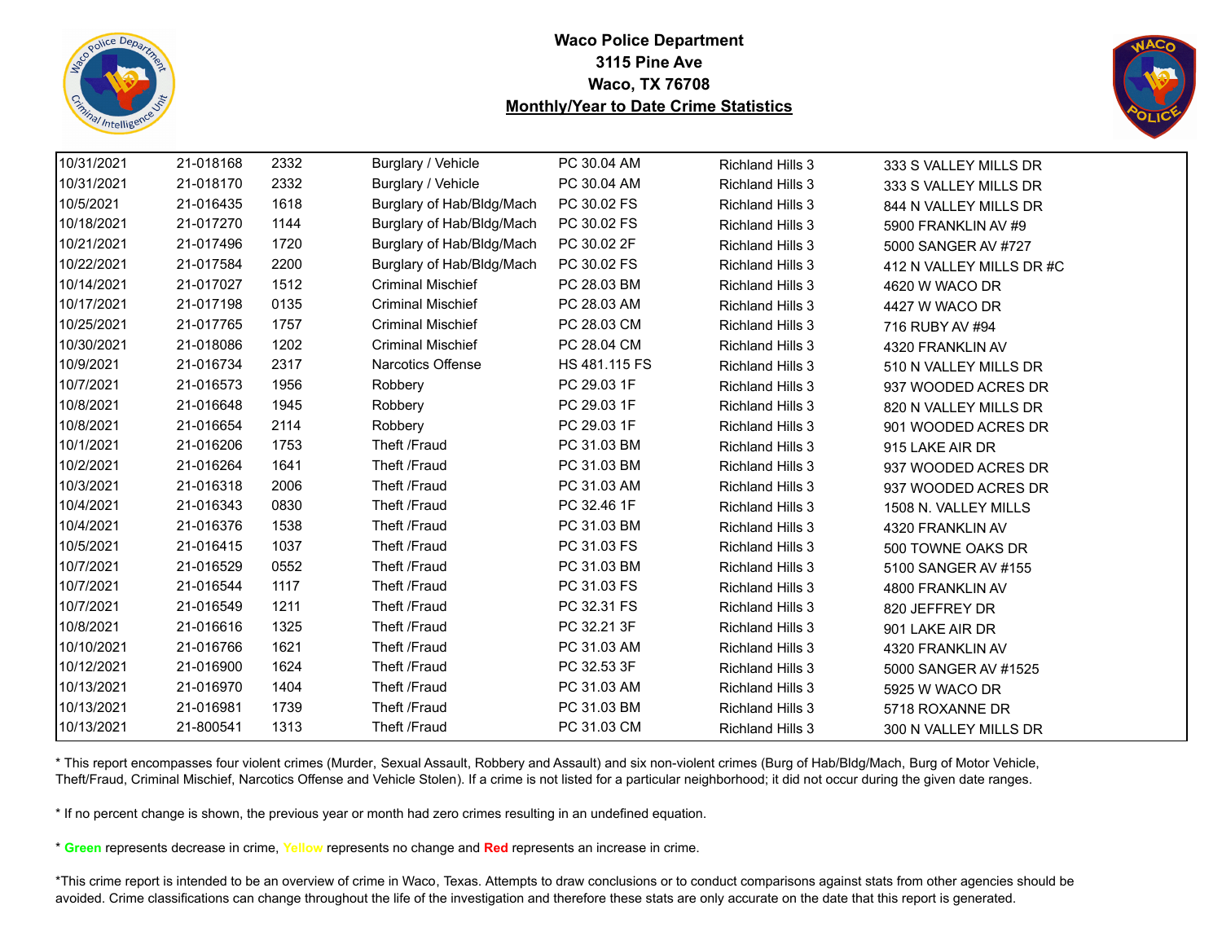# Waco Police Department
## 3115 Pine Ave
## Waco, TX 76708
## Monthly/Year to Date Crime Statistics

| | | | | | | |
|---|---|---|---|---|---|---|
| 10/31/2021 | 21-018168 | 2332 | Burglary / Vehicle | PC 30.04 AM | Richland Hills 3 | 333 S VALLEY MILLS DR |
| 10/31/2021 | 21-018170 | 2332 | Burglary / Vehicle | PC 30.04 AM | Richland Hills 3 | 333 S VALLEY MILLS DR |
| 10/5/2021 | 21-016435 | 1618 | Burglary of Hab/Bldg/Mach | PC 30.02 FS | Richland Hills 3 | 844 N VALLEY MILLS DR |
| 10/18/2021 | 21-017270 | 1144 | Burglary of Hab/Bldg/Mach | PC 30.02 FS | Richland Hills 3 | 5900 FRANKLIN AV #9 |
| 10/21/2021 | 21-017496 | 1720 | Burglary of Hab/Bldg/Mach | PC 30.02 2F | Richland Hills 3 | 5000 SANGER AV #727 |
| 10/22/2021 | 21-017584 | 2200 | Burglary of Hab/Bldg/Mach | PC 30.02 FS | Richland Hills 3 | 412 N VALLEY MILLS DR #C |
| 10/14/2021 | 21-017027 | 1512 | Criminal Mischief | PC 28.03 BM | Richland Hills 3 | 4620 W WACO DR |
| 10/17/2021 | 21-017198 | 0135 | Criminal Mischief | PC 28.03 AM | Richland Hills 3 | 4427 W WACO DR |
| 10/25/2021 | 21-017765 | 1757 | Criminal Mischief | PC 28.03 CM | Richland Hills 3 | 716 RUBY AV #94 |
| 10/30/2021 | 21-018086 | 1202 | Criminal Mischief | PC 28.04 CM | Richland Hills 3 | 4320 FRANKLIN AV |
| 10/9/2021 | 21-016734 | 2317 | Narcotics Offense | HS 481.115 FS | Richland Hills 3 | 510 N VALLEY MILLS DR |
| 10/7/2021 | 21-016573 | 1956 | Robbery | PC 29.03 1F | Richland Hills 3 | 937 WOODED ACRES DR |
| 10/8/2021 | 21-016648 | 1945 | Robbery | PC 29.03 1F | Richland Hills 3 | 820 N VALLEY MILLS DR |
| 10/8/2021 | 21-016654 | 2114 | Robbery | PC 29.03 1F | Richland Hills 3 | 901 WOODED ACRES DR |
| 10/1/2021 | 21-016206 | 1753 | Theft /Fraud | PC 31.03 BM | Richland Hills 3 | 915 LAKE AIR DR |
| 10/2/2021 | 21-016264 | 1641 | Theft /Fraud | PC 31.03 BM | Richland Hills 3 | 937 WOODED ACRES DR |
| 10/3/2021 | 21-016318 | 2006 | Theft /Fraud | PC 31.03 AM | Richland Hills 3 | 937 WOODED ACRES DR |
| 10/4/2021 | 21-016343 | 0830 | Theft /Fraud | PC 32.46 1F | Richland Hills 3 | 1508 N. VALLEY MILLS |
| 10/4/2021 | 21-016376 | 1538 | Theft /Fraud | PC 31.03 BM | Richland Hills 3 | 4320 FRANKLIN AV |
| 10/5/2021 | 21-016415 | 1037 | Theft /Fraud | PC 31.03 FS | Richland Hills 3 | 500 TOWNE OAKS DR |
| 10/7/2021 | 21-016529 | 0552 | Theft /Fraud | PC 31.03 BM | Richland Hills 3 | 5100 SANGER AV #155 |
| 10/7/2021 | 21-016544 | 1117 | Theft /Fraud | PC 31.03 FS | Richland Hills 3 | 4800 FRANKLIN AV |
| 10/7/2021 | 21-016549 | 1211 | Theft /Fraud | PC 32.31 FS | Richland Hills 3 | 820 JEFFREY DR |
| 10/8/2021 | 21-016616 | 1325 | Theft /Fraud | PC 32.21 3F | Richland Hills 3 | 901 LAKE AIR DR |
| 10/10/2021 | 21-016766 | 1621 | Theft /Fraud | PC 31.03 AM | Richland Hills 3 | 4320 FRANKLIN AV |
| 10/12/2021 | 21-016900 | 1624 | Theft /Fraud | PC 32.53 3F | Richland Hills 3 | 5000 SANGER AV #1525 |
| 10/13/2021 | 21-016970 | 1404 | Theft /Fraud | PC 31.03 AM | Richland Hills 3 | 5925 W WACO DR |
| 10/13/2021 | 21-016981 | 1739 | Theft /Fraud | PC 31.03 BM | Richland Hills 3 | 5718 ROXANNE DR |
| 10/13/2021 | 21-800541 | 1313 | Theft /Fraud | PC 31.03 CM | Richland Hills 3 | 300 N VALLEY MILLS DR |

* This report encompasses four violent crimes (Murder, Sexual Assault, Robbery and Assault) and six non-violent crimes (Burg of Hab/Bldg/Mach, Burg of Motor Vehicle, Theft/Fraud, Criminal Mischief, Narcotics Offense and Vehicle Stolen). If a crime is not listed for a particular neighborhood; it did not occur during the given date ranges.

* If no percent change is shown, the previous year or month had zero crimes resulting in an undefined equation.

* **Green** represents decrease in crime, **Yellow** represents no change and **Red** represents an increase in crime.

*This crime report is intended to be an overview of crime in Waco, Texas. Attempts to draw conclusions or to conduct comparisons against stats from other agencies should be avoided. Crime classifications can change throughout the life of the investigation and therefore these stats are only accurate on the date that this report is generated.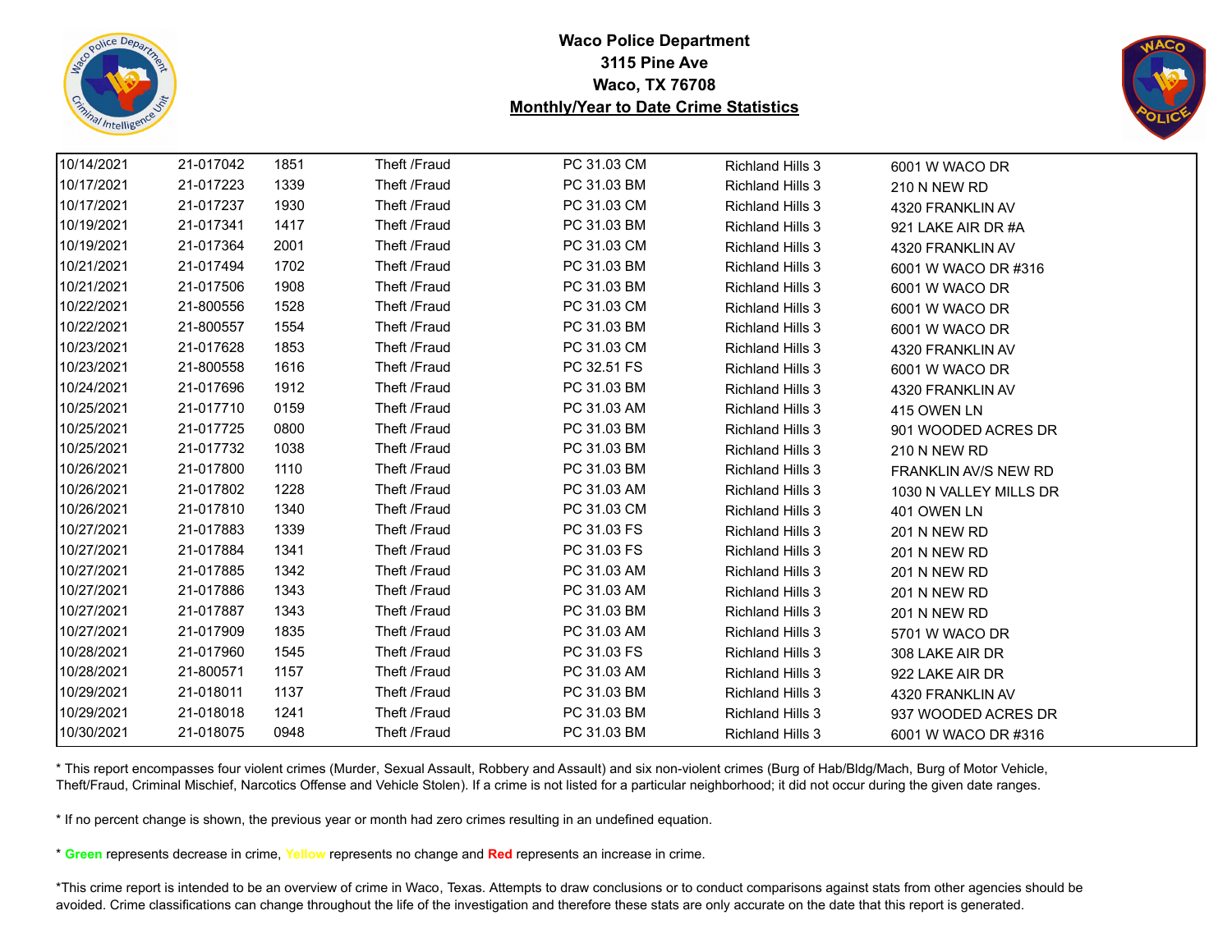**Waco Police Department**
**3115 Pine Ave**
**Waco, TX 76708**
**Monthly/Year to Date Crime Statistics**

| | | | | | | |
|---|---|---|---|---|---|---|
| 10/14/2021 | 21-017042 | 1851 | Theft /Fraud | PC 31.03 CM | Richland Hills 3 | 6001 W WACO DR |
| 10/17/2021 | 21-017223 | 1339 | Theft /Fraud | PC 31.03 BM | Richland Hills 3 | 210 N NEW RD |
| 10/17/2021 | 21-017237 | 1930 | Theft /Fraud | PC 31.03 CM | Richland Hills 3 | 4320 FRANKLIN AV |
| 10/19/2021 | 21-017341 | 1417 | Theft /Fraud | PC 31.03 BM | Richland Hills 3 | 921 LAKE AIR DR #A |
| 10/19/2021 | 21-017364 | 2001 | Theft /Fraud | PC 31.03 CM | Richland Hills 3 | 4320 FRANKLIN AV |
| 10/21/2021 | 21-017494 | 1702 | Theft /Fraud | PC 31.03 BM | Richland Hills 3 | 6001 W WACO DR #316 |
| 10/21/2021 | 21-017506 | 1908 | Theft /Fraud | PC 31.03 BM | Richland Hills 3 | 6001 W WACO DR |
| 10/22/2021 | 21-800556 | 1528 | Theft /Fraud | PC 31.03 CM | Richland Hills 3 | 6001 W WACO DR |
| 10/22/2021 | 21-800557 | 1554 | Theft /Fraud | PC 31.03 BM | Richland Hills 3 | 6001 W WACO DR |
| 10/23/2021 | 21-017628 | 1853 | Theft /Fraud | PC 31.03 CM | Richland Hills 3 | 4320 FRANKLIN AV |
| 10/23/2021 | 21-800558 | 1616 | Theft /Fraud | PC 32.51 FS | Richland Hills 3 | 6001 W WACO DR |
| 10/24/2021 | 21-017696 | 1912 | Theft /Fraud | PC 31.03 BM | Richland Hills 3 | 4320 FRANKLIN AV |
| 10/25/2021 | 21-017710 | 0159 | Theft /Fraud | PC 31.03 AM | Richland Hills 3 | 415 OWEN LN |
| 10/25/2021 | 21-017725 | 0800 | Theft /Fraud | PC 31.03 BM | Richland Hills 3 | 901 WOODED ACRES DR |
| 10/25/2021 | 21-017732 | 1038 | Theft /Fraud | PC 31.03 BM | Richland Hills 3 | 210 N NEW RD |
| 10/26/2021 | 21-017800 | 1110 | Theft /Fraud | PC 31.03 BM | Richland Hills 3 | FRANKLIN AV/S NEW RD |
| 10/26/2021 | 21-017802 | 1228 | Theft /Fraud | PC 31.03 AM | Richland Hills 3 | 1030 N VALLEY MILLS DR |
| 10/26/2021 | 21-017810 | 1340 | Theft /Fraud | PC 31.03 CM | Richland Hills 3 | 401 OWEN LN |
| 10/27/2021 | 21-017883 | 1339 | Theft /Fraud | PC 31.03 FS | Richland Hills 3 | 201 N NEW RD |
| 10/27/2021 | 21-017884 | 1341 | Theft /Fraud | PC 31.03 FS | Richland Hills 3 | 201 N NEW RD |
| 10/27/2021 | 21-017885 | 1342 | Theft /Fraud | PC 31.03 AM | Richland Hills 3 | 201 N NEW RD |
| 10/27/2021 | 21-017886 | 1343 | Theft /Fraud | PC 31.03 AM | Richland Hills 3 | 201 N NEW RD |
| 10/27/2021 | 21-017887 | 1343 | Theft /Fraud | PC 31.03 BM | Richland Hills 3 | 201 N NEW RD |
| 10/27/2021 | 21-017909 | 1835 | Theft /Fraud | PC 31.03 AM | Richland Hills 3 | 5701 W WACO DR |
| 10/28/2021 | 21-017960 | 1545 | Theft /Fraud | PC 31.03 FS | Richland Hills 3 | 308 LAKE AIR DR |
| 10/28/2021 | 21-800571 | 1157 | Theft /Fraud | PC 31.03 AM | Richland Hills 3 | 922 LAKE AIR DR |
| 10/29/2021 | 21-018011 | 1137 | Theft /Fraud | PC 31.03 BM | Richland Hills 3 | 4320 FRANKLIN AV |
| 10/29/2021 | 21-018018 | 1241 | Theft /Fraud | PC 31.03 BM | Richland Hills 3 | 937 WOODED ACRES DR |
| 10/30/2021 | 21-018075 | 0948 | Theft /Fraud | PC 31.03 BM | Richland Hills 3 | 6001 W WACO DR #316 |

* This report encompasses four violent crimes (Murder, Sexual Assault, Robbery and Assault) and six non-violent crimes (Burg of Hab/Bldg/Mach, Burg of Motor Vehicle, Theft/Fraud, Criminal Mischief, Narcotics Offense and Vehicle Stolen). If a crime is not listed for a particular neighborhood; it did not occur during the given date ranges.

* If no percent change is shown, the previous year or month had zero crimes resulting in an undefined equation.

* **Green** represents decrease in crime, **Yellow** represents no change and **Red** represents an increase in crime.

*This crime report is intended to be an overview of crime in Waco, Texas. Attempts to draw conclusions or to conduct comparisons against stats from other agencies should be avoided. Crime classifications can change throughout the life of the investigation and therefore these stats are only accurate on the date that this report is generated.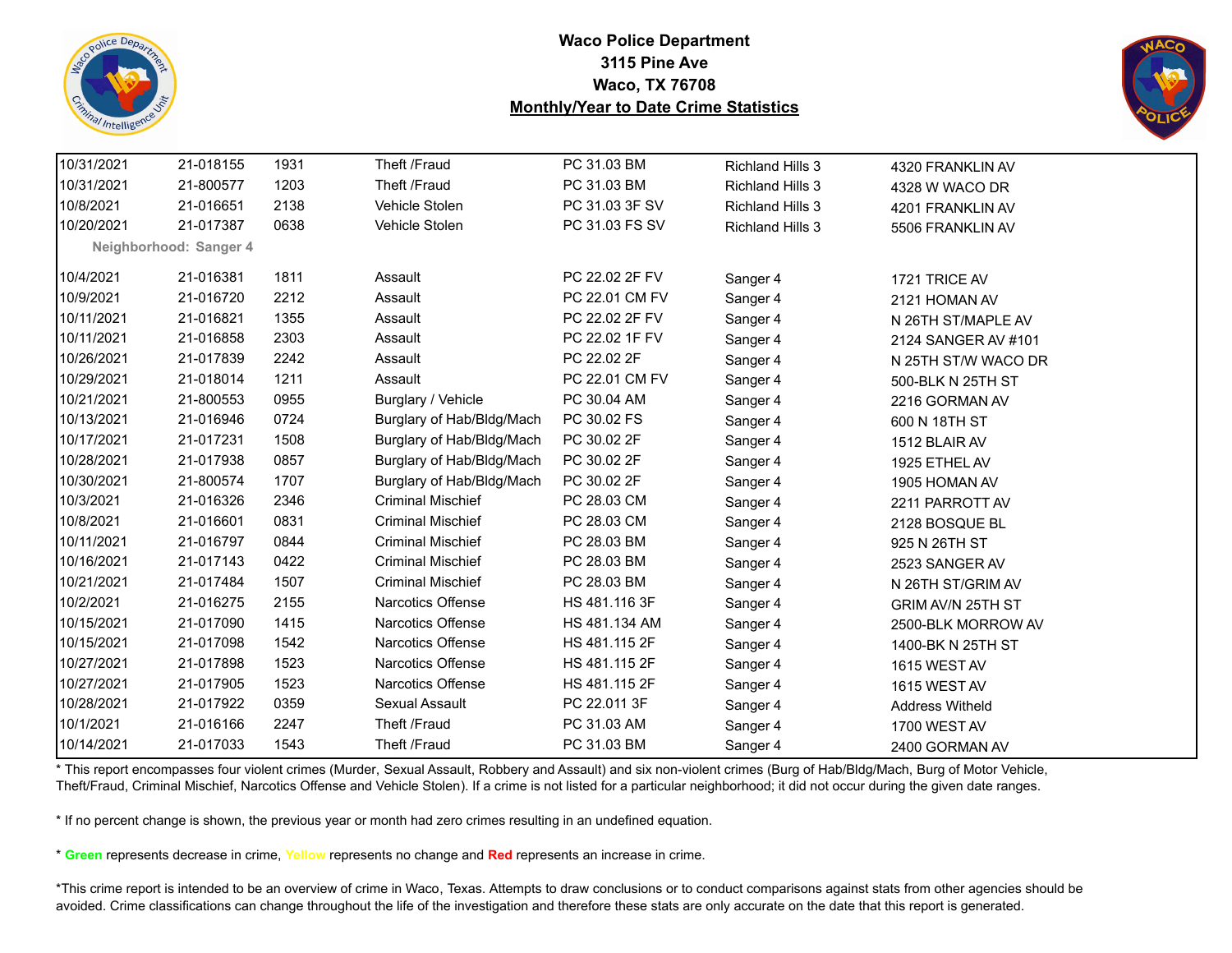**Waco Police Department**
**3115 Pine Ave**
**Waco, TX 76708**
**Monthly/Year to Date Crime Statistics**

| | | | | | | |
|---|---|---|---|---|---|---|
| 10/31/2021 | 21-018155 | 1931 | Theft /Fraud | PC 31.03 BM | Richland Hills 3 | 4320 FRANKLIN AV |
| 10/31/2021 | 21-800577 | 1203 | Theft /Fraud | PC 31.03 BM | Richland Hills 3 | 4328 W WACO DR |
| 10/8/2021 | 21-016651 | 2138 | Vehicle Stolen | PC 31.03 3F SV | Richland Hills 3 | 4201 FRANKLIN AV |
| 10/20/2021 | 21-017387 | 0638 | Vehicle Stolen | PC 31.03 FS SV | Richland Hills 3 | 5506 FRANKLIN AV |
| **Neighborhood: Sanger 4** | | | | | | |
| 10/4/2021 | 21-016381 | 1811 | Assault | PC 22.02 2F FV | Sanger 4 | 1721 TRICE AV |
| 10/9/2021 | 21-016720 | 2212 | Assault | PC 22.01 CM FV | Sanger 4 | 2121 HOMAN AV |
| 10/11/2021 | 21-016821 | 1355 | Assault | PC 22.02 2F FV | Sanger 4 | N 26TH ST/MAPLE AV |
| 10/11/2021 | 21-016858 | 2303 | Assault | PC 22.02 1F FV | Sanger 4 | 2124 SANGER AV #101 |
| 10/26/2021 | 21-017839 | 2242 | Assault | PC 22.02 2F | Sanger 4 | N 25TH ST/W WACO DR |
| 10/29/2021 | 21-018014 | 1211 | Assault | PC 22.01 CM FV | Sanger 4 | 500-BLK N 25TH ST |
| 10/21/2021 | 21-800553 | 0955 | Burglary / Vehicle | PC 30.04 AM | Sanger 4 | 2216 GORMAN AV |
| 10/13/2021 | 21-016946 | 0724 | Burglary of Hab/Bldg/Mach | PC 30.02 FS | Sanger 4 | 600 N 18TH ST |
| 10/17/2021 | 21-017231 | 1508 | Burglary of Hab/Bldg/Mach | PC 30.02 2F | Sanger 4 | 1512 BLAIR AV |
| 10/28/2021 | 21-017938 | 0857 | Burglary of Hab/Bldg/Mach | PC 30.02 2F | Sanger 4 | 1925 ETHEL AV |
| 10/30/2021 | 21-800574 | 1707 | Burglary of Hab/Bldg/Mach | PC 30.02 2F | Sanger 4 | 1905 HOMAN AV |
| 10/3/2021 | 21-016326 | 2346 | Criminal Mischief | PC 28.03 CM | Sanger 4 | 2211 PARROTT AV |
| 10/8/2021 | 21-016601 | 0831 | Criminal Mischief | PC 28.03 CM | Sanger 4 | 2128 BOSQUE BL |
| 10/11/2021 | 21-016797 | 0844 | Criminal Mischief | PC 28.03 BM | Sanger 4 | 925 N 26TH ST |
| 10/16/2021 | 21-017143 | 0422 | Criminal Mischief | PC 28.03 BM | Sanger 4 | 2523 SANGER AV |
| 10/21/2021 | 21-017484 | 1507 | Criminal Mischief | PC 28.03 BM | Sanger 4 | N 26TH ST/GRIM AV |
| 10/2/2021 | 21-016275 | 2155 | Narcotics Offense | HS 481.116 3F | Sanger 4 | GRIM AV/N 25TH ST |
| 10/15/2021 | 21-017090 | 1415 | Narcotics Offense | HS 481.134 AM | Sanger 4 | 2500-BLK MORROW AV |
| 10/15/2021 | 21-017098 | 1542 | Narcotics Offense | HS 481.115 2F | Sanger 4 | 1400-BK N 25TH ST |
| 10/27/2021 | 21-017898 | 1523 | Narcotics Offense | HS 481.115 2F | Sanger 4 | 1615 WEST AV |
| 10/27/2021 | 21-017905 | 1523 | Narcotics Offense | HS 481.115 2F | Sanger 4 | 1615 WEST AV |
| 10/28/2021 | 21-017922 | 0359 | Sexual Assault | PC 22.011 3F | Sanger 4 | Address Witheld |
| 10/1/2021 | 21-016166 | 2247 | Theft /Fraud | PC 31.03 AM | Sanger 4 | 1700 WEST AV |
| 10/14/2021 | 21-017033 | 1543 | Theft /Fraud | PC 31.03 BM | Sanger 4 | 2400 GORMAN AV |

* This report encompasses four violent crimes (Murder, Sexual Assault, Robbery and Assault) and six non-violent crimes (Burg of Hab/Bldg/Mach, Burg of Motor Vehicle, Theft/Fraud, Criminal Mischief, Narcotics Offense and Vehicle Stolen). If a crime is not listed for a particular neighborhood; it did not occur during the given date ranges.

* If no percent change is shown, the previous year or month had zero crimes resulting in an undefined equation.

* **Green** represents decrease in crime, **Yellow** represents no change and **Red** represents an increase in crime.

*This crime report is intended to be an overview of crime in Waco, Texas. Attempts to draw conclusions or to conduct comparisons against stats from other agencies should be avoided. Crime classifications can change throughout the life of the investigation and therefore these stats are only accurate on the date that this report is generated.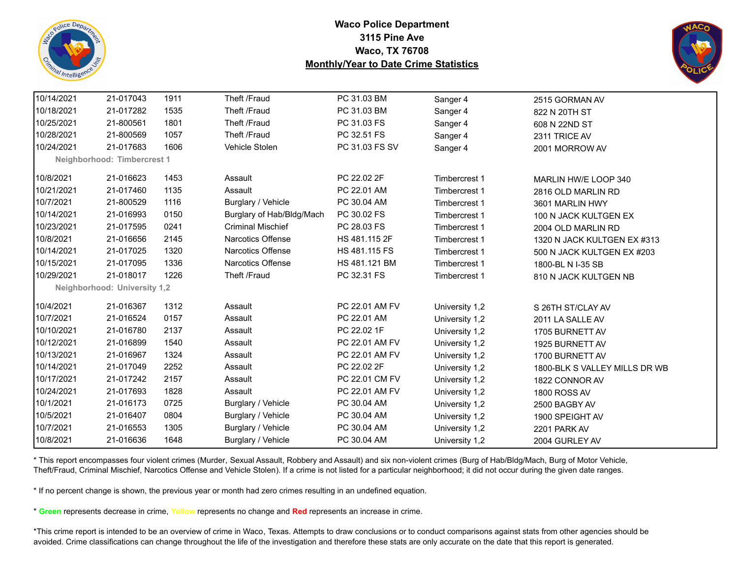# Waco Police Department
## 3115 Pine Ave
## Waco, TX 76708
## Monthly/Year to Date Crime Statistics

| | | | | | | |
|---|---|---|---|---|---|---|
| 10/14/2021 | 21-017043 | 1911 | Theft /Fraud | PC 31.03 BM | Sanger 4 | 2515 GORMAN AV |
| 10/18/2021 | 21-017282 | 1535 | Theft /Fraud | PC 31.03 BM | Sanger 4 | 822 N 20TH ST |
| 10/25/2021 | 21-800561 | 1801 | Theft /Fraud | PC 31.03 FS | Sanger 4 | 608 N 22ND ST |
| 10/28/2021 | 21-800569 | 1057 | Theft /Fraud | PC 32.51 FS | Sanger 4 | 2311 TRICE AV |
| 10/24/2021 | 21-017683 | 1606 | Vehicle Stolen | PC 31.03 FS SV | Sanger 4 | 2001 MORROW AV |
| **Neighborhood: Timbercrest 1** | | | | | | |
| 10/8/2021 | 21-016623 | 1453 | Assault | PC 22.02 2F | Timbercrest 1 | MARLIN HW/E LOOP 340 |
| 10/21/2021 | 21-017460 | 1135 | Assault | PC 22.01 AM | Timbercrest 1 | 2816 OLD MARLIN RD |
| 10/7/2021 | 21-800529 | 1116 | Burglary / Vehicle | PC 30.04 AM | Timbercrest 1 | 3601 MARLIN HWY |
| 10/14/2021 | 21-016993 | 0150 | Burglary of Hab/Bldg/Mach | PC 30.02 FS | Timbercrest 1 | 100 N JACK KULTGEN EX |
| 10/23/2021 | 21-017595 | 0241 | Criminal Mischief | PC 28.03 FS | Timbercrest 1 | 2004 OLD MARLIN RD |
| 10/8/2021 | 21-016656 | 2145 | Narcotics Offense | HS 481.115 2F | Timbercrest 1 | 1320 N JACK KULTGEN EX #313 |
| 10/14/2021 | 21-017025 | 1320 | Narcotics Offense | HS 481.115 FS | Timbercrest 1 | 500 N JACK KULTGEN EX #203 |
| 10/15/2021 | 21-017095 | 1336 | Narcotics Offense | HS 481.121 BM | Timbercrest 1 | 1800-BL N I-35 SB |
| 10/29/2021 | 21-018017 | 1226 | Theft /Fraud | PC 32.31 FS | Timbercrest 1 | 810 N JACK KULTGEN NB |
| **Neighborhood: University 1,2** | | | | | | |
| 10/4/2021 | 21-016367 | 1312 | Assault | PC 22.01 AM FV | University 1,2 | S 26TH ST/CLAY AV |
| 10/7/2021 | 21-016524 | 0157 | Assault | PC 22.01 AM | University 1,2 | 2011 LA SALLE AV |
| 10/10/2021 | 21-016780 | 2137 | Assault | PC 22.02 1F | University 1,2 | 1705 BURNETT AV |
| 10/12/2021 | 21-016899 | 1540 | Assault | PC 22.01 AM FV | University 1,2 | 1925 BURNETT AV |
| 10/13/2021 | 21-016967 | 1324 | Assault | PC 22.01 AM FV | University 1,2 | 1700 BURNETT AV |
| 10/14/2021 | 21-017049 | 2252 | Assault | PC 22.02 2F | University 1,2 | 1800-BLK S VALLEY MILLS DR WB |
| 10/17/2021 | 21-017242 | 2157 | Assault | PC 22.01 CM FV | University 1,2 | 1822 CONNOR AV |
| 10/24/2021 | 21-017693 | 1828 | Assault | PC 22.01 AM FV | University 1,2 | 1800 ROSS AV |
| 10/1/2021 | 21-016173 | 0725 | Burglary / Vehicle | PC 30.04 AM | University 1,2 | 2500 BAGBY AV |
| 10/5/2021 | 21-016407 | 0804 | Burglary / Vehicle | PC 30.04 AM | University 1,2 | 1900 SPEIGHT AV |
| 10/7/2021 | 21-016553 | 1305 | Burglary / Vehicle | PC 30.04 AM | University 1,2 | 2201 PARK AV |
| 10/8/2021 | 21-016636 | 1648 | Burglary / Vehicle | PC 30.04 AM | University 1,2 | 2004 GURLEY AV |

* This report encompasses four violent crimes (Murder, Sexual Assault, Robbery and Assault) and six non-violent crimes (Burg of Hab/Bldg/Mach, Burg of Motor Vehicle, Theft/Fraud, Criminal Mischief, Narcotics Offense and Vehicle Stolen). If a crime is not listed for a particular neighborhood; it did not occur during the given date ranges.

* If no percent change is shown, the previous year or month had zero crimes resulting in an undefined equation.

* **Green** represents decrease in crime, **Yellow** represents no change and **Red** represents an increase in crime.

*This crime report is intended to be an overview of crime in Waco, Texas. Attempts to draw conclusions or to conduct comparisons against stats from other agencies should be avoided. Crime classifications can change throughout the life of the investigation and therefore these stats are only accurate on the date that this report is generated.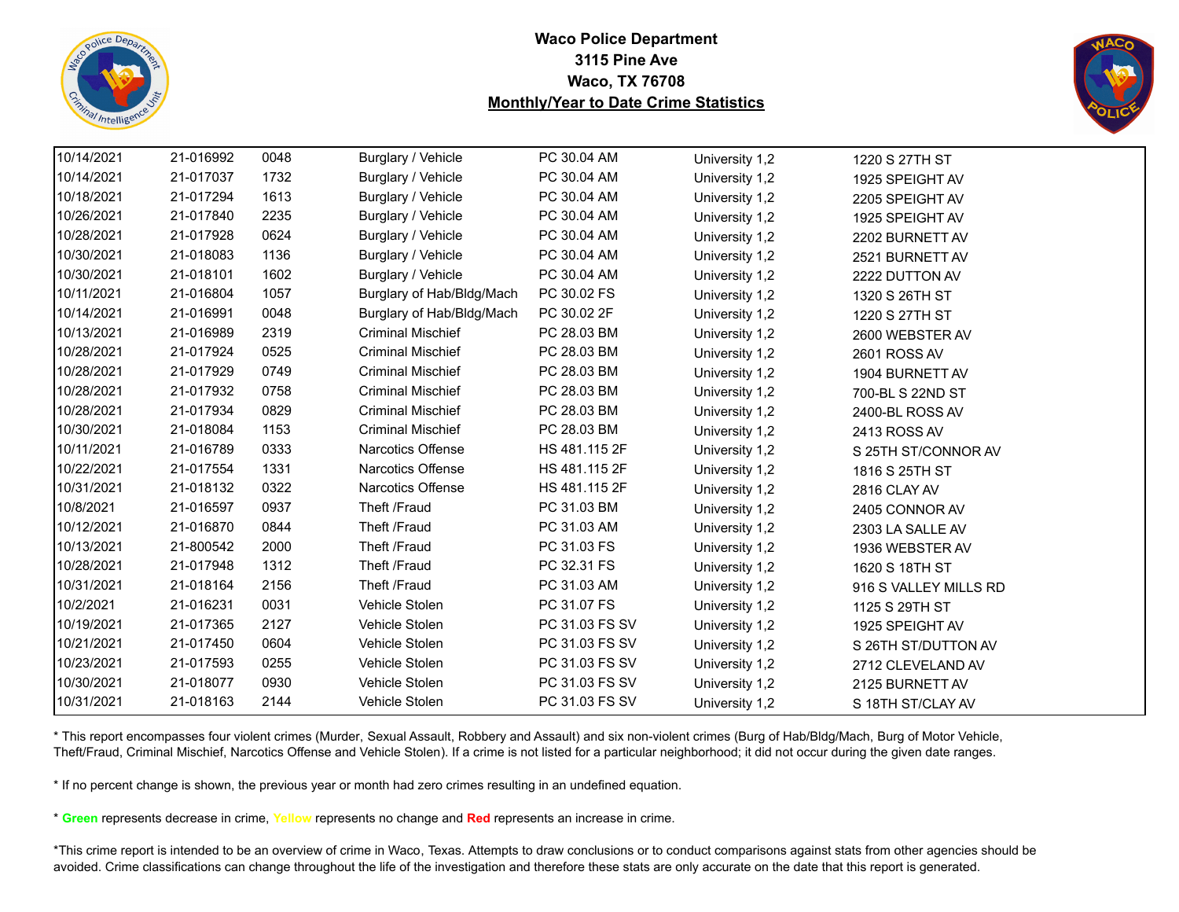**Waco Police Department**
**3115 Pine Ave**
**Waco, TX 76708**
**Monthly/Year to Date Crime Statistics**

| | | | | | | |
|---|---|---|---|---|---|---|
| 10/14/2021 | 21-016992 | 0048 | Burglary / Vehicle | PC 30.04 AM | University 1,2 | 1220 S 27TH ST |
| 10/14/2021 | 21-017037 | 1732 | Burglary / Vehicle | PC 30.04 AM | University 1,2 | 1925 SPEIGHT AV |
| 10/18/2021 | 21-017294 | 1613 | Burglary / Vehicle | PC 30.04 AM | University 1,2 | 2205 SPEIGHT AV |
| 10/26/2021 | 21-017840 | 2235 | Burglary / Vehicle | PC 30.04 AM | University 1,2 | 1925 SPEIGHT AV |
| 10/28/2021 | 21-017928 | 0624 | Burglary / Vehicle | PC 30.04 AM | University 1,2 | 2202 BURNETT AV |
| 10/30/2021 | 21-018083 | 1136 | Burglary / Vehicle | PC 30.04 AM | University 1,2 | 2521 BURNETT AV |
| 10/30/2021 | 21-018101 | 1602 | Burglary / Vehicle | PC 30.04 AM | University 1,2 | 2222 DUTTON AV |
| 10/11/2021 | 21-016804 | 1057 | Burglary of Hab/Bldg/Mach | PC 30.02 FS | University 1,2 | 1320 S 26TH ST |
| 10/14/2021 | 21-016991 | 0048 | Burglary of Hab/Bldg/Mach | PC 30.02 2F | University 1,2 | 1220 S 27TH ST |
| 10/13/2021 | 21-016989 | 2319 | Criminal Mischief | PC 28.03 BM | University 1,2 | 2600 WEBSTER AV |
| 10/28/2021 | 21-017924 | 0525 | Criminal Mischief | PC 28.03 BM | University 1,2 | 2601 ROSS AV |
| 10/28/2021 | 21-017929 | 0749 | Criminal Mischief | PC 28.03 BM | University 1,2 | 1904 BURNETT AV |
| 10/28/2021 | 21-017932 | 0758 | Criminal Mischief | PC 28.03 BM | University 1,2 | 700-BL S 22ND ST |
| 10/28/2021 | 21-017934 | 0829 | Criminal Mischief | PC 28.03 BM | University 1,2 | 2400-BL ROSS AV |
| 10/30/2021 | 21-018084 | 1153 | Criminal Mischief | PC 28.03 BM | University 1,2 | 2413 ROSS AV |
| 10/11/2021 | 21-016789 | 0333 | Narcotics Offense | HS 481.115 2F | University 1,2 | S 25TH ST/CONNOR AV |
| 10/22/2021 | 21-017554 | 1331 | Narcotics Offense | HS 481.115 2F | University 1,2 | 1816 S 25TH ST |
| 10/31/2021 | 21-018132 | 0322 | Narcotics Offense | HS 481.115 2F | University 1,2 | 2816 CLAY AV |
| 10/8/2021 | 21-016597 | 0937 | Theft /Fraud | PC 31.03 BM | University 1,2 | 2405 CONNOR AV |
| 10/12/2021 | 21-016870 | 0844 | Theft /Fraud | PC 31.03 AM | University 1,2 | 2303 LA SALLE AV |
| 10/13/2021 | 21-800542 | 2000 | Theft /Fraud | PC 31.03 FS | University 1,2 | 1936 WEBSTER AV |
| 10/28/2021 | 21-017948 | 1312 | Theft /Fraud | PC 32.31 FS | University 1,2 | 1620 S 18TH ST |
| 10/31/2021 | 21-018164 | 2156 | Theft /Fraud | PC 31.03 AM | University 1,2 | 916 S VALLEY MILLS RD |
| 10/2/2021 | 21-016231 | 0031 | Vehicle Stolen | PC 31.07 FS | University 1,2 | 1125 S 29TH ST |
| 10/19/2021 | 21-017365 | 2127 | Vehicle Stolen | PC 31.03 FS SV | University 1,2 | 1925 SPEIGHT AV |
| 10/21/2021 | 21-017450 | 0604 | Vehicle Stolen | PC 31.03 FS SV | University 1,2 | S 26TH ST/DUTTON AV |
| 10/23/2021 | 21-017593 | 0255 | Vehicle Stolen | PC 31.03 FS SV | University 1,2 | 2712 CLEVELAND AV |
| 10/30/2021 | 21-018077 | 0930 | Vehicle Stolen | PC 31.03 FS SV | University 1,2 | 2125 BURNETT AV |
| 10/31/2021 | 21-018163 | 2144 | Vehicle Stolen | PC 31.03 FS SV | University 1,2 | S 18TH ST/CLAY AV |

* This report encompasses four violent crimes (Murder, Sexual Assault, Robbery and Assault) and six non-violent crimes (Burg of Hab/Bldg/Mach, Burg of Motor Vehicle, Theft/Fraud, Criminal Mischief, Narcotics Offense and Vehicle Stolen). If a crime is not listed for a particular neighborhood; it did not occur during the given date ranges.

* If no percent change is shown, the previous year or month had zero crimes resulting in an undefined equation.

* **Green** represents decrease in crime, **Yellow** represents no change and **Red** represents an increase in crime.

*This crime report is intended to be an overview of crime in Waco, Texas. Attempts to draw conclusions or to conduct comparisons against stats from other agencies should be avoided. Crime classifications can change throughout the life of the investigation and therefore these stats are only accurate on the date that this report is generated.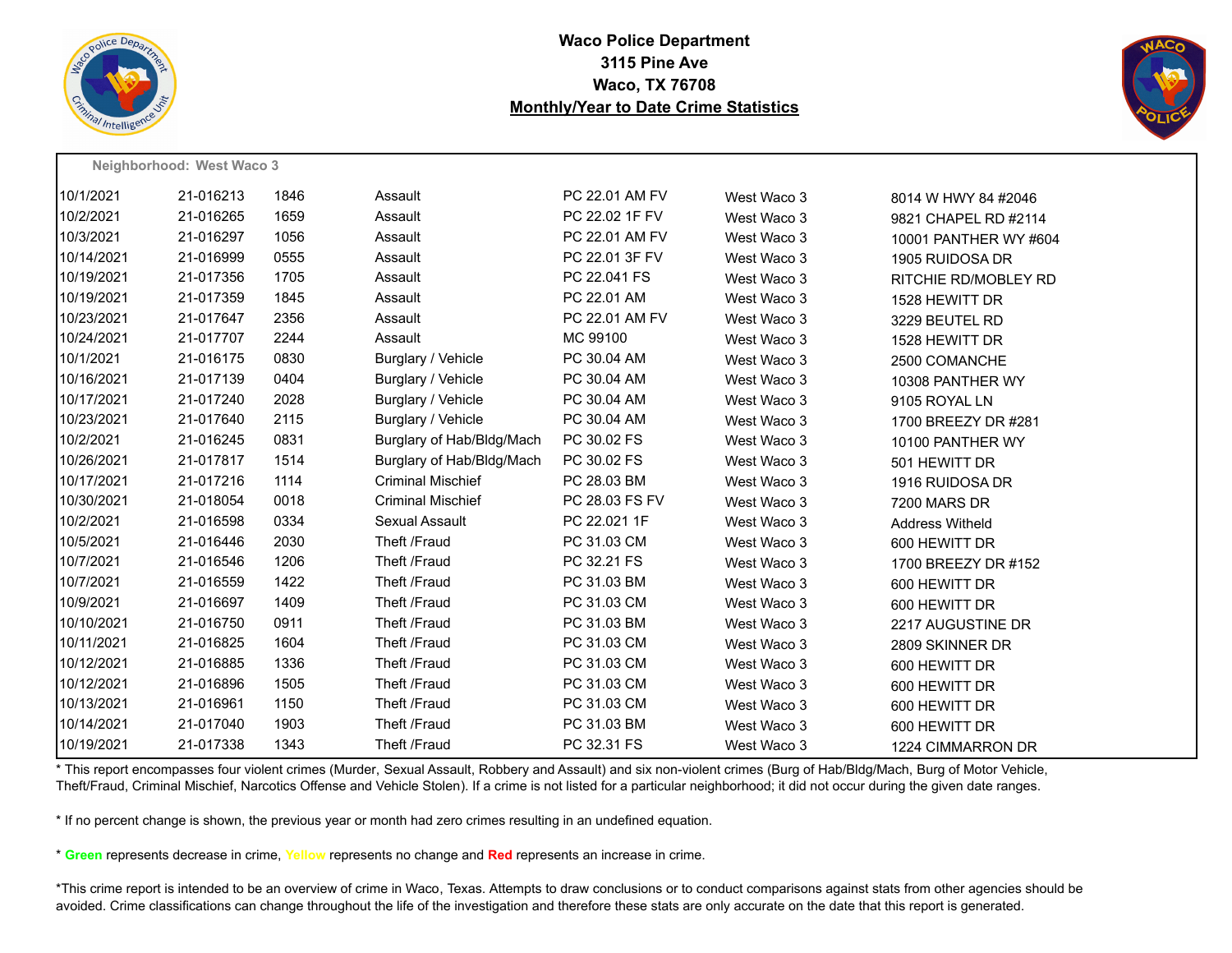**Waco Police Department**
**3115 Pine Ave**
**Waco, TX 76708**
**Monthly/Year to Date Crime Statistics**

**Neighborhood: West Waco 3**

| | | | | | | |
|---|---|---|---|---|---|---|
| 10/1/2021 | 21-016213 | 1846 | Assault | PC 22.01 AM FV | West Waco 3 | 8014 W HWY 84 #2046 |
| 10/2/2021 | 21-016265 | 1659 | Assault | PC 22.02 1F FV | West Waco 3 | 9821 CHAPEL RD #2114 |
| 10/3/2021 | 21-016297 | 1056 | Assault | PC 22.01 AM FV | West Waco 3 | 10001 PANTHER WY #604 |
| 10/14/2021 | 21-016999 | 0555 | Assault | PC 22.01 3F FV | West Waco 3 | 1905 RUIDOSA DR |
| 10/19/2021 | 21-017356 | 1705 | Assault | PC 22.041 FS | West Waco 3 | RITCHIE RD/MOBLEY RD |
| 10/19/2021 | 21-017359 | 1845 | Assault | PC 22.01 AM | West Waco 3 | 1528 HEWITT DR |
| 10/23/2021 | 21-017647 | 2356 | Assault | PC 22.01 AM FV | West Waco 3 | 3229 BEUTEL RD |
| 10/24/2021 | 21-017707 | 2244 | Assault | MC 99100 | West Waco 3 | 1528 HEWITT DR |
| 10/1/2021 | 21-016175 | 0830 | Burglary / Vehicle | PC 30.04 AM | West Waco 3 | 2500 COMANCHE |
| 10/16/2021 | 21-017139 | 0404 | Burglary / Vehicle | PC 30.04 AM | West Waco 3 | 10308 PANTHER WY |
| 10/17/2021 | 21-017240 | 2028 | Burglary / Vehicle | PC 30.04 AM | West Waco 3 | 9105 ROYAL LN |
| 10/23/2021 | 21-017640 | 2115 | Burglary / Vehicle | PC 30.04 AM | West Waco 3 | 1700 BREEZY DR #281 |
| 10/2/2021 | 21-016245 | 0831 | Burglary of Hab/Bldg/Mach | PC 30.02 FS | West Waco 3 | 10100 PANTHER WY |
| 10/26/2021 | 21-017817 | 1514 | Burglary of Hab/Bldg/Mach | PC 30.02 FS | West Waco 3 | 501 HEWITT DR |
| 10/17/2021 | 21-017216 | 1114 | Criminal Mischief | PC 28.03 BM | West Waco 3 | 1916 RUIDOSA DR |
| 10/30/2021 | 21-018054 | 0018 | Criminal Mischief | PC 28.03 FS FV | West Waco 3 | 7200 MARS DR |
| 10/2/2021 | 21-016598 | 0334 | Sexual Assault | PC 22.021 1F | West Waco 3 | Address Witheld |
| 10/5/2021 | 21-016446 | 2030 | Theft /Fraud | PC 31.03 CM | West Waco 3 | 600 HEWITT DR |
| 10/7/2021 | 21-016546 | 1206 | Theft /Fraud | PC 32.21 FS | West Waco 3 | 1700 BREEZY DR #152 |
| 10/7/2021 | 21-016559 | 1422 | Theft /Fraud | PC 31.03 BM | West Waco 3 | 600 HEWITT DR |
| 10/9/2021 | 21-016697 | 1409 | Theft /Fraud | PC 31.03 CM | West Waco 3 | 600 HEWITT DR |
| 10/10/2021 | 21-016750 | 0911 | Theft /Fraud | PC 31.03 BM | West Waco 3 | 2217 AUGUSTINE DR |
| 10/11/2021 | 21-016825 | 1604 | Theft /Fraud | PC 31.03 CM | West Waco 3 | 2809 SKINNER DR |
| 10/12/2021 | 21-016885 | 1336 | Theft /Fraud | PC 31.03 CM | West Waco 3 | 600 HEWITT DR |
| 10/12/2021 | 21-016896 | 1505 | Theft /Fraud | PC 31.03 CM | West Waco 3 | 600 HEWITT DR |
| 10/13/2021 | 21-016961 | 1150 | Theft /Fraud | PC 31.03 CM | West Waco 3 | 600 HEWITT DR |
| 10/14/2021 | 21-017040 | 1903 | Theft /Fraud | PC 31.03 BM | West Waco 3 | 600 HEWITT DR |
| 10/19/2021 | 21-017338 | 1343 | Theft /Fraud | PC 32.31 FS | West Waco 3 | 1224 CIMMARRON DR |

* This report encompasses four violent crimes (Murder, Sexual Assault, Robbery and Assault) and six non-violent crimes (Burg of Hab/Bldg/Mach, Burg of Motor Vehicle, Theft/Fraud, Criminal Mischief, Narcotics Offense and Vehicle Stolen). If a crime is not listed for a particular neighborhood; it did not occur during the given date ranges.

* If no percent change is shown, the previous year or month had zero crimes resulting in an undefined equation.

* **Green** represents decrease in crime, **Yellow** represents no change and **Red** represents an increase in crime.

*This crime report is intended to be an overview of crime in Waco, Texas. Attempts to draw conclusions or to conduct comparisons against stats from other agencies should be avoided. Crime classifications can change throughout the life of the investigation and therefore these stats are only accurate on the date that this report is generated.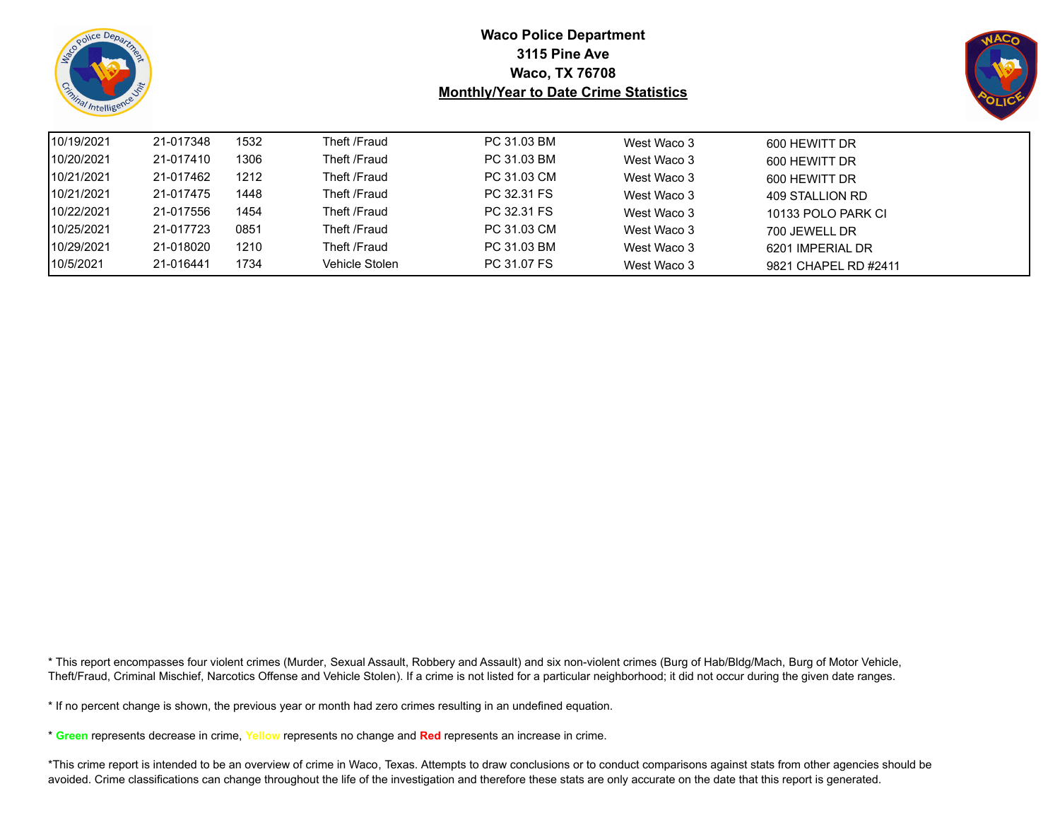**Waco Police Department**
**3115 Pine Ave**
**Waco, TX 76708**
**Monthly/Year to Date Crime Statistics**

| | | | | | | |
|---|---|---|---|---|---|---|
| 10/19/2021 | 21-017348 | 1532 | Theft /Fraud | PC 31.03 BM | West Waco 3 | 600 HEWITT DR |
| 10/20/2021 | 21-017410 | 1306 | Theft /Fraud | PC 31.03 BM | West Waco 3 | 600 HEWITT DR |
| 10/21/2021 | 21-017462 | 1212 | Theft /Fraud | PC 31.03 CM | West Waco 3 | 600 HEWITT DR |
| 10/21/2021 | 21-017475 | 1448 | Theft /Fraud | PC 32.31 FS | West Waco 3 | 409 STALLION RD |
| 10/22/2021 | 21-017556 | 1454 | Theft /Fraud | PC 32.31 FS | West Waco 3 | 10133 POLO PARK CI |
| 10/25/2021 | 21-017723 | 0851 | Theft /Fraud | PC 31.03 CM | West Waco 3 | 700 JEWELL DR |
| 10/29/2021 | 21-018020 | 1210 | Theft /Fraud | PC 31.03 BM | West Waco 3 | 6201 IMPERIAL DR |
| 10/5/2021 | 21-016441 | 1734 | Vehicle Stolen | PC 31.07 FS | West Waco 3 | 9821 CHAPEL RD #2411 |

* This report encompasses four violent crimes (Murder, Sexual Assault, Robbery and Assault) and six non-violent crimes (Burg of Hab/Bldg/Mach, Burg of Motor Vehicle, Theft/Fraud, Criminal Mischief, Narcotics Offense and Vehicle Stolen). If a crime is not listed for a particular neighborhood; it did not occur during the given date ranges.

* If no percent change is shown, the previous year or month had zero crimes resulting in an undefined equation.

* **Green** represents decrease in crime, **Yellow** represents no change and **Red** represents an increase in crime.

*This crime report is intended to be an overview of crime in Waco, Texas. Attempts to draw conclusions or to conduct comparisons against stats from other agencies should be avoided. Crime classifications can change throughout the life of the investigation and therefore these stats are only accurate on the date that this report is generated.